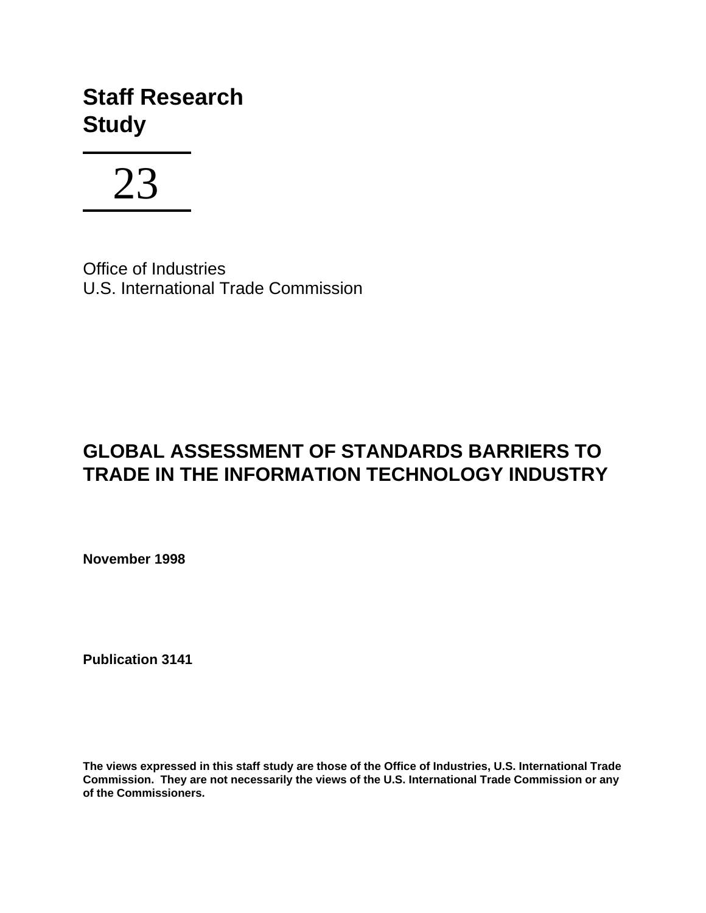# Staff Research Study

## 23

Office of Industries
U.S. International Trade Commission

# GLOBAL ASSESSMENT OF STANDARDS BARRIERS TO TRADE IN THE INFORMATION TECHNOLOGY INDUSTRY

**November 1998**

**Publication 3141**

**The views expressed in this staff study are those of the Office of Industries, U.S. International Trade Commission. They are not necessarily the views of the U.S. International Trade Commission or any of the Commissioners.**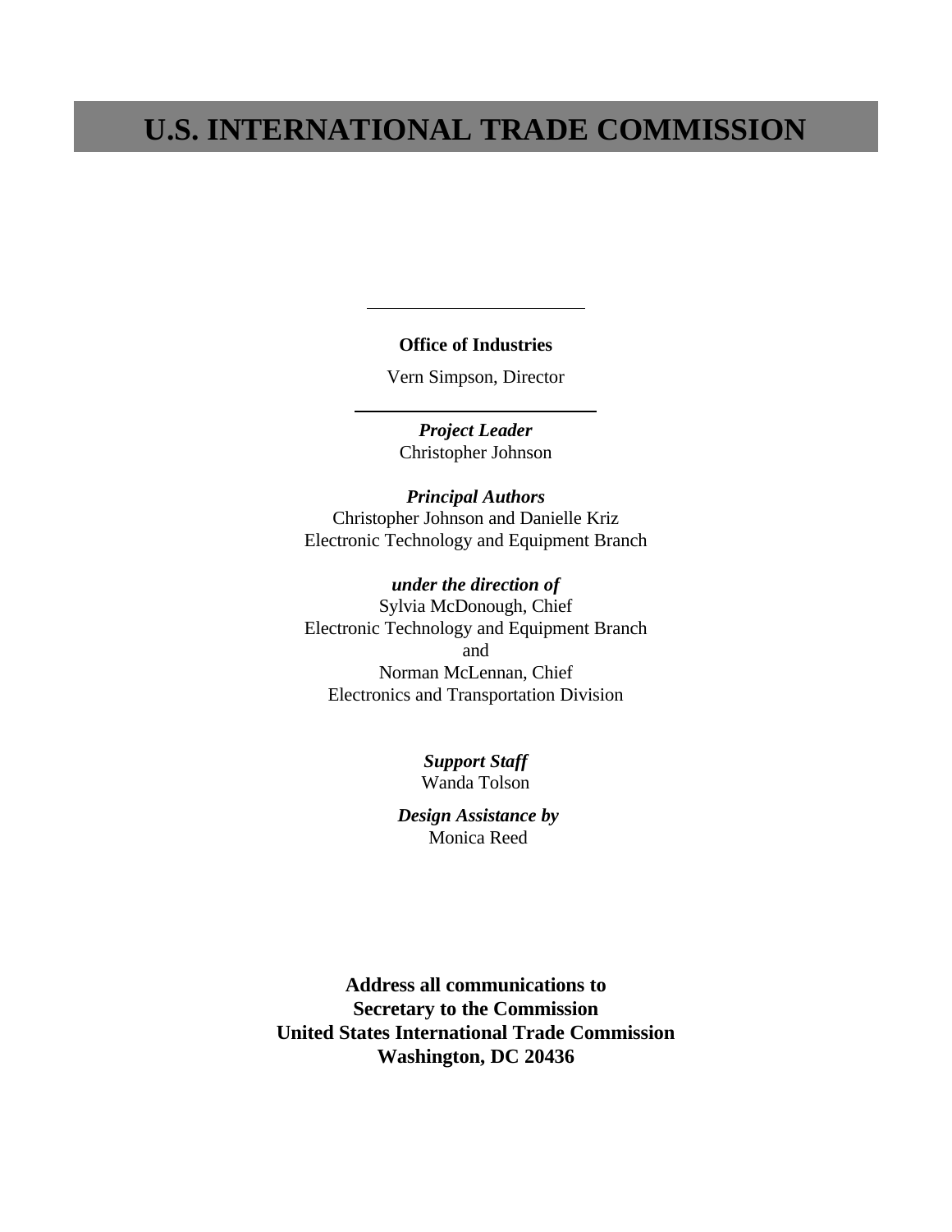# U.S. INTERNATIONAL TRADE COMMISSION

---

**Office of Industries**

Vern Simpson, Director

---

***Project Leader***
Christopher Johnson

***Principal Authors***
Christopher Johnson and Danielle Kriz
Electronic Technology and Equipment Branch

***under the direction of***
Sylvia McDonough, Chief
Electronic Technology and Equipment Branch
and
Norman McLennan, Chief
Electronics and Transportation Division

***Support Staff***
Wanda Tolson

***Design Assistance by***
Monica Reed

**Address all communications to**
**Secretary to the Commission**
**United States International Trade Commission**
**Washington, DC 20436**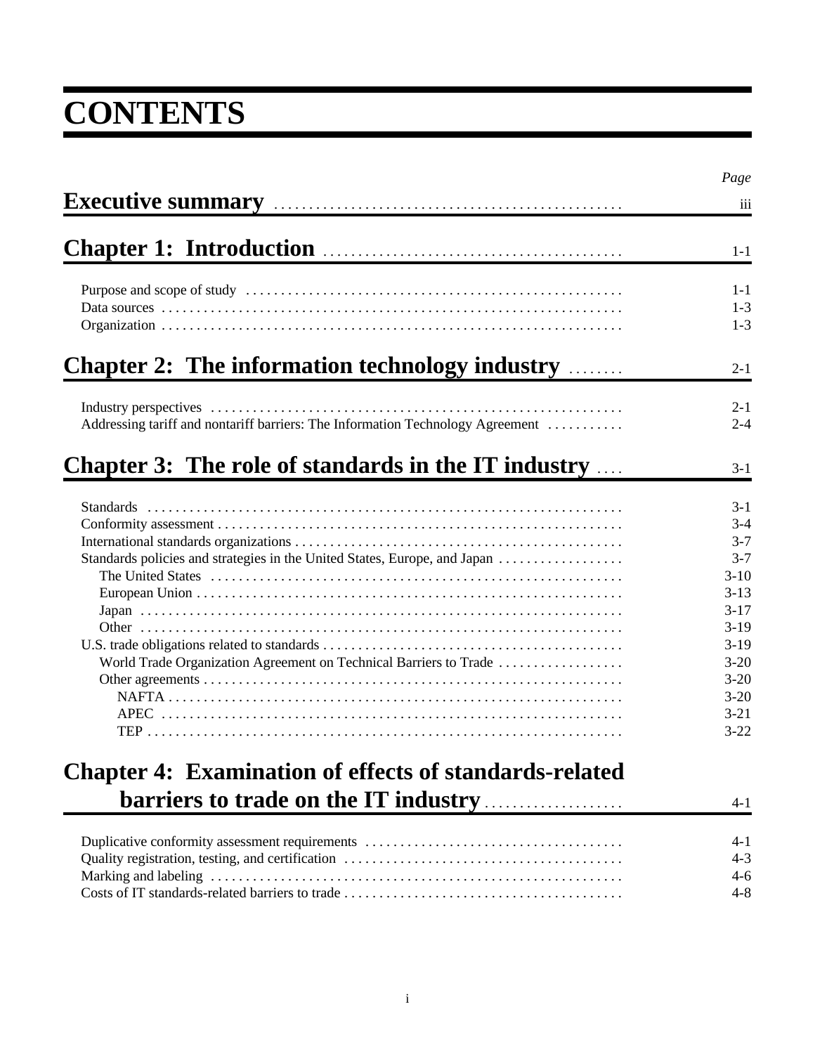# CONTENTS

| | Page |
|---|---|
| **Executive summary** | iii |
| **Chapter 1: Introduction** | 1-1 |
| Purpose and scope of study | 1-1 |
| Data sources | 1-3 |
| Organization | 1-3 |
| **Chapter 2: The information technology industry** | 2-1 |
| Industry perspectives | 2-1 |
| Addressing tariff and nontariff barriers: The Information Technology Agreement | 2-4 |
| **Chapter 3: The role of standards in the IT industry** | 3-1 |
| Standards | 3-1 |
| Conformity assessment | 3-4 |
| International standards organizations | 3-7 |
| Standards policies and strategies in the United States, Europe, and Japan | 3-7 |
| The United States | 3-10 |
| European Union | 3-13 |
| Japan | 3-17 |
| Other | 3-19 |
| U.S. trade obligations related to standards | 3-19 |
| World Trade Organization Agreement on Technical Barriers to Trade | 3-20 |
| Other agreements | 3-20 |
| NAFTA | 3-20 |
| APEC | 3-21 |
| TEP | 3-22 |
| **Chapter 4: Examination of effects of standards-related barriers to trade on the IT industry** | 4-1 |
| Duplicative conformity assessment requirements | 4-1 |
| Quality registration, testing, and certification | 4-3 |
| Marking and labeling | 4-6 |
| Costs of IT standards-related barriers to trade | 4-8 |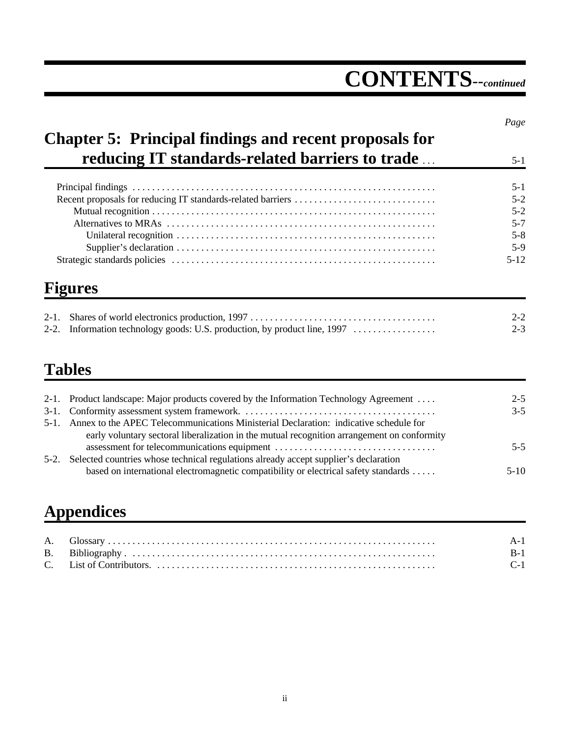# CONTENTS--*continued*

*Page*

## Chapter 5: Principal findings and recent proposals for reducing IT standards-related barriers to trade . . . 5-1

| | |
|---|---|
| Principal findings | 5-1 |
| Recent proposals for reducing IT standards-related barriers | 5-2 |
| Mutual recognition | 5-2 |
| Alternatives to MRAs | 5-7 |
| Unilateral recognition | 5-8 |
| Supplier's declaration | 5-9 |
| Strategic standards policies | 5-12 |

## Figures

| | |
|---|---|
| 2-1. Shares of world electronics production, 1997 | 2-2 |
| 2-2. Information technology goods: U.S. production, by product line, 1997 | 2-3 |

## Tables

| | |
|---|---|
| 2-1. Product landscape: Major products covered by the Information Technology Agreement | 2-5 |
| 3-1. Conformity assessment system framework. | 3-5 |
| 5-1. Annex to the APEC Telecommunications Ministerial Declaration: indicative schedule for early voluntary sectoral liberalization in the mutual recognition arrangement on conformity assessment for telecommunications equipment | 5-5 |
| 5-2. Selected countries whose technical regulations already accept supplier's declaration based on international electromagnetic compatibility or electrical safety standards | 5-10 |

## Appendices

| | |
|---|---|
| A. Glossary | A-1 |
| B. Bibliography | B-1 |
| C. List of Contributors. | C-1 |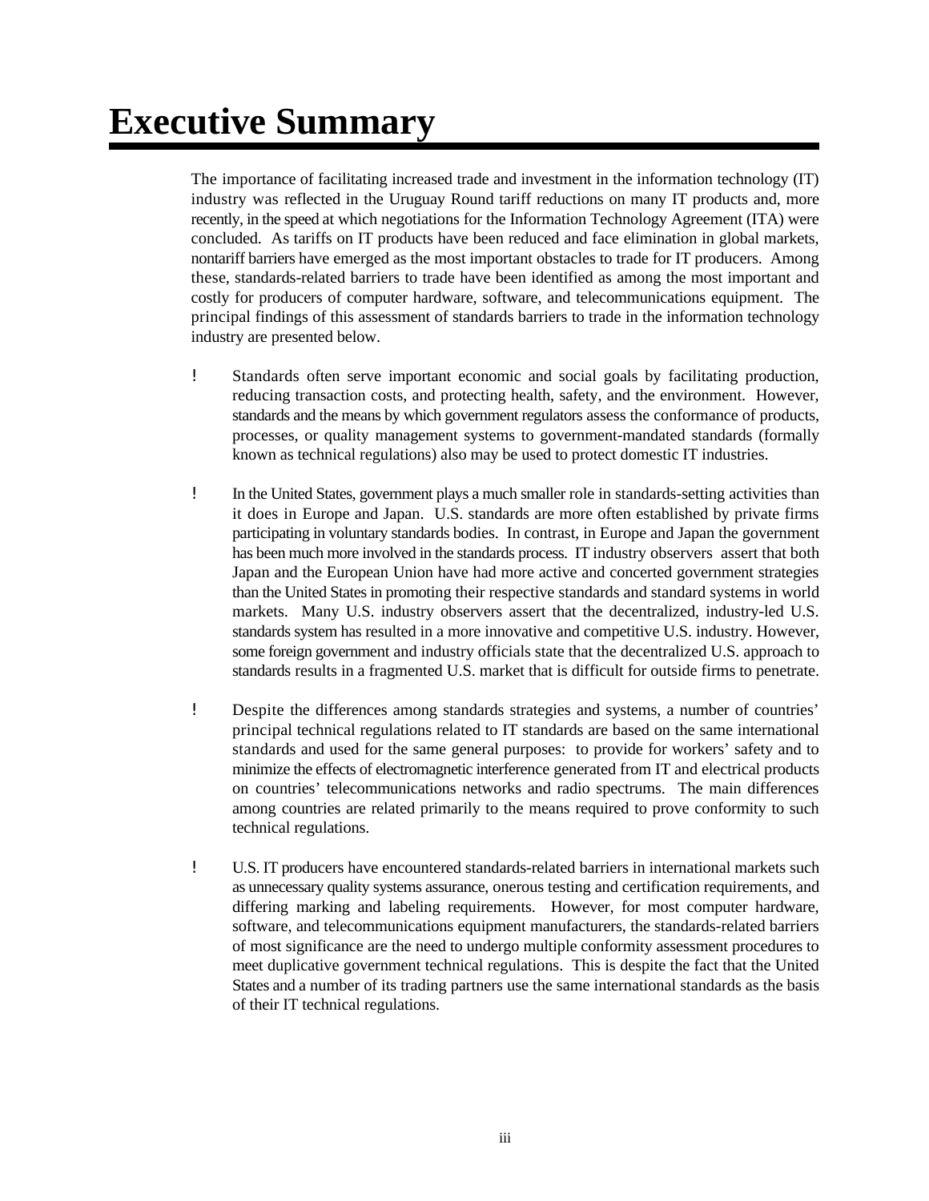# Executive Summary

The importance of facilitating increased trade and investment in the information technology (IT) industry was reflected in the Uruguay Round tariff reductions on many IT products and, more recently, in the speed at which negotiations for the Information Technology Agreement (ITA) were concluded. As tariffs on IT products have been reduced and face elimination in global markets, nontariff barriers have emerged as the most important obstacles to trade for IT producers. Among these, standards-related barriers to trade have been identified as among the most important and costly for producers of computer hardware, software, and telecommunications equipment. The principal findings of this assessment of standards barriers to trade in the information technology industry are presented below.

- Standards often serve important economic and social goals by facilitating production, reducing transaction costs, and protecting health, safety, and the environment. However, standards and the means by which government regulators assess the conformance of products, processes, or quality management systems to government-mandated standards (formally known as technical regulations) also may be used to protect domestic IT industries.

- In the United States, government plays a much smaller role in standards-setting activities than it does in Europe and Japan. U.S. standards are more often established by private firms participating in voluntary standards bodies. In contrast, in Europe and Japan the government has been much more involved in the standards process. IT industry observers assert that both Japan and the European Union have had more active and concerted government strategies than the United States in promoting their respective standards and standard systems in world markets. Many U.S. industry observers assert that the decentralized, industry-led U.S. standards system has resulted in a more innovative and competitive U.S. industry. However, some foreign government and industry officials state that the decentralized U.S. approach to standards results in a fragmented U.S. market that is difficult for outside firms to penetrate.

- Despite the differences among standards strategies and systems, a number of countries' principal technical regulations related to IT standards are based on the same international standards and used for the same general purposes: to provide for workers' safety and to minimize the effects of electromagnetic interference generated from IT and electrical products on countries' telecommunications networks and radio spectrums. The main differences among countries are related primarily to the means required to prove conformity to such technical regulations.

- U.S. IT producers have encountered standards-related barriers in international markets such as unnecessary quality systems assurance, onerous testing and certification requirements, and differing marking and labeling requirements. However, for most computer hardware, software, and telecommunications equipment manufacturers, the standards-related barriers of most significance are the need to undergo multiple conformity assessment procedures to meet duplicative government technical regulations. This is despite the fact that the United States and a number of its trading partners use the same international standards as the basis of their IT technical regulations.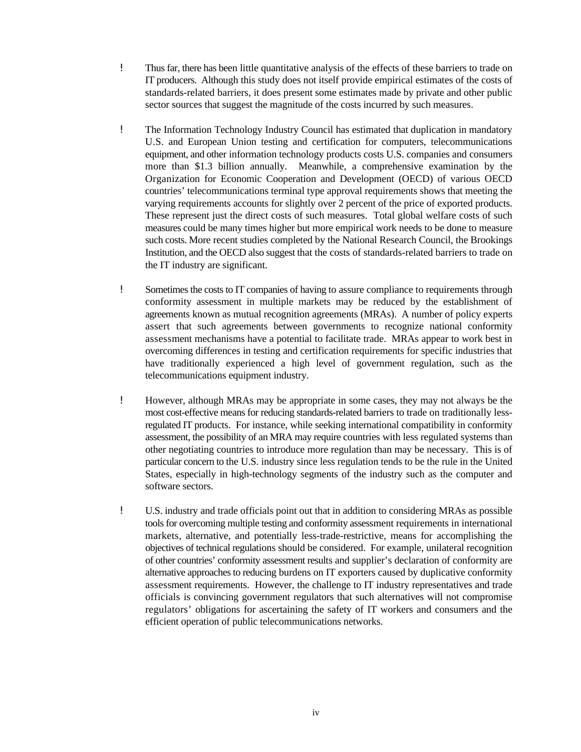- Thus far, there has been little quantitative analysis of the effects of these barriers to trade on IT producers. Although this study does not itself provide empirical estimates of the costs of standards-related barriers, it does present some estimates made by private and other public sector sources that suggest the magnitude of the costs incurred by such measures.

- The Information Technology Industry Council has estimated that duplication in mandatory U.S. and European Union testing and certification for computers, telecommunications equipment, and other information technology products costs U.S. companies and consumers more than $1.3 billion annually. Meanwhile, a comprehensive examination by the Organization for Economic Cooperation and Development (OECD) of various OECD countries' telecommunications terminal type approval requirements shows that meeting the varying requirements accounts for slightly over 2 percent of the price of exported products. These represent just the direct costs of such measures. Total global welfare costs of such measures could be many times higher but more empirical work needs to be done to measure such costs. More recent studies completed by the National Research Council, the Brookings Institution, and the OECD also suggest that the costs of standards-related barriers to trade on the IT industry are significant.

- Sometimes the costs to IT companies of having to assure compliance to requirements through conformity assessment in multiple markets may be reduced by the establishment of agreements known as mutual recognition agreements (MRAs). A number of policy experts assert that such agreements between governments to recognize national conformity assessment mechanisms have a potential to facilitate trade. MRAs appear to work best in overcoming differences in testing and certification requirements for specific industries that have traditionally experienced a high level of government regulation, such as the telecommunications equipment industry.

- However, although MRAs may be appropriate in some cases, they may not always be the most cost-effective means for reducing standards-related barriers to trade on traditionally less-regulated IT products. For instance, while seeking international compatibility in conformity assessment, the possibility of an MRA may require countries with less regulated systems than other negotiating countries to introduce more regulation than may be necessary. This is of particular concern to the U.S. industry since less regulation tends to be the rule in the United States, especially in high-technology segments of the industry such as the computer and software sectors.

- U.S. industry and trade officials point out that in addition to considering MRAs as possible tools for overcoming multiple testing and conformity assessment requirements in international markets, alternative, and potentially less-trade-restrictive, means for accomplishing the objectives of technical regulations should be considered. For example, unilateral recognition of other countries' conformity assessment results and supplier's declaration of conformity are alternative approaches to reducing burdens on IT exporters caused by duplicative conformity assessment requirements. However, the challenge to IT industry representatives and trade officials is convincing government regulators that such alternatives will not compromise regulators' obligations for ascertaining the safety of IT workers and consumers and the efficient operation of public telecommunications networks.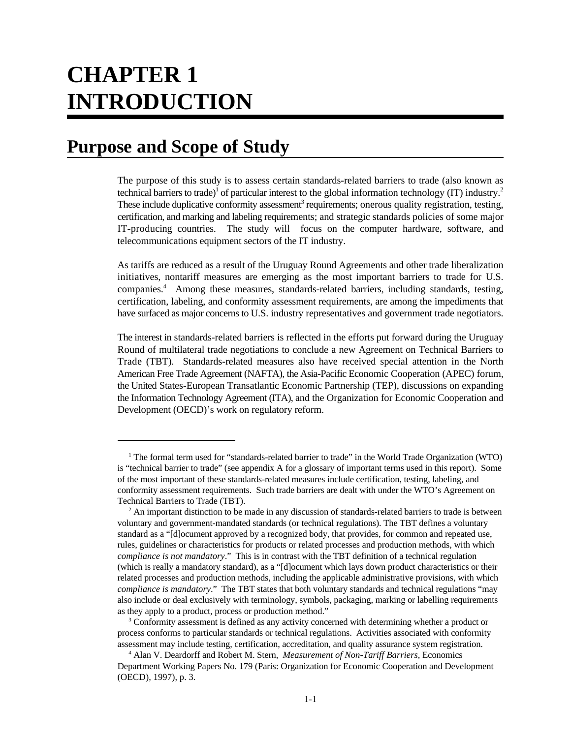# CHAPTER 1 INTRODUCTION

## Purpose and Scope of Study

The purpose of this study is to assess certain standards-related barriers to trade (also known as technical barriers to trade)[1] of particular interest to the global information technology (IT) industry.[2] These include duplicative conformity assessment[3] requirements; onerous quality registration, testing, certification, and marking and labeling requirements; and strategic standards policies of some major IT-producing countries. The study will focus on the computer hardware, software, and telecommunications equipment sectors of the IT industry.

As tariffs are reduced as a result of the Uruguay Round Agreements and other trade liberalization initiatives, nontariff measures are emerging as the most important barriers to trade for U.S. companies.[4] Among these measures, standards-related barriers, including standards, testing, certification, labeling, and conformity assessment requirements, are among the impediments that have surfaced as major concerns to U.S. industry representatives and government trade negotiators.

The interest in standards-related barriers is reflected in the efforts put forward during the Uruguay Round of multilateral trade negotiations to conclude a new Agreement on Technical Barriers to Trade (TBT). Standards-related measures also have received special attention in the North American Free Trade Agreement (NAFTA), the Asia-Pacific Economic Cooperation (APEC) forum, the United States-European Transatlantic Economic Partnership (TEP), discussions on expanding the Information Technology Agreement (ITA), and the Organization for Economic Cooperation and Development (OECD)'s work on regulatory reform.

---

[1] The formal term used for "standards-related barrier to trade" in the World Trade Organization (WTO) is "technical barrier to trade" (see appendix A for a glossary of important terms used in this report). Some of the most important of these standards-related measures include certification, testing, labeling, and conformity assessment requirements. Such trade barriers are dealt with under the WTO's Agreement on Technical Barriers to Trade (TBT).

[2] An important distinction to be made in any discussion of standards-related barriers to trade is between voluntary and government-mandated standards (or technical regulations). The TBT defines a voluntary standard as a "[d]ocument approved by a recognized body, that provides, for common and repeated use, rules, guidelines or characteristics for products or related processes and production methods, with which *compliance is not mandatory*." This is in contrast with the TBT definition of a technical regulation (which is really a mandatory standard), as a "[d]ocument which lays down product characteristics or their related processes and production methods, including the applicable administrative provisions, with which *compliance is mandatory*." The TBT states that both voluntary standards and technical regulations "may also include or deal exclusively with terminology, symbols, packaging, marking or labelling requirements as they apply to a product, process or production method."

[3] Conformity assessment is defined as any activity concerned with determining whether a product or process conforms to particular standards or technical regulations. Activities associated with conformity assessment may include testing, certification, accreditation, and quality assurance system registration.

[4] Alan V. Deardorff and Robert M. Stern, *Measurement of Non-Tariff Barriers*, Economics Department Working Papers No. 179 (Paris: Organization for Economic Cooperation and Development (OECD), 1997), p. 3.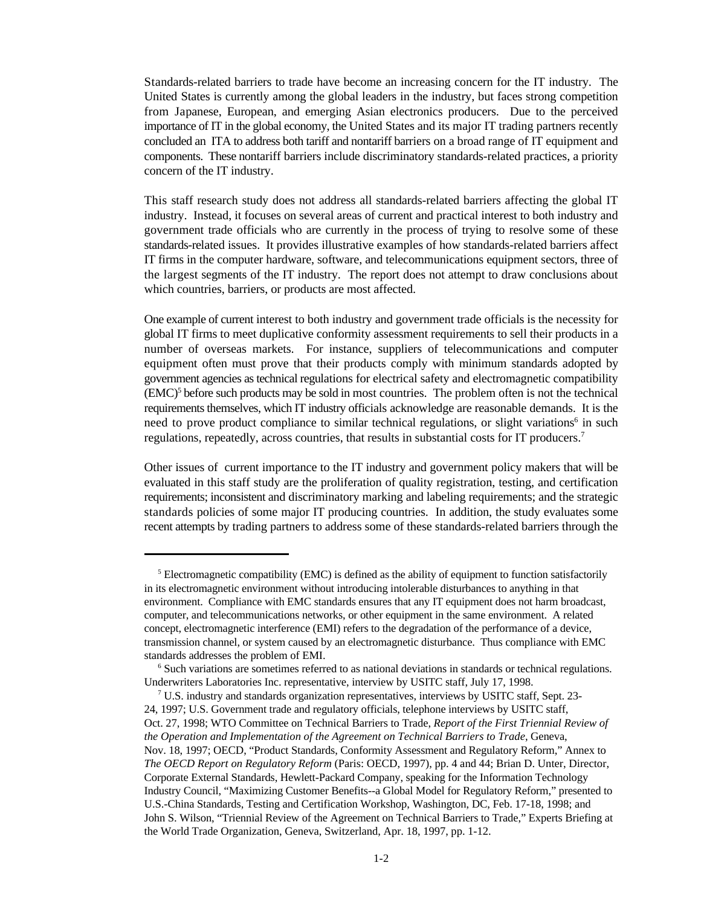Standards-related barriers to trade have become an increasing concern for the IT industry. The United States is currently among the global leaders in the industry, but faces strong competition from Japanese, European, and emerging Asian electronics producers. Due to the perceived importance of IT in the global economy, the United States and its major IT trading partners recently concluded an ITA to address both tariff and nontariff barriers on a broad range of IT equipment and components. These nontariff barriers include discriminatory standards-related practices, a priority concern of the IT industry.

This staff research study does not address all standards-related barriers affecting the global IT industry. Instead, it focuses on several areas of current and practical interest to both industry and government trade officials who are currently in the process of trying to resolve some of these standards-related issues. It provides illustrative examples of how standards-related barriers affect IT firms in the computer hardware, software, and telecommunications equipment sectors, three of the largest segments of the IT industry. The report does not attempt to draw conclusions about which countries, barriers, or products are most affected.

One example of current interest to both industry and government trade officials is the necessity for global IT firms to meet duplicative conformity assessment requirements to sell their products in a number of overseas markets. For instance, suppliers of telecommunications and computer equipment often must prove that their products comply with minimum standards adopted by government agencies as technical regulations for electrical safety and electromagnetic compatibility (EMC)[5] before such products may be sold in most countries. The problem often is not the technical requirements themselves, which IT industry officials acknowledge are reasonable demands. It is the need to prove product compliance to similar technical regulations, or slight variations[6] in such regulations, repeatedly, across countries, that results in substantial costs for IT producers.[7]

Other issues of current importance to the IT industry and government policy makers that will be evaluated in this staff study are the proliferation of quality registration, testing, and certification requirements; inconsistent and discriminatory marking and labeling requirements; and the strategic standards policies of some major IT producing countries. In addition, the study evaluates some recent attempts by trading partners to address some of these standards-related barriers through the

---

[5] Electromagnetic compatibility (EMC) is defined as the ability of equipment to function satisfactorily in its electromagnetic environment without introducing intolerable disturbances to anything in that environment. Compliance with EMC standards ensures that any IT equipment does not harm broadcast, computer, and telecommunications networks, or other equipment in the same environment. A related concept, electromagnetic interference (EMI) refers to the degradation of the performance of a device, transmission channel, or system caused by an electromagnetic disturbance. Thus compliance with EMC standards addresses the problem of EMI.

[6] Such variations are sometimes referred to as national deviations in standards or technical regulations. Underwriters Laboratories Inc. representative, interview by USITC staff, July 17, 1998.

[7] U.S. industry and standards organization representatives, interviews by USITC staff, Sept. 23-24, 1997; U.S. Government trade and regulatory officials, telephone interviews by USITC staff, Oct. 27, 1998; WTO Committee on Technical Barriers to Trade, *Report of the First Triennial Review of the Operation and Implementation of the Agreement on Technical Barriers to Trade*, Geneva, Nov. 18, 1997; OECD, "Product Standards, Conformity Assessment and Regulatory Reform," Annex to *The OECD Report on Regulatory Reform* (Paris: OECD, 1997), pp. 4 and 44; Brian D. Unter, Director, Corporate External Standards, Hewlett-Packard Company, speaking for the Information Technology Industry Council, "Maximizing Customer Benefits--a Global Model for Regulatory Reform," presented to U.S.-China Standards, Testing and Certification Workshop, Washington, DC, Feb. 17-18, 1998; and John S. Wilson, "Triennial Review of the Agreement on Technical Barriers to Trade," Experts Briefing at the World Trade Organization, Geneva, Switzerland, Apr. 18, 1997, pp. 1-12.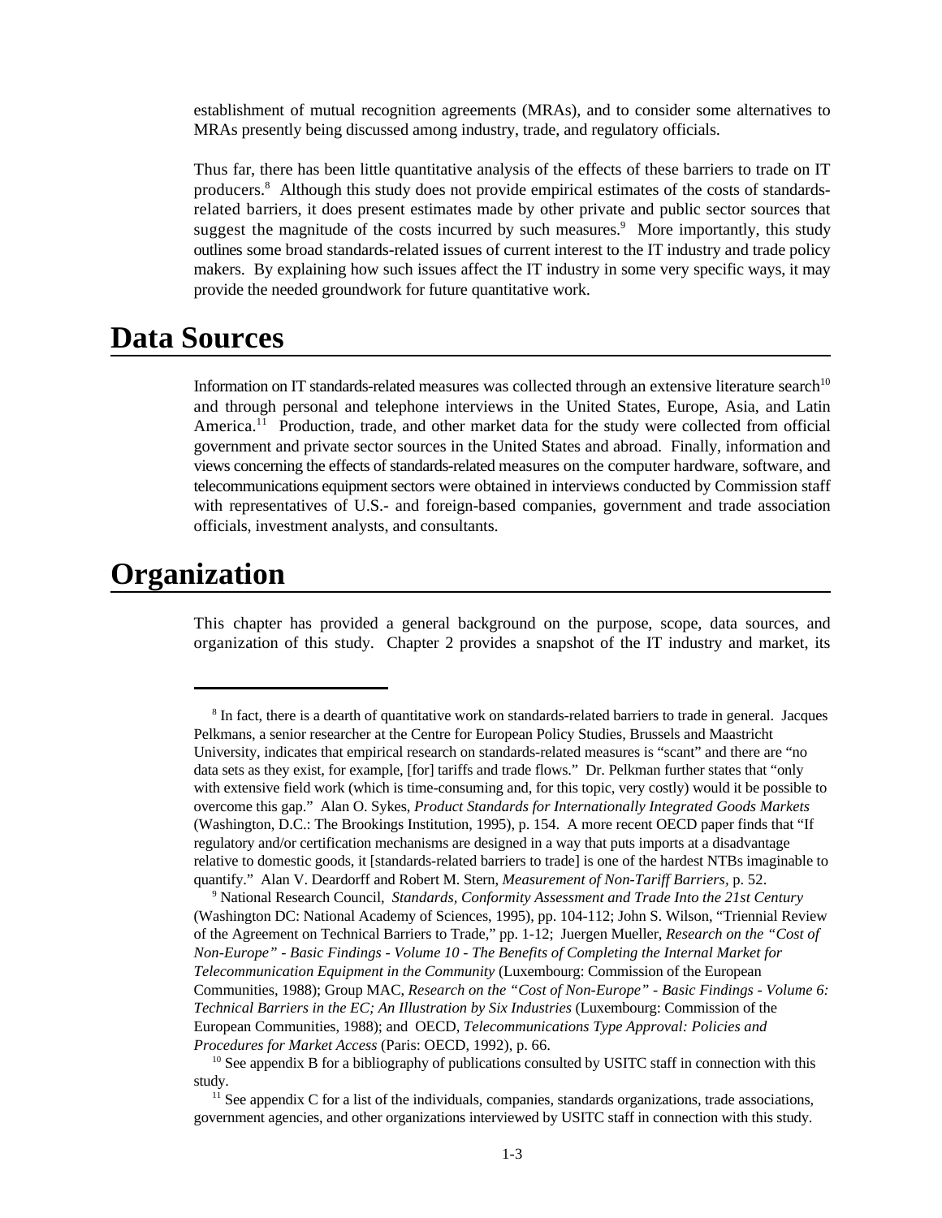establishment of mutual recognition agreements (MRAs), and to consider some alternatives to MRAs presently being discussed among industry, trade, and regulatory officials.

Thus far, there has been little quantitative analysis of the effects of these barriers to trade on IT producers.[8] Although this study does not provide empirical estimates of the costs of standards-related barriers, it does present estimates made by other private and public sector sources that suggest the magnitude of the costs incurred by such measures.[9] More importantly, this study outlines some broad standards-related issues of current interest to the IT industry and trade policy makers. By explaining how such issues affect the IT industry in some very specific ways, it may provide the needed groundwork for future quantitative work.

# Data Sources

Information on IT standards-related measures was collected through an extensive literature search[10] and through personal and telephone interviews in the United States, Europe, Asia, and Latin America.[11] Production, trade, and other market data for the study were collected from official government and private sector sources in the United States and abroad. Finally, information and views concerning the effects of standards-related measures on the computer hardware, software, and telecommunications equipment sectors were obtained in interviews conducted by Commission staff with representatives of U.S.- and foreign-based companies, government and trade association officials, investment analysts, and consultants.

# Organization

This chapter has provided a general background on the purpose, scope, data sources, and organization of this study. Chapter 2 provides a snapshot of the IT industry and market, its

---

[8] In fact, there is a dearth of quantitative work on standards-related barriers to trade in general. Jacques Pelkmans, a senior researcher at the Centre for European Policy Studies, Brussels and Maastricht University, indicates that empirical research on standards-related measures is "scant" and there are "no data sets as they exist, for example, [for] tariffs and trade flows." Dr. Pelkman further states that "only with extensive field work (which is time-consuming and, for this topic, very costly) would it be possible to overcome this gap." Alan O. Sykes, *Product Standards for Internationally Integrated Goods Markets* (Washington, D.C.: The Brookings Institution, 1995), p. 154. A more recent OECD paper finds that "If regulatory and/or certification mechanisms are designed in a way that puts imports at a disadvantage relative to domestic goods, it [standards-related barriers to trade] is one of the hardest NTBs imaginable to quantify." Alan V. Deardorff and Robert M. Stern, *Measurement of Non-Tariff Barriers*, p. 52.

[9] National Research Council, *Standards, Conformity Assessment and Trade Into the 21st Century* (Washington DC: National Academy of Sciences, 1995), pp. 104-112; John S. Wilson, "Triennial Review of the Agreement on Technical Barriers to Trade," pp. 1-12; Juergen Mueller, *Research on the "Cost of Non-Europe" - Basic Findings - Volume 10 - The Benefits of Completing the Internal Market for Telecommunication Equipment in the Community* (Luxembourg: Commission of the European Communities, 1988); Group MAC, *Research on the "Cost of Non-Europe" - Basic Findings - Volume 6: Technical Barriers in the EC; An Illustration by Six Industries* (Luxembourg: Commission of the European Communities, 1988); and OECD, *Telecommunications Type Approval: Policies and Procedures for Market Access* (Paris: OECD, 1992), p. 66.

[10] See appendix B for a bibliography of publications consulted by USITC staff in connection with this study.

[11] See appendix C for a list of the individuals, companies, standards organizations, trade associations, government agencies, and other organizations interviewed by USITC staff in connection with this study.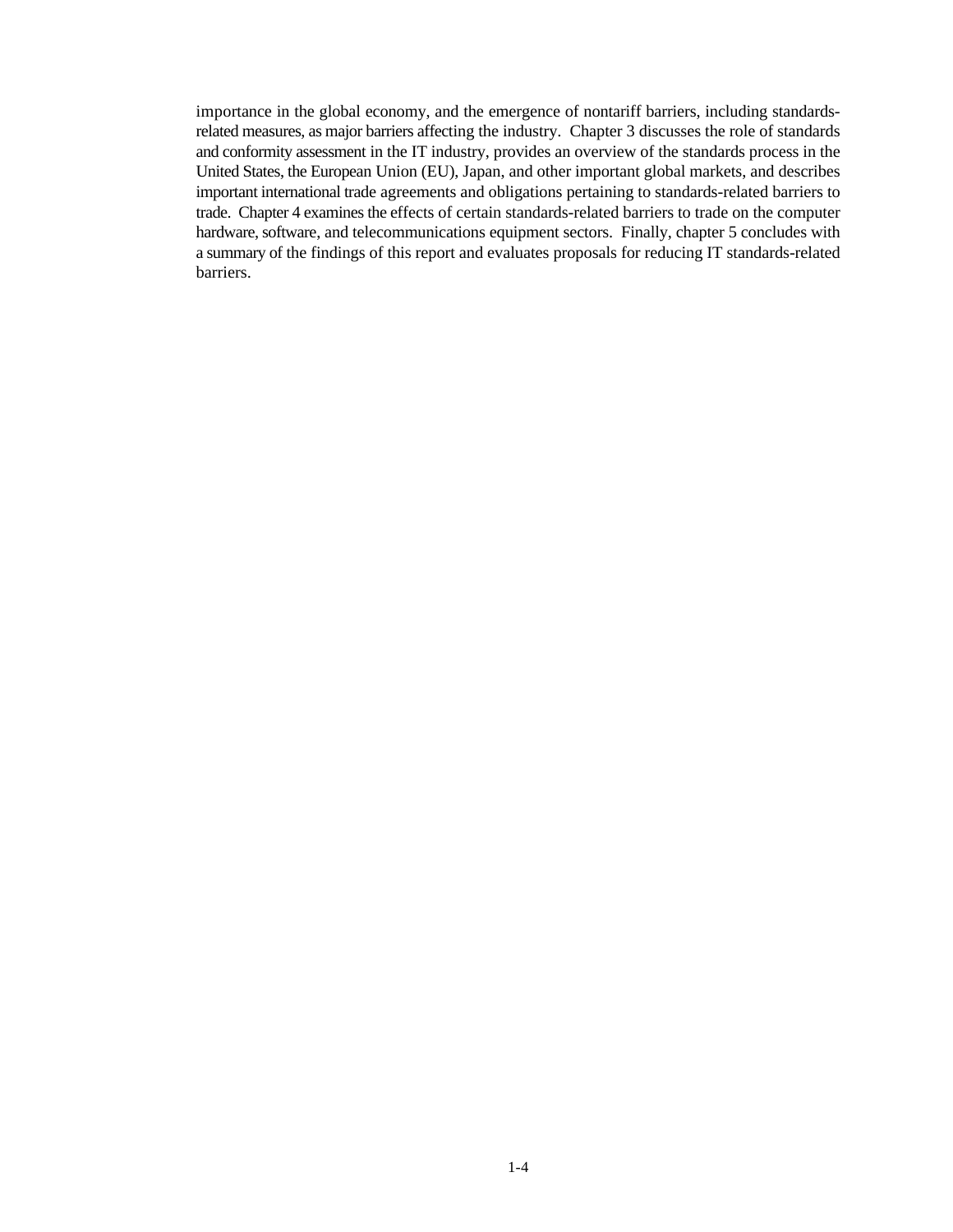importance in the global economy, and the emergence of nontariff barriers, including standards-related measures, as major barriers affecting the industry. Chapter 3 discusses the role of standards and conformity assessment in the IT industry, provides an overview of the standards process in the United States, the European Union (EU), Japan, and other important global markets, and describes important international trade agreements and obligations pertaining to standards-related barriers to trade. Chapter 4 examines the effects of certain standards-related barriers to trade on the computer hardware, software, and telecommunications equipment sectors. Finally, chapter 5 concludes with a summary of the findings of this report and evaluates proposals for reducing IT standards-related barriers.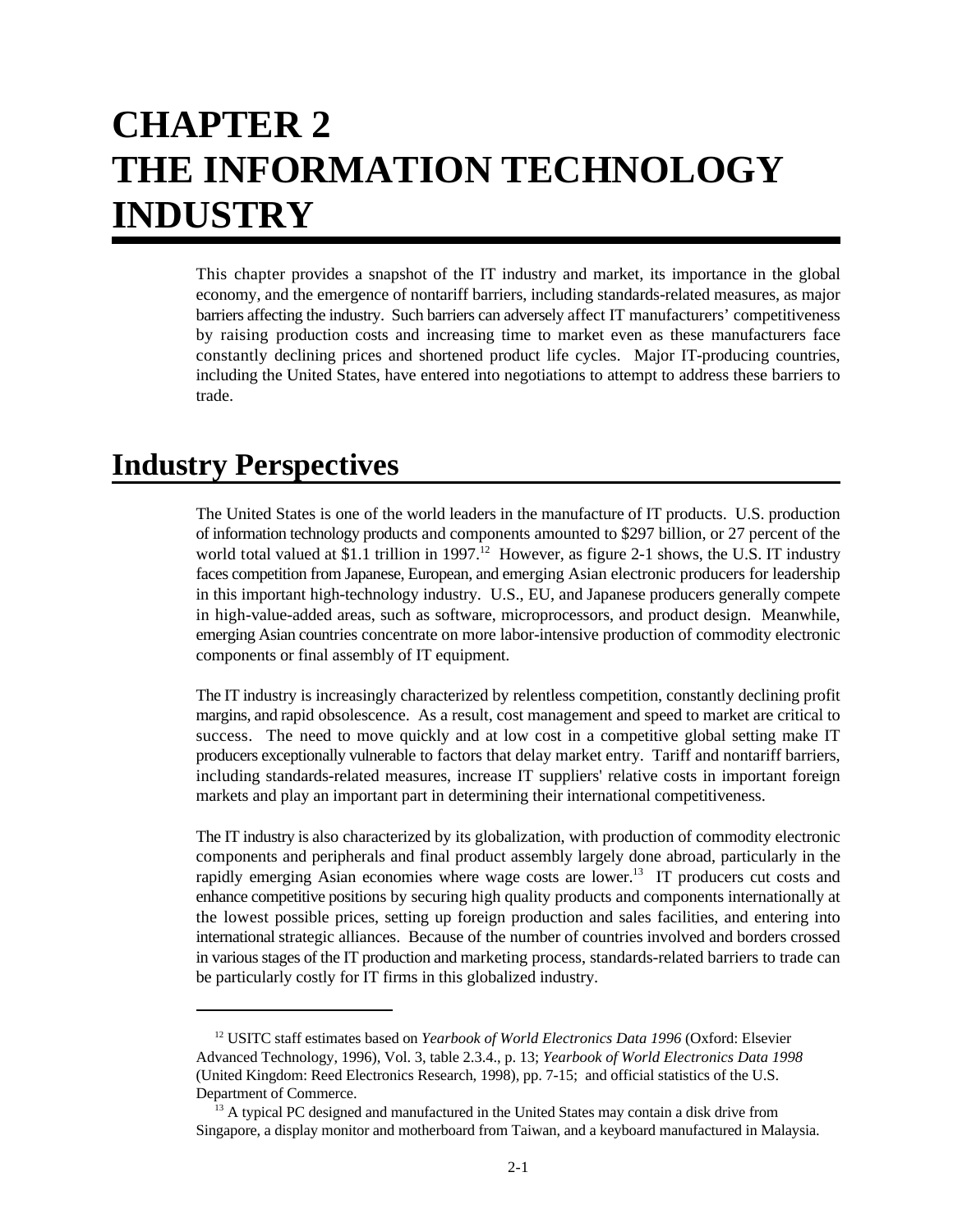# CHAPTER 2
# THE INFORMATION TECHNOLOGY INDUSTRY

This chapter provides a snapshot of the IT industry and market, its importance in the global economy, and the emergence of nontariff barriers, including standards-related measures, as major barriers affecting the industry. Such barriers can adversely affect IT manufacturers' competitiveness by raising production costs and increasing time to market even as these manufacturers face constantly declining prices and shortened product life cycles. Major IT-producing countries, including the United States, have entered into negotiations to attempt to address these barriers to trade.

## Industry Perspectives

The United States is one of the world leaders in the manufacture of IT products. U.S. production of information technology products and components amounted to $297 billion, or 27 percent of the world total valued at $1.1 trillion in 1997.[12] However, as figure 2-1 shows, the U.S. IT industry faces competition from Japanese, European, and emerging Asian electronic producers for leadership in this important high-technology industry. U.S., EU, and Japanese producers generally compete in high-value-added areas, such as software, microprocessors, and product design. Meanwhile, emerging Asian countries concentrate on more labor-intensive production of commodity electronic components or final assembly of IT equipment.

The IT industry is increasingly characterized by relentless competition, constantly declining profit margins, and rapid obsolescence. As a result, cost management and speed to market are critical to success. The need to move quickly and at low cost in a competitive global setting make IT producers exceptionally vulnerable to factors that delay market entry. Tariff and nontariff barriers, including standards-related measures, increase IT suppliers' relative costs in important foreign markets and play an important part in determining their international competitiveness.

The IT industry is also characterized by its globalization, with production of commodity electronic components and peripherals and final product assembly largely done abroad, particularly in the rapidly emerging Asian economies where wage costs are lower.[13] IT producers cut costs and enhance competitive positions by securing high quality products and components internationally at the lowest possible prices, setting up foreign production and sales facilities, and entering into international strategic alliances. Because of the number of countries involved and borders crossed in various stages of the IT production and marketing process, standards-related barriers to trade can be particularly costly for IT firms in this globalized industry.

---

[12] USITC staff estimates based on *Yearbook of World Electronics Data 1996* (Oxford: Elsevier Advanced Technology, 1996), Vol. 3, table 2.3.4., p. 13; *Yearbook of World Electronics Data 1998* (United Kingdom: Reed Electronics Research, 1998), pp. 7-15; and official statistics of the U.S. Department of Commerce.

[13] A typical PC designed and manufactured in the United States may contain a disk drive from Singapore, a display monitor and motherboard from Taiwan, and a keyboard manufactured in Malaysia.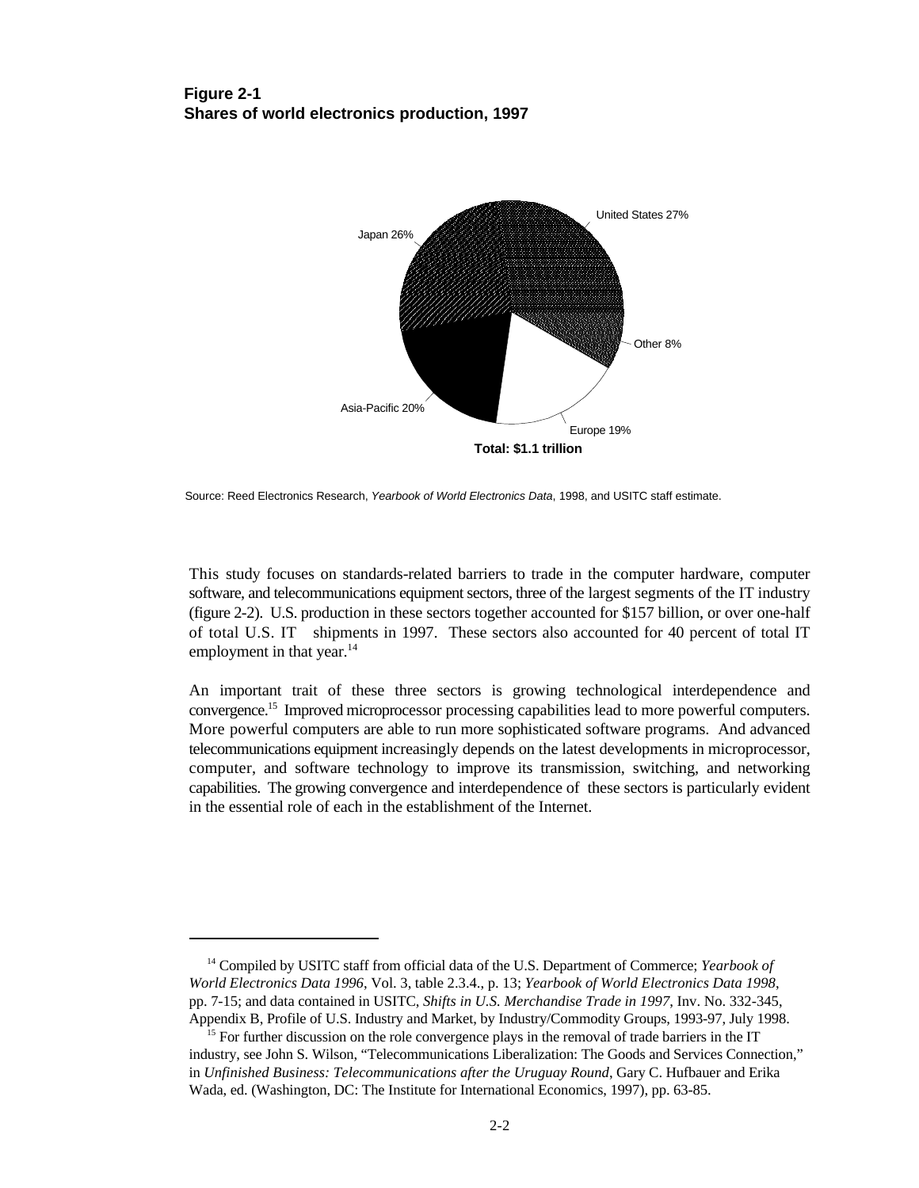**Figure 2-1**
**Shares of world electronics production, 1997**

United States 27%

Japan 26%

Other 8%

Asia-Pacific 20%

Europe 19%

**Total: $1.1 trillion**

Source: Reed Electronics Research, *Yearbook of World Electronics Data*, 1998, and USITC staff estimate.

This study focuses on standards-related barriers to trade in the computer hardware, computer software, and telecommunications equipment sectors, three of the largest segments of the IT industry (figure 2-2). U.S. production in these sectors together accounted for $157 billion, or over one-half of total U.S. IT shipments in 1997. These sectors also accounted for 40 percent of total IT employment in that year.[14]

An important trait of these three sectors is growing technological interdependence and convergence.[15] Improved microprocessor processing capabilities lead to more powerful computers. More powerful computers are able to run more sophisticated software programs. And advanced telecommunications equipment increasingly depends on the latest developments in microprocessor, computer, and software technology to improve its transmission, switching, and networking capabilities. The growing convergence and interdependence of these sectors is particularly evident in the essential role of each in the establishment of the Internet.

---

[14] Compiled by USITC staff from official data of the U.S. Department of Commerce; *Yearbook of World Electronics Data 1996*, Vol. 3, table 2.3.4., p. 13; *Yearbook of World Electronics Data 1998*, pp. 7-15; and data contained in USITC, *Shifts in U.S. Merchandise Trade in 1997*, Inv. No. 332-345, Appendix B, Profile of U.S. Industry and Market, by Industry/Commodity Groups, 1993-97, July 1998.

[15] For further discussion on the role convergence plays in the removal of trade barriers in the IT industry, see John S. Wilson, "Telecommunications Liberalization: The Goods and Services Connection," in *Unfinished Business: Telecommunications after the Uruguay Round*, Gary C. Hufbauer and Erika Wada, ed. (Washington, DC: The Institute for International Economics, 1997), pp. 63-85.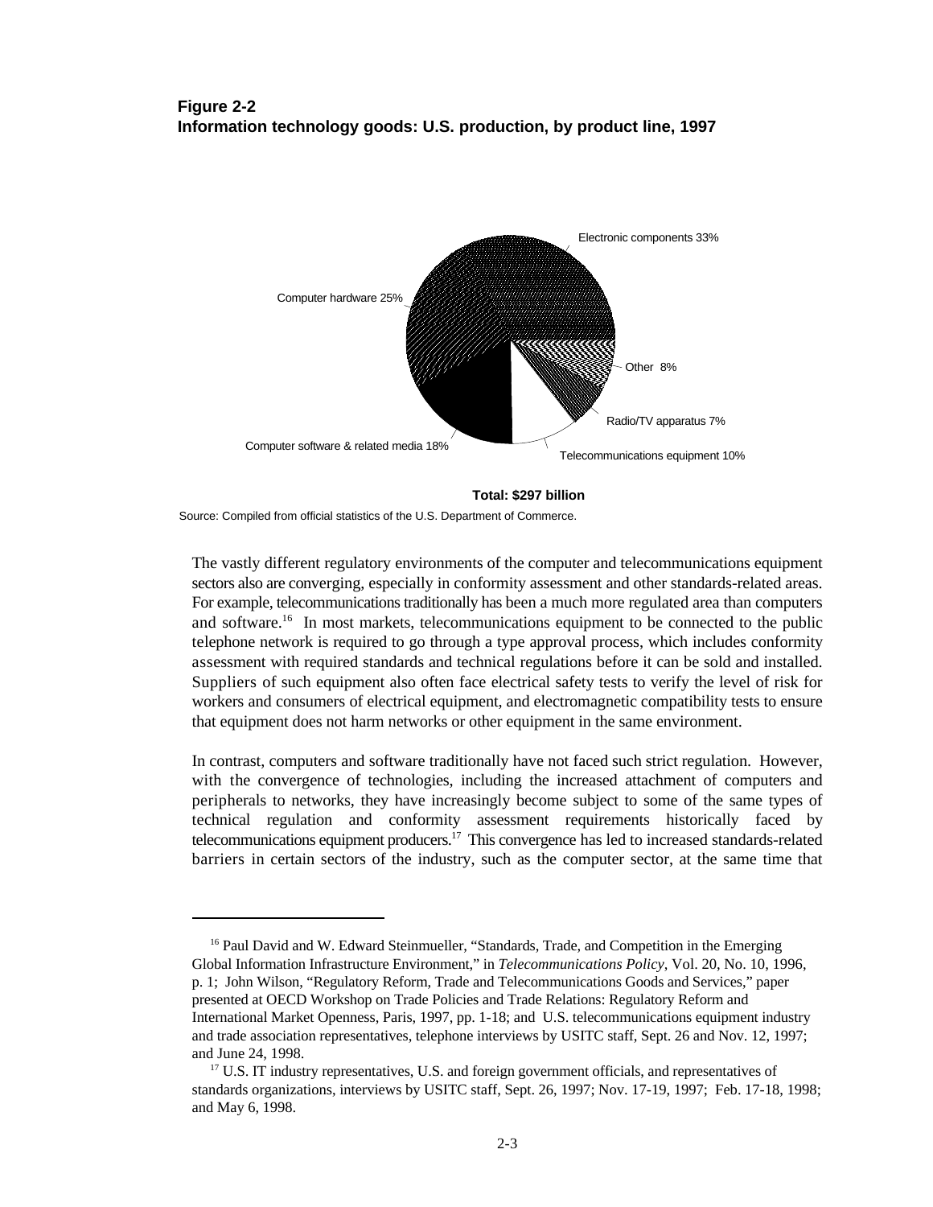**Figure 2-2**
**Information technology goods: U.S. production, by product line, 1997**

Electronic components 33%

Computer hardware 25%

Other 8%

Radio/TV apparatus 7%

Computer software & related media 18%

Telecommunications equipment 10%

**Total: $297 billion**

Source: Compiled from official statistics of the U.S. Department of Commerce.

The vastly different regulatory environments of the computer and telecommunications equipment sectors also are converging, especially in conformity assessment and other standards-related areas. For example, telecommunications traditionally has been a much more regulated area than computers and software.[16] In most markets, telecommunications equipment to be connected to the public telephone network is required to go through a type approval process, which includes conformity assessment with required standards and technical regulations before it can be sold and installed. Suppliers of such equipment also often face electrical safety tests to verify the level of risk for workers and consumers of electrical equipment, and electromagnetic compatibility tests to ensure that equipment does not harm networks or other equipment in the same environment.

In contrast, computers and software traditionally have not faced such strict regulation. However, with the convergence of technologies, including the increased attachment of computers and peripherals to networks, they have increasingly become subject to some of the same types of technical regulation and conformity assessment requirements historically faced by telecommunications equipment producers.[17] This convergence has led to increased standards-related barriers in certain sectors of the industry, such as the computer sector, at the same time that

[16] Paul David and W. Edward Steinmueller, "Standards, Trade, and Competition in the Emerging Global Information Infrastructure Environment," in *Telecommunications Policy*, Vol. 20, No. 10, 1996, p. 1; John Wilson, "Regulatory Reform, Trade and Telecommunications Goods and Services," paper presented at OECD Workshop on Trade Policies and Trade Relations: Regulatory Reform and International Market Openness, Paris, 1997, pp. 1-18; and U.S. telecommunications equipment industry and trade association representatives, telephone interviews by USITC staff, Sept. 26 and Nov. 12, 1997; and June 24, 1998.

[17] U.S. IT industry representatives, U.S. and foreign government officials, and representatives of standards organizations, interviews by USITC staff, Sept. 26, 1997; Nov. 17-19, 1997; Feb. 17-18, 1998; and May 6, 1998.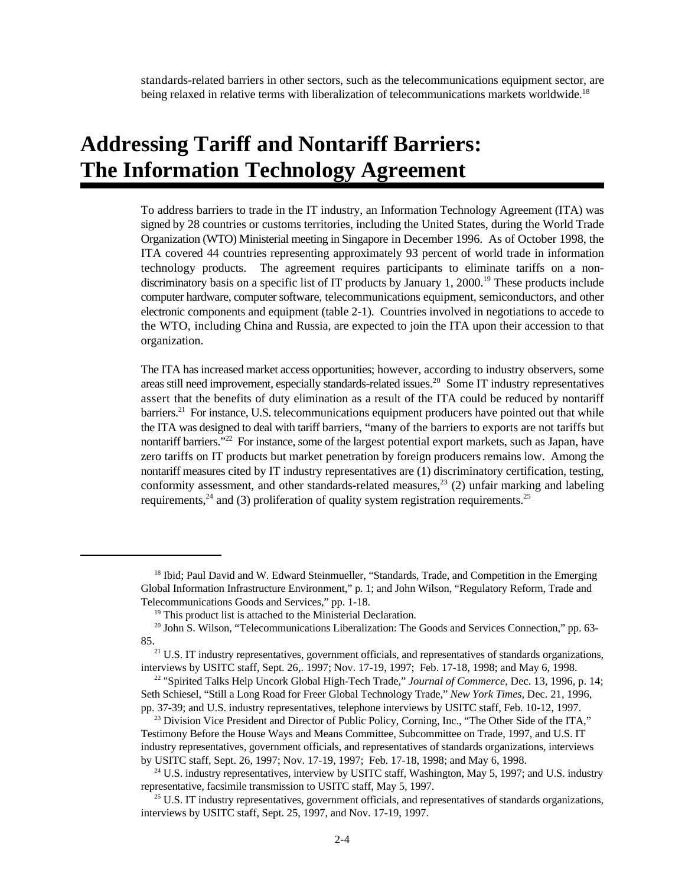standards-related barriers in other sectors, such as the telecommunications equipment sector, are being relaxed in relative terms with liberalization of telecommunications markets worldwide.[18]

# Addressing Tariff and Nontariff Barriers: The Information Technology Agreement

To address barriers to trade in the IT industry, an Information Technology Agreement (ITA) was signed by 28 countries or customs territories, including the United States, during the World Trade Organization (WTO) Ministerial meeting in Singapore in December 1996. As of October 1998, the ITA covered 44 countries representing approximately 93 percent of world trade in information technology products. The agreement requires participants to eliminate tariffs on a non-discriminatory basis on a specific list of IT products by January 1, 2000.[19] These products include computer hardware, computer software, telecommunications equipment, semiconductors, and other electronic components and equipment (table 2-1). Countries involved in negotiations to accede to the WTO, including China and Russia, are expected to join the ITA upon their accession to that organization.

The ITA has increased market access opportunities; however, according to industry observers, some areas still need improvement, especially standards-related issues.[20] Some IT industry representatives assert that the benefits of duty elimination as a result of the ITA could be reduced by nontariff barriers.[21] For instance, U.S. telecommunications equipment producers have pointed out that while the ITA was designed to deal with tariff barriers, "many of the barriers to exports are not tariffs but nontariff barriers."[22] For instance, some of the largest potential export markets, such as Japan, have zero tariffs on IT products but market penetration by foreign producers remains low. Among the nontariff measures cited by IT industry representatives are (1) discriminatory certification, testing, conformity assessment, and other standards-related measures,[23] (2) unfair marking and labeling requirements,[24] and (3) proliferation of quality system registration requirements.[25]

---

[18] Ibid; Paul David and W. Edward Steinmueller, "Standards, Trade, and Competition in the Emerging Global Information Infrastructure Environment," p. 1; and John Wilson, "Regulatory Reform, Trade and Telecommunications Goods and Services," pp. 1-18.

[19] This product list is attached to the Ministerial Declaration.

[20] John S. Wilson, "Telecommunications Liberalization: The Goods and Services Connection," pp. 63-85.

[21] U.S. IT industry representatives, government officials, and representatives of standards organizations, interviews by USITC staff, Sept. 26,. 1997; Nov. 17-19, 1997; Feb. 17-18, 1998; and May 6, 1998.

[22] "Spirited Talks Help Uncork Global High-Tech Trade," *Journal of Commerce*, Dec. 13, 1996, p. 14; Seth Schiesel, "Still a Long Road for Freer Global Technology Trade," *New York Times,* Dec. 21, 1996, pp. 37-39; and U.S. industry representatives, telephone interviews by USITC staff, Feb. 10-12, 1997.

[23] Division Vice President and Director of Public Policy, Corning, Inc., "The Other Side of the ITA," Testimony Before the House Ways and Means Committee, Subcommittee on Trade, 1997, and U.S. IT industry representatives, government officials, and representatives of standards organizations, interviews by USITC staff, Sept. 26, 1997; Nov. 17-19, 1997; Feb. 17-18, 1998; and May 6, 1998.

[24] U.S. industry representatives, interview by USITC staff, Washington, May 5, 1997; and U.S. industry representative, facsimile transmission to USITC staff, May 5, 1997.

[25] U.S. IT industry representatives, government officials, and representatives of standards organizations, interviews by USITC staff, Sept. 25, 1997, and Nov. 17-19, 1997.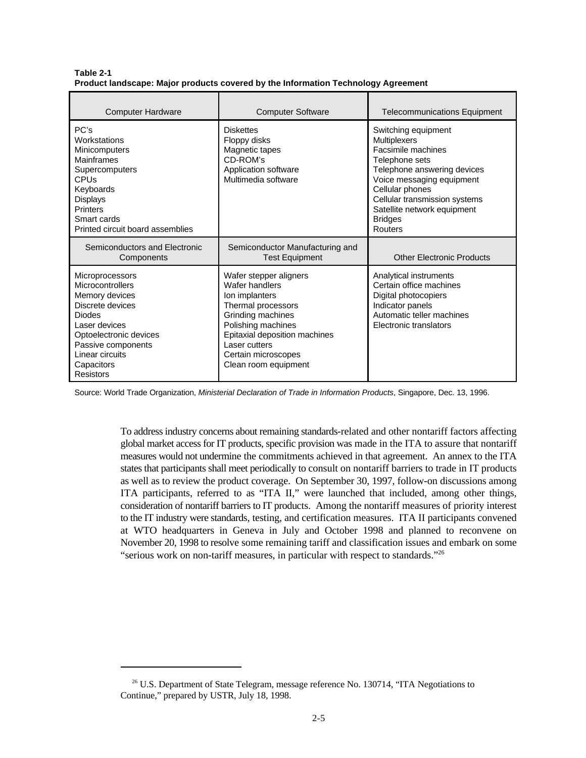**Table 2-1**
**Product landscape: Major products covered by the Information Technology Agreement**

| Computer Hardware | Computer Software | Telecommunications Equipment |
|---|---|---|
| PC's<br>Workstations<br>Minicomputers<br>Mainframes<br>Supercomputers<br>CPUs<br>Keyboards<br>Displays<br>Printers<br>Smart cards<br>Printed circuit board assemblies | Diskettes<br>Floppy disks<br>Magnetic tapes<br>CD-ROM's<br>Application software<br>Multimedia software | Switching equipment<br>Multiplexers<br>Facsimile machines<br>Telephone sets<br>Telephone answering devices<br>Voice messaging equipment<br>Cellular phones<br>Cellular transmission systems<br>Satellite network equipment<br>Bridges<br>Routers |
| **Semiconductors and Electronic Components** | **Semiconductor Manufacturing and Test Equipment** | **Other Electronic Products** |
| Microprocessors<br>Microcontrollers<br>Memory devices<br>Discrete devices<br>Diodes<br>Laser devices<br>Optoelectronic devices<br>Passive components<br>Linear circuits<br>Capacitors<br>Resistors | Wafer stepper aligners<br>Wafer handlers<br>Ion implanters<br>Thermal processors<br>Grinding machines<br>Polishing machines<br>Epitaxial deposition machines<br>Laser cutters<br>Certain microscopes<br>Clean room equipment | Analytical instruments<br>Certain office machines<br>Digital photocopiers<br>Indicator panels<br>Automatic teller machines<br>Electronic translators |

Source: World Trade Organization, *Ministerial Declaration of Trade in Information Products*, Singapore, Dec. 13, 1996.

To address industry concerns about remaining standards-related and other nontariff factors affecting global market access for IT products, specific provision was made in the ITA to assure that nontariff measures would not undermine the commitments achieved in that agreement. An annex to the ITA states that participants shall meet periodically to consult on nontariff barriers to trade in IT products as well as to review the product coverage. On September 30, 1997, follow-on discussions among ITA participants, referred to as "ITA II," were launched that included, among other things, consideration of nontariff barriers to IT products. Among the nontariff measures of priority interest to the IT industry were standards, testing, and certification measures. ITA II participants convened at WTO headquarters in Geneva in July and October 1998 and planned to reconvene on November 20, 1998 to resolve some remaining tariff and classification issues and embark on some "serious work on non-tariff measures, in particular with respect to standards."[26]

[26] U.S. Department of State Telegram, message reference No. 130714, "ITA Negotiations to Continue," prepared by USTR, July 18, 1998.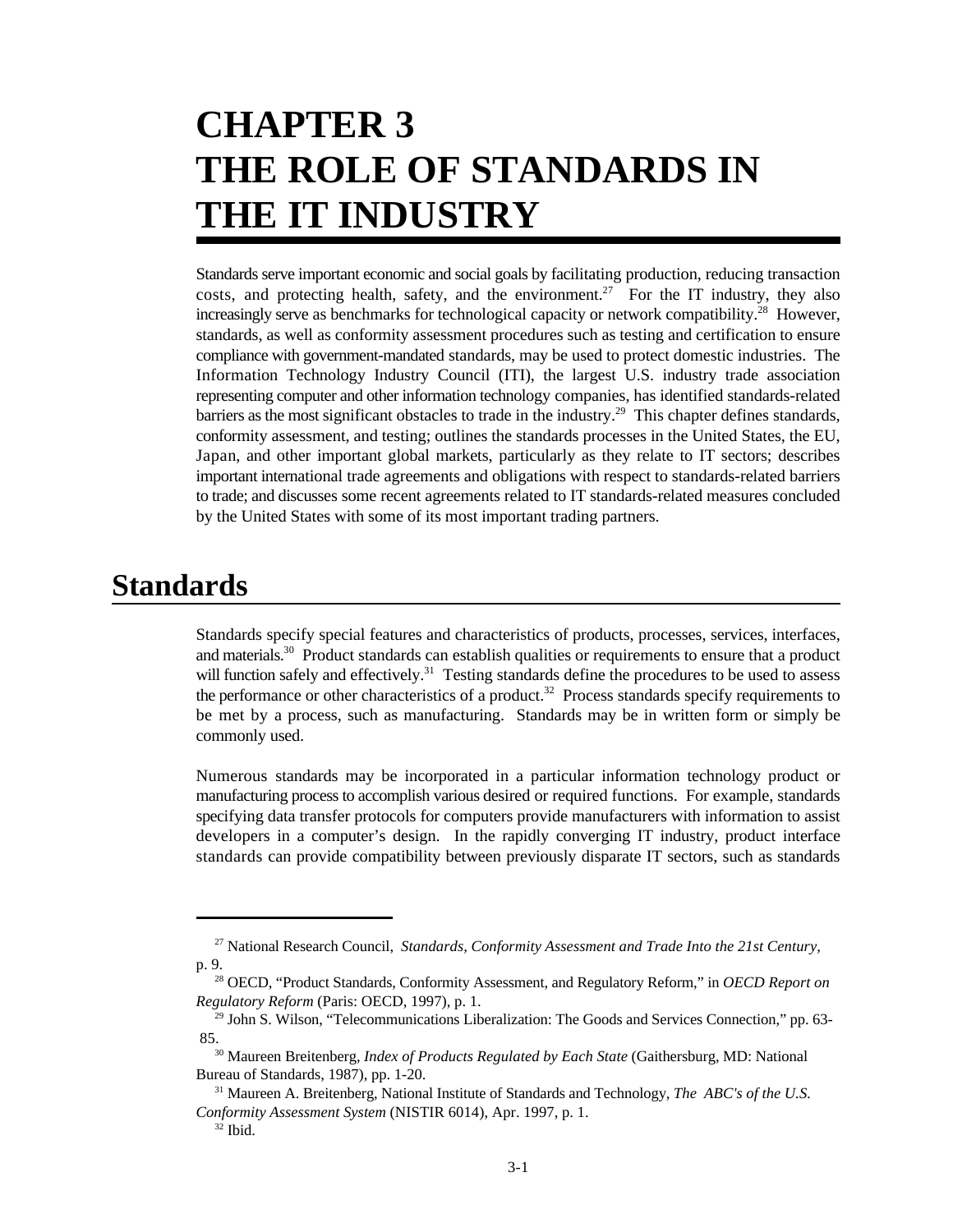# CHAPTER 3
# THE ROLE OF STANDARDS IN THE IT INDUSTRY

Standards serve important economic and social goals by facilitating production, reducing transaction costs, and protecting health, safety, and the environment.[27] For the IT industry, they also increasingly serve as benchmarks for technological capacity or network compatibility.[28] However, standards, as well as conformity assessment procedures such as testing and certification to ensure compliance with government-mandated standards, may be used to protect domestic industries. The Information Technology Industry Council (ITI), the largest U.S. industry trade association representing computer and other information technology companies, has identified standards-related barriers as the most significant obstacles to trade in the industry.[29] This chapter defines standards, conformity assessment, and testing; outlines the standards processes in the United States, the EU, Japan, and other important global markets, particularly as they relate to IT sectors; describes important international trade agreements and obligations with respect to standards-related barriers to trade; and discusses some recent agreements related to IT standards-related measures concluded by the United States with some of its most important trading partners.

## Standards

Standards specify special features and characteristics of products, processes, services, interfaces, and materials.[30] Product standards can establish qualities or requirements to ensure that a product will function safely and effectively.[31] Testing standards define the procedures to be used to assess the performance or other characteristics of a product.[32] Process standards specify requirements to be met by a process, such as manufacturing. Standards may be in written form or simply be commonly used.

Numerous standards may be incorporated in a particular information technology product or manufacturing process to accomplish various desired or required functions. For example, standards specifying data transfer protocols for computers provide manufacturers with information to assist developers in a computer's design. In the rapidly converging IT industry, product interface standards can provide compatibility between previously disparate IT sectors, such as standards

---

[27] National Research Council, *Standards, Conformity Assessment and Trade Into the 21st Century,* p. 9.

[28] OECD, "Product Standards, Conformity Assessment, and Regulatory Reform," in *OECD Report on Regulatory Reform* (Paris: OECD, 1997), p. 1.

[29] John S. Wilson, "Telecommunications Liberalization: The Goods and Services Connection," pp. 63-85.

[30] Maureen Breitenberg, *Index of Products Regulated by Each State* (Gaithersburg, MD: National Bureau of Standards, 1987), pp. 1-20.

[31] Maureen A. Breitenberg, National Institute of Standards and Technology, *The ABC's of the U.S. Conformity Assessment System* (NISTIR 6014), Apr. 1997, p. 1.

[32] Ibid.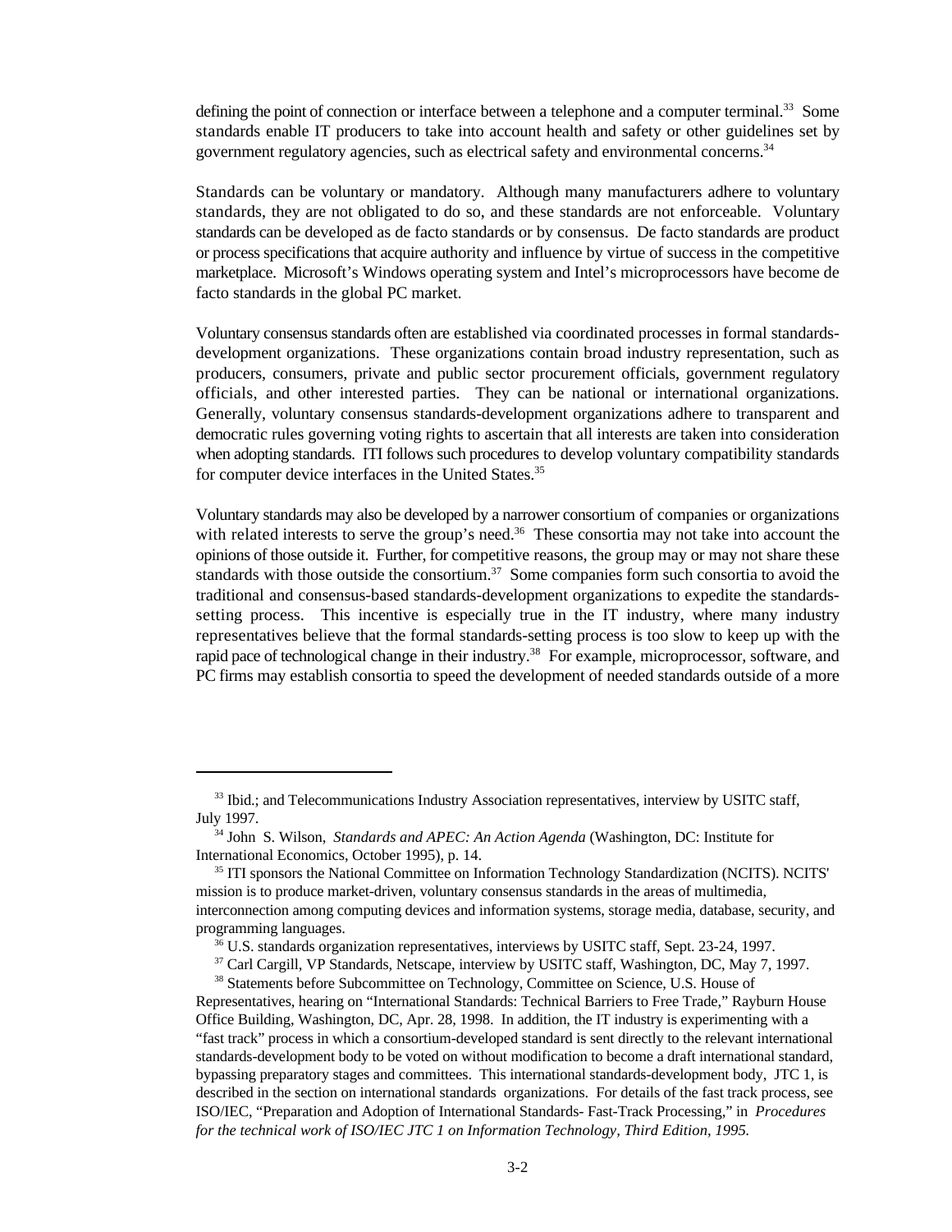defining the point of connection or interface between a telephone and a computer terminal.[33] Some standards enable IT producers to take into account health and safety or other guidelines set by government regulatory agencies, such as electrical safety and environmental concerns.[34]

Standards can be voluntary or mandatory. Although many manufacturers adhere to voluntary standards, they are not obligated to do so, and these standards are not enforceable. Voluntary standards can be developed as de facto standards or by consensus. De facto standards are product or process specifications that acquire authority and influence by virtue of success in the competitive marketplace. Microsoft's Windows operating system and Intel's microprocessors have become de facto standards in the global PC market.

Voluntary consensus standards often are established via coordinated processes in formal standards-development organizations. These organizations contain broad industry representation, such as producers, consumers, private and public sector procurement officials, government regulatory officials, and other interested parties. They can be national or international organizations. Generally, voluntary consensus standards-development organizations adhere to transparent and democratic rules governing voting rights to ascertain that all interests are taken into consideration when adopting standards. ITI follows such procedures to develop voluntary compatibility standards for computer device interfaces in the United States.[35]

Voluntary standards may also be developed by a narrower consortium of companies or organizations with related interests to serve the group's need.[36] These consortia may not take into account the opinions of those outside it. Further, for competitive reasons, the group may or may not share these standards with those outside the consortium.[37] Some companies form such consortia to avoid the traditional and consensus-based standards-development organizations to expedite the standards-setting process. This incentive is especially true in the IT industry, where many industry representatives believe that the formal standards-setting process is too slow to keep up with the rapid pace of technological change in their industry.[38] For example, microprocessor, software, and PC firms may establish consortia to speed the development of needed standards outside of a more

---

[33] Ibid.; and Telecommunications Industry Association representatives, interview by USITC staff, July 1997.

[34] John S. Wilson, *Standards and APEC: An Action Agenda* (Washington, DC: Institute for International Economics, October 1995), p. 14.

[35] ITI sponsors the National Committee on Information Technology Standardization (NCITS). NCITS' mission is to produce market-driven, voluntary consensus standards in the areas of multimedia, interconnection among computing devices and information systems, storage media, database, security, and programming languages.

[36] U.S. standards organization representatives, interviews by USITC staff, Sept. 23-24, 1997.

[37] Carl Cargill, VP Standards, Netscape, interview by USITC staff, Washington, DC, May 7, 1997.

[38] Statements before Subcommittee on Technology, Committee on Science, U.S. House of Representatives, hearing on "International Standards: Technical Barriers to Free Trade," Rayburn House Office Building, Washington, DC, Apr. 28, 1998. In addition, the IT industry is experimenting with a "fast track" process in which a consortium-developed standard is sent directly to the relevant international standards-development body to be voted on without modification to become a draft international standard, bypassing preparatory stages and committees. This international standards-development body, JTC 1, is described in the section on international standards organizations. For details of the fast track process, see ISO/IEC, "Preparation and Adoption of International Standards- Fast-Track Processing," in *Procedures for the technical work of ISO/IEC JTC 1 on Information Technology, Third Edition, 1995.*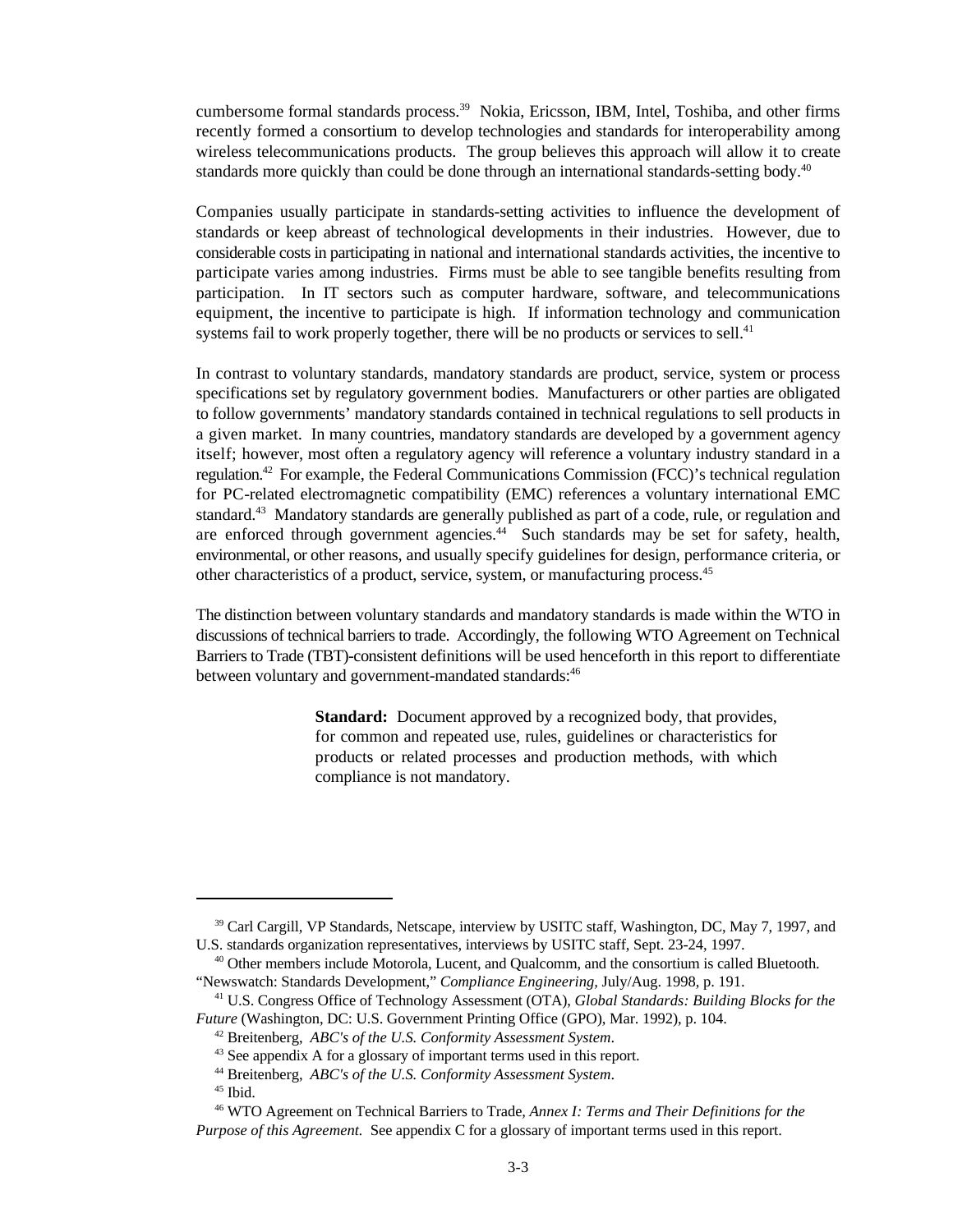cumbersome formal standards process.[39] Nokia, Ericsson, IBM, Intel, Toshiba, and other firms recently formed a consortium to develop technologies and standards for interoperability among wireless telecommunications products. The group believes this approach will allow it to create standards more quickly than could be done through an international standards-setting body.[40]

Companies usually participate in standards-setting activities to influence the development of standards or keep abreast of technological developments in their industries. However, due to considerable costs in participating in national and international standards activities, the incentive to participate varies among industries. Firms must be able to see tangible benefits resulting from participation. In IT sectors such as computer hardware, software, and telecommunications equipment, the incentive to participate is high. If information technology and communication systems fail to work properly together, there will be no products or services to sell.[41]

In contrast to voluntary standards, mandatory standards are product, service, system or process specifications set by regulatory government bodies. Manufacturers or other parties are obligated to follow governments' mandatory standards contained in technical regulations to sell products in a given market. In many countries, mandatory standards are developed by a government agency itself; however, most often a regulatory agency will reference a voluntary industry standard in a regulation.[42] For example, the Federal Communications Commission (FCC)'s technical regulation for PC-related electromagnetic compatibility (EMC) references a voluntary international EMC standard.[43] Mandatory standards are generally published as part of a code, rule, or regulation and are enforced through government agencies.[44] Such standards may be set for safety, health, environmental, or other reasons, and usually specify guidelines for design, performance criteria, or other characteristics of a product, service, system, or manufacturing process.[45]

The distinction between voluntary standards and mandatory standards is made within the WTO in discussions of technical barriers to trade. Accordingly, the following WTO Agreement on Technical Barriers to Trade (TBT)-consistent definitions will be used henceforth in this report to differentiate between voluntary and government-mandated standards:[46]

> **Standard:** Document approved by a recognized body, that provides, for common and repeated use, rules, guidelines or characteristics for products or related processes and production methods, with which compliance is not mandatory.

---

[39] Carl Cargill, VP Standards, Netscape, interview by USITC staff, Washington, DC, May 7, 1997, and U.S. standards organization representatives, interviews by USITC staff, Sept. 23-24, 1997.

[40] Other members include Motorola, Lucent, and Qualcomm, and the consortium is called Bluetooth. "Newswatch: Standards Development," *Compliance Engineering,* July/Aug. 1998, p. 191.

[41] U.S. Congress Office of Technology Assessment (OTA), *Global Standards: Building Blocks for the Future* (Washington, DC: U.S. Government Printing Office (GPO), Mar. 1992), p. 104.

[42] Breitenberg, *ABC's of the U.S. Conformity Assessment System*.

[43] See appendix A for a glossary of important terms used in this report.

[44] Breitenberg, *ABC's of the U.S. Conformity Assessment System*.

[45] Ibid.

[46] WTO Agreement on Technical Barriers to Trade, *Annex I: Terms and Their Definitions for the Purpose of this Agreement.* See appendix C for a glossary of important terms used in this report.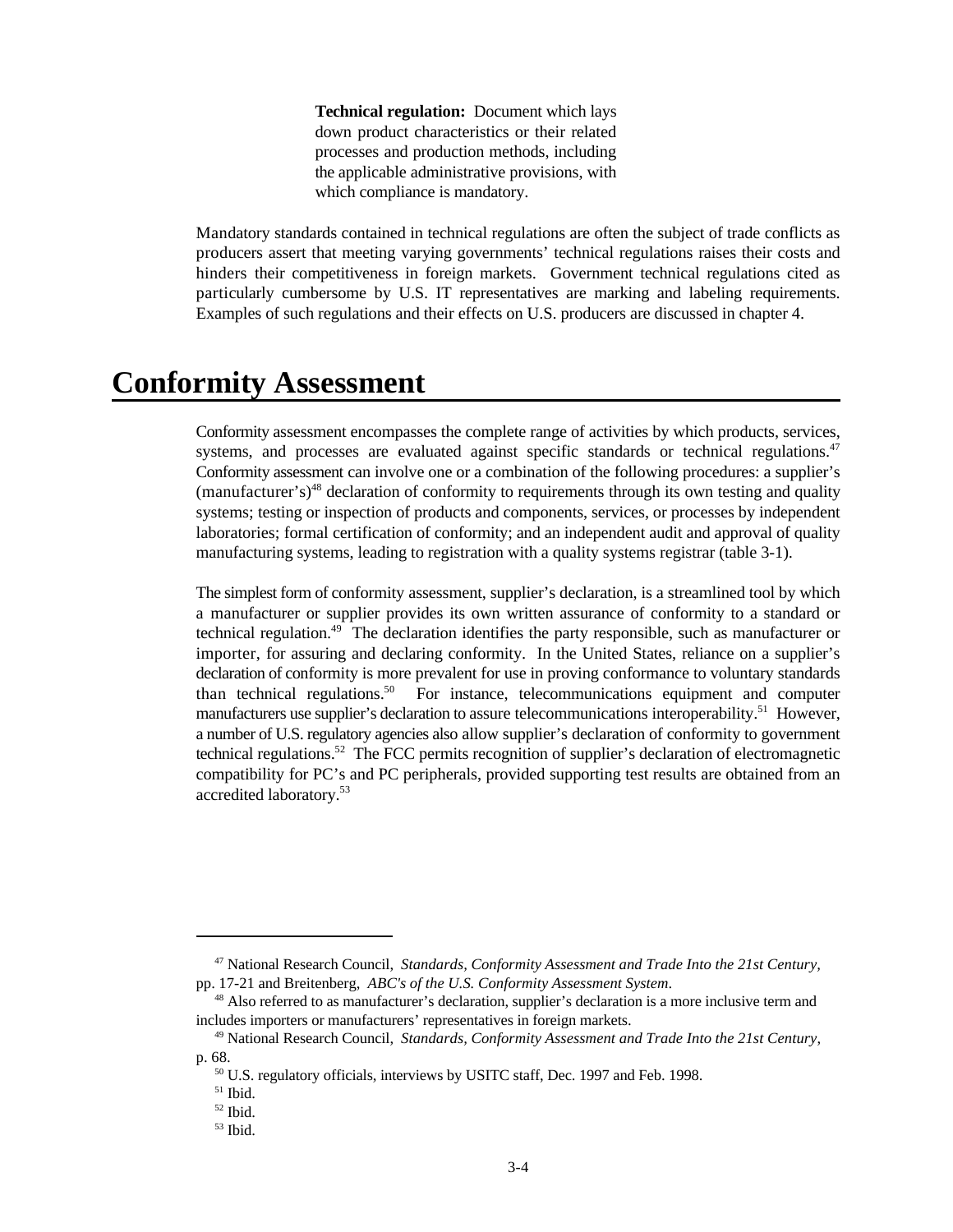> **Technical regulation:** Document which lays down product characteristics or their related processes and production methods, including the applicable administrative provisions, with which compliance is mandatory.

Mandatory standards contained in technical regulations are often the subject of trade conflicts as producers assert that meeting varying governments' technical regulations raises their costs and hinders their competitiveness in foreign markets. Government technical regulations cited as particularly cumbersome by U.S. IT representatives are marking and labeling requirements. Examples of such regulations and their effects on U.S. producers are discussed in chapter 4.

# Conformity Assessment

Conformity assessment encompasses the complete range of activities by which products, services, systems, and processes are evaluated against specific standards or technical regulations.[47] Conformity assessment can involve one or a combination of the following procedures: a supplier's (manufacturer's)[48] declaration of conformity to requirements through its own testing and quality systems; testing or inspection of products and components, services, or processes by independent laboratories; formal certification of conformity; and an independent audit and approval of quality manufacturing systems, leading to registration with a quality systems registrar (table 3-1).

The simplest form of conformity assessment, supplier's declaration, is a streamlined tool by which a manufacturer or supplier provides its own written assurance of conformity to a standard or technical regulation.[49] The declaration identifies the party responsible, such as manufacturer or importer, for assuring and declaring conformity. In the United States, reliance on a supplier's declaration of conformity is more prevalent for use in proving conformance to voluntary standards than technical regulations.[50] For instance, telecommunications equipment and computer manufacturers use supplier's declaration to assure telecommunications interoperability.[51] However, a number of U.S. regulatory agencies also allow supplier's declaration of conformity to government technical regulations.[52] The FCC permits recognition of supplier's declaration of electromagnetic compatibility for PC's and PC peripherals, provided supporting test results are obtained from an accredited laboratory.[53]

---

[47] National Research Council, *Standards, Conformity Assessment and Trade Into the 21st Century,* pp. 17-21 and Breitenberg, *ABC's of the U.S. Conformity Assessment System*.

[48] Also referred to as manufacturer's declaration, supplier's declaration is a more inclusive term and includes importers or manufacturers' representatives in foreign markets.

[49] National Research Council, *Standards, Conformity Assessment and Trade Into the 21st Century*, p. 68.

[50] U.S. regulatory officials, interviews by USITC staff, Dec. 1997 and Feb. 1998.

[51] Ibid.

[52] Ibid.

[53] Ibid.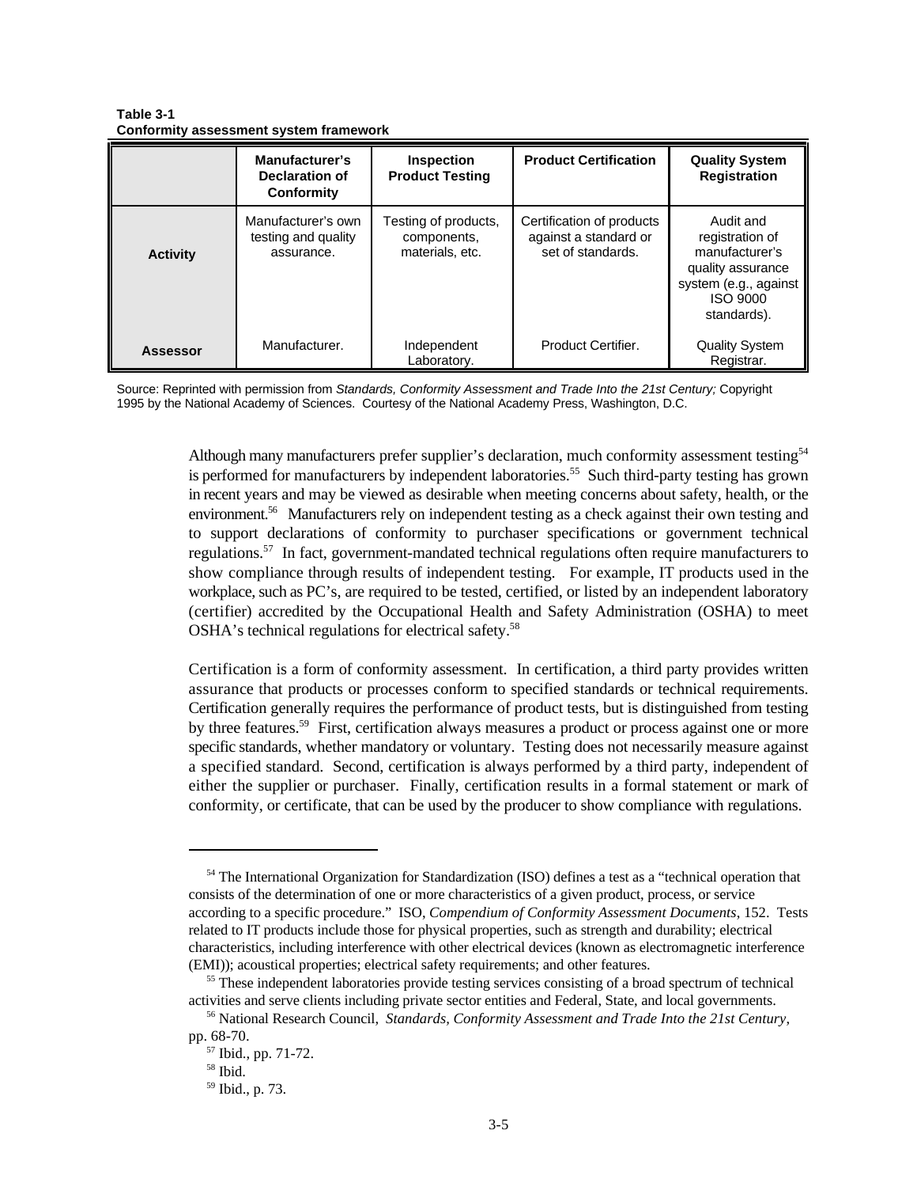**Table 3-1**
**Conformity assessment system framework**

| | Manufacturer's Declaration of Conformity | Inspection Product Testing | Product Certification | Quality System Registration |
|---|---|---|---|---|
| **Activity** | Manufacturer's own testing and quality assurance. | Testing of products, components, materials, etc. | Certification of products against a standard or set of standards. | Audit and registration of manufacturer's quality assurance system (e.g., against ISO 9000 standards). |
| **Assessor** | Manufacturer. | Independent Laboratory. | Product Certifier. | Quality System Registrar. |

Source: Reprinted with permission from *Standards, Conformity Assessment and Trade Into the 21st Century;* Copyright 1995 by the National Academy of Sciences. Courtesy of the National Academy Press, Washington, D.C.

Although many manufacturers prefer supplier's declaration, much conformity assessment testing[54] is performed for manufacturers by independent laboratories.[55] Such third-party testing has grown in recent years and may be viewed as desirable when meeting concerns about safety, health, or the environment.[56] Manufacturers rely on independent testing as a check against their own testing and to support declarations of conformity to purchaser specifications or government technical regulations.[57] In fact, government-mandated technical regulations often require manufacturers to show compliance through results of independent testing. For example, IT products used in the workplace, such as PC's, are required to be tested, certified, or listed by an independent laboratory (certifier) accredited by the Occupational Health and Safety Administration (OSHA) to meet OSHA's technical regulations for electrical safety.[58]

Certification is a form of conformity assessment. In certification, a third party provides written assurance that products or processes conform to specified standards or technical requirements. Certification generally requires the performance of product tests, but is distinguished from testing by three features.[59] First, certification always measures a product or process against one or more specific standards, whether mandatory or voluntary. Testing does not necessarily measure against a specified standard. Second, certification is always performed by a third party, independent of either the supplier or purchaser. Finally, certification results in a formal statement or mark of conformity, or certificate, that can be used by the producer to show compliance with regulations.

---

[54] The International Organization for Standardization (ISO) defines a test as a "technical operation that consists of the determination of one or more characteristics of a given product, process, or service according to a specific procedure." ISO, *Compendium of Conformity Assessment Documents*, 152. Tests related to IT products include those for physical properties, such as strength and durability; electrical characteristics, including interference with other electrical devices (known as electromagnetic interference (EMI)); acoustical properties; electrical safety requirements; and other features.

[55] These independent laboratories provide testing services consisting of a broad spectrum of technical activities and serve clients including private sector entities and Federal, State, and local governments.

[56] National Research Council, *Standards, Conformity Assessment and Trade Into the 21st Century*, pp. 68-70.

[57] Ibid., pp. 71-72.

[58] Ibid.

[59] Ibid., p. 73.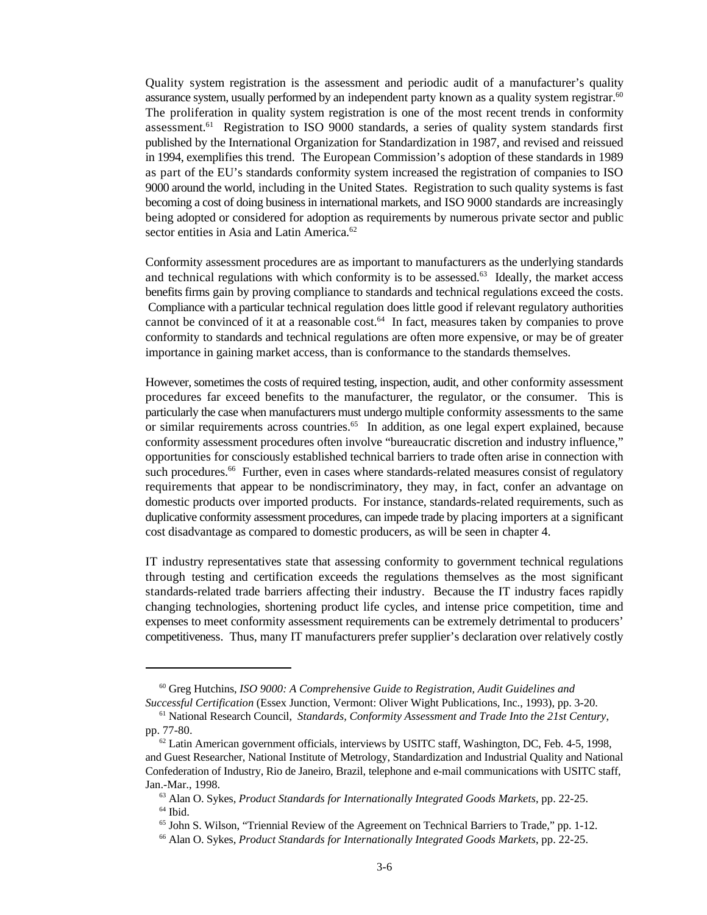Quality system registration is the assessment and periodic audit of a manufacturer's quality assurance system, usually performed by an independent party known as a quality system registrar.[60] The proliferation in quality system registration is one of the most recent trends in conformity assessment.[61] Registration to ISO 9000 standards, a series of quality system standards first published by the International Organization for Standardization in 1987, and revised and reissued in 1994, exemplifies this trend. The European Commission's adoption of these standards in 1989 as part of the EU's standards conformity system increased the registration of companies to ISO 9000 around the world, including in the United States. Registration to such quality systems is fast becoming a cost of doing business in international markets, and ISO 9000 standards are increasingly being adopted or considered for adoption as requirements by numerous private sector and public sector entities in Asia and Latin America.[62]

Conformity assessment procedures are as important to manufacturers as the underlying standards and technical regulations with which conformity is to be assessed.[63] Ideally, the market access benefits firms gain by proving compliance to standards and technical regulations exceed the costs. Compliance with a particular technical regulation does little good if relevant regulatory authorities cannot be convinced of it at a reasonable cost.[64] In fact, measures taken by companies to prove conformity to standards and technical regulations are often more expensive, or may be of greater importance in gaining market access, than is conformance to the standards themselves.

However, sometimes the costs of required testing, inspection, audit, and other conformity assessment procedures far exceed benefits to the manufacturer, the regulator, or the consumer. This is particularly the case when manufacturers must undergo multiple conformity assessments to the same or similar requirements across countries.[65] In addition, as one legal expert explained, because conformity assessment procedures often involve "bureaucratic discretion and industry influence," opportunities for consciously established technical barriers to trade often arise in connection with such procedures.[66] Further, even in cases where standards-related measures consist of regulatory requirements that appear to be nondiscriminatory, they may, in fact, confer an advantage on domestic products over imported products. For instance, standards-related requirements, such as duplicative conformity assessment procedures, can impede trade by placing importers at a significant cost disadvantage as compared to domestic producers, as will be seen in chapter 4.

IT industry representatives state that assessing conformity to government technical regulations through testing and certification exceeds the regulations themselves as the most significant standards-related trade barriers affecting their industry. Because the IT industry faces rapidly changing technologies, shortening product life cycles, and intense price competition, time and expenses to meet conformity assessment requirements can be extremely detrimental to producers' competitiveness. Thus, many IT manufacturers prefer supplier's declaration over relatively costly

---

[60] Greg Hutchins, *ISO 9000: A Comprehensive Guide to Registration, Audit Guidelines and Successful Certification* (Essex Junction, Vermont: Oliver Wight Publications, Inc., 1993), pp. 3-20.

[61] National Research Council, *Standards, Conformity Assessment and Trade Into the 21st Century*, pp. 77-80.

[62] Latin American government officials, interviews by USITC staff, Washington, DC, Feb. 4-5, 1998, and Guest Researcher, National Institute of Metrology, Standardization and Industrial Quality and National Confederation of Industry, Rio de Janeiro, Brazil, telephone and e-mail communications with USITC staff, Jan.-Mar., 1998.

[63] Alan O. Sykes, *Product Standards for Internationally Integrated Goods Markets*, pp. 22-25.

[64] Ibid.

[65] John S. Wilson, "Triennial Review of the Agreement on Technical Barriers to Trade," pp. 1-12.

[66] Alan O. Sykes, *Product Standards for Internationally Integrated Goods Markets*, pp. 22-25.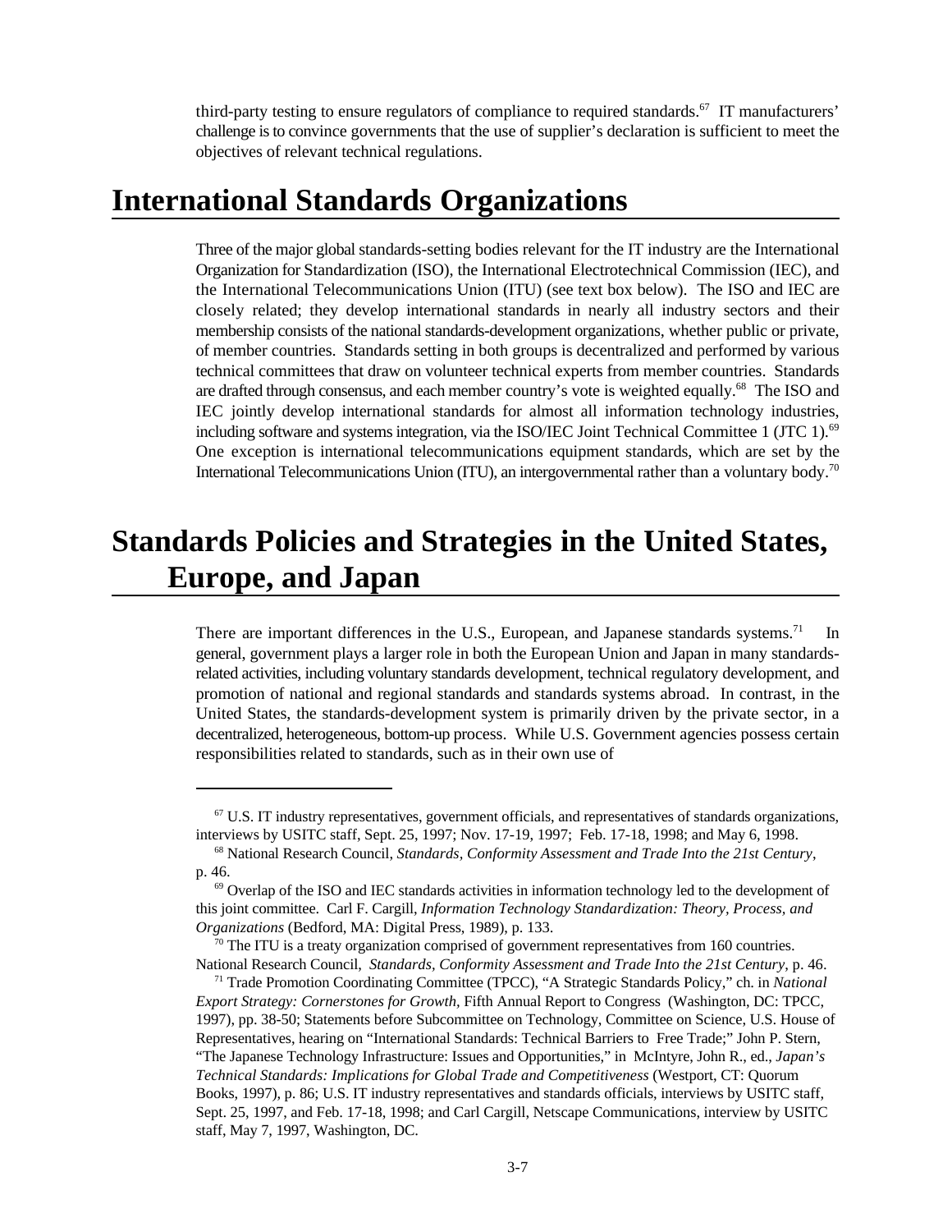third-party testing to ensure regulators of compliance to required standards.[67] IT manufacturers' challenge is to convince governments that the use of supplier's declaration is sufficient to meet the objectives of relevant technical regulations.

# International Standards Organizations

Three of the major global standards-setting bodies relevant for the IT industry are the International Organization for Standardization (ISO), the International Electrotechnical Commission (IEC), and the International Telecommunications Union (ITU) (see text box below). The ISO and IEC are closely related; they develop international standards in nearly all industry sectors and their membership consists of the national standards-development organizations, whether public or private, of member countries. Standards setting in both groups is decentralized and performed by various technical committees that draw on volunteer technical experts from member countries. Standards are drafted through consensus, and each member country's vote is weighted equally.[68] The ISO and IEC jointly develop international standards for almost all information technology industries, including software and systems integration, via the ISO/IEC Joint Technical Committee 1 (JTC 1).[69] One exception is international telecommunications equipment standards, which are set by the International Telecommunications Union (ITU), an intergovernmental rather than a voluntary body.[70]

# Standards Policies and Strategies in the United States, Europe, and Japan

There are important differences in the U.S., European, and Japanese standards systems.[71] In general, government plays a larger role in both the European Union and Japan in many standards-related activities, including voluntary standards development, technical regulatory development, and promotion of national and regional standards and standards systems abroad. In contrast, in the United States, the standards-development system is primarily driven by the private sector, in a decentralized, heterogeneous, bottom-up process. While U.S. Government agencies possess certain responsibilities related to standards, such as in their own use of

---

[67] U.S. IT industry representatives, government officials, and representatives of standards organizations, interviews by USITC staff, Sept. 25, 1997; Nov. 17-19, 1997; Feb. 17-18, 1998; and May 6, 1998.

[68] National Research Council, *Standards, Conformity Assessment and Trade Into the 21st Century*, p. 46.

[69] Overlap of the ISO and IEC standards activities in information technology led to the development of this joint committee. Carl F. Cargill, *Information Technology Standardization: Theory, Process, and Organizations* (Bedford, MA: Digital Press, 1989), p. 133.

[70] The ITU is a treaty organization comprised of government representatives from 160 countries. National Research Council, *Standards, Conformity Assessment and Trade Into the 21st Century*, p. 46.

[71] Trade Promotion Coordinating Committee (TPCC), "A Strategic Standards Policy," ch. in *National Export Strategy: Cornerstones for Growth*, Fifth Annual Report to Congress (Washington, DC: TPCC, 1997), pp. 38-50; Statements before Subcommittee on Technology, Committee on Science, U.S. House of Representatives, hearing on "International Standards: Technical Barriers to Free Trade;" John P. Stern, "The Japanese Technology Infrastructure: Issues and Opportunities," in McIntyre, John R., ed., *Japan's Technical Standards: Implications for Global Trade and Competitiveness* (Westport, CT: Quorum Books, 1997), p. 86; U.S. IT industry representatives and standards officials, interviews by USITC staff, Sept. 25, 1997, and Feb. 17-18, 1998; and Carl Cargill, Netscape Communications, interview by USITC staff, May 7, 1997, Washington, DC.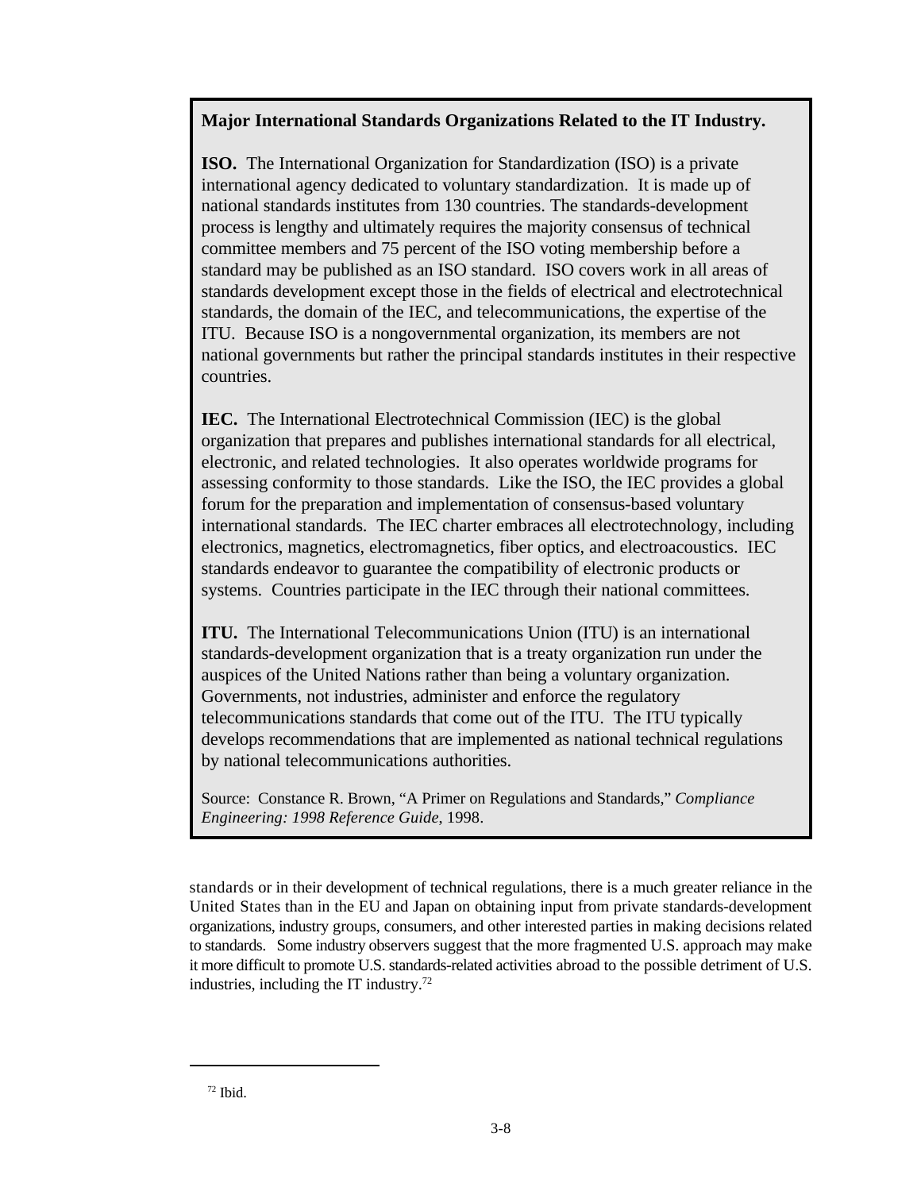**Major International Standards Organizations Related to the IT Industry.**

**ISO.** The International Organization for Standardization (ISO) is a private international agency dedicated to voluntary standardization. It is made up of national standards institutes from 130 countries. The standards-development process is lengthy and ultimately requires the majority consensus of technical committee members and 75 percent of the ISO voting membership before a standard may be published as an ISO standard. ISO covers work in all areas of standards development except those in the fields of electrical and electrotechnical standards, the domain of the IEC, and telecommunications, the expertise of the ITU. Because ISO is a nongovernmental organization, its members are not national governments but rather the principal standards institutes in their respective countries.

**IEC.** The International Electrotechnical Commission (IEC) is the global organization that prepares and publishes international standards for all electrical, electronic, and related technologies. It also operates worldwide programs for assessing conformity to those standards. Like the ISO, the IEC provides a global forum for the preparation and implementation of consensus-based voluntary international standards. The IEC charter embraces all electrotechnology, including electronics, magnetics, electromagnetics, fiber optics, and electroacoustics. IEC standards endeavor to guarantee the compatibility of electronic products or systems. Countries participate in the IEC through their national committees.

**ITU.** The International Telecommunications Union (ITU) is an international standards-development organization that is a treaty organization run under the auspices of the United Nations rather than being a voluntary organization. Governments, not industries, administer and enforce the regulatory telecommunications standards that come out of the ITU. The ITU typically develops recommendations that are implemented as national technical regulations by national telecommunications authorities.

Source: Constance R. Brown, "A Primer on Regulations and Standards," *Compliance Engineering: 1998 Reference Guide*, 1998.

standards or in their development of technical regulations, there is a much greater reliance in the United States than in the EU and Japan on obtaining input from private standards-development organizations, industry groups, consumers, and other interested parties in making decisions related to standards. Some industry observers suggest that the more fragmented U.S. approach may make it more difficult to promote U.S. standards-related activities abroad to the possible detriment of U.S. industries, including the IT industry.[72]

[72] Ibid.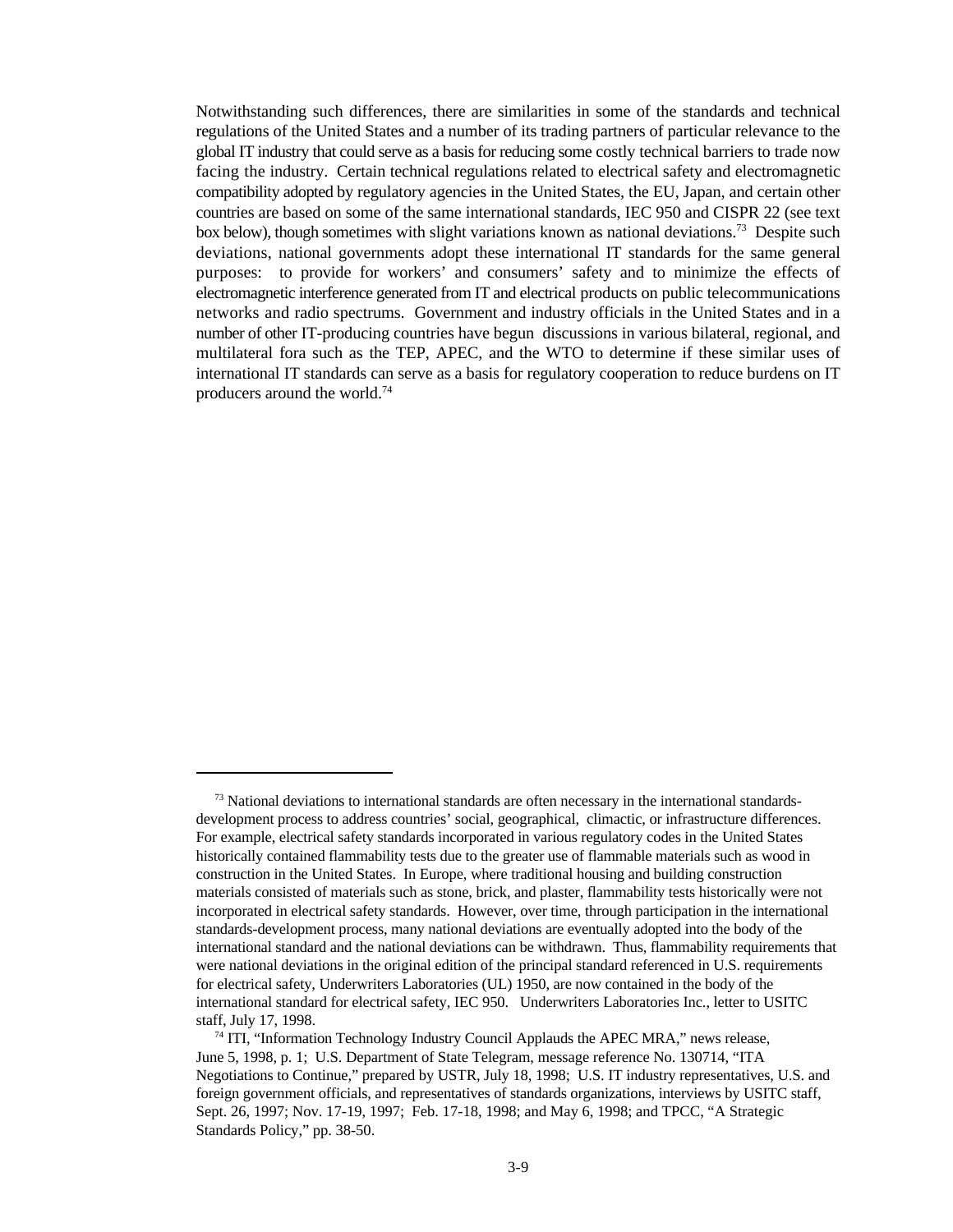Notwithstanding such differences, there are similarities in some of the standards and technical regulations of the United States and a number of its trading partners of particular relevance to the global IT industry that could serve as a basis for reducing some costly technical barriers to trade now facing the industry. Certain technical regulations related to electrical safety and electromagnetic compatibility adopted by regulatory agencies in the United States, the EU, Japan, and certain other countries are based on some of the same international standards, IEC 950 and CISPR 22 (see text box below), though sometimes with slight variations known as national deviations.[73] Despite such deviations, national governments adopt these international IT standards for the same general purposes: to provide for workers' and consumers' safety and to minimize the effects of electromagnetic interference generated from IT and electrical products on public telecommunications networks and radio spectrums. Government and industry officials in the United States and in a number of other IT-producing countries have begun discussions in various bilateral, regional, and multilateral fora such as the TEP, APEC, and the WTO to determine if these similar uses of international IT standards can serve as a basis for regulatory cooperation to reduce burdens on IT producers around the world.[74]

---

[73] National deviations to international standards are often necessary in the international standards-development process to address countries' social, geographical, climactic, or infrastructure differences. For example, electrical safety standards incorporated in various regulatory codes in the United States historically contained flammability tests due to the greater use of flammable materials such as wood in construction in the United States. In Europe, where traditional housing and building construction materials consisted of materials such as stone, brick, and plaster, flammability tests historically were not incorporated in electrical safety standards. However, over time, through participation in the international standards-development process, many national deviations are eventually adopted into the body of the international standard and the national deviations can be withdrawn. Thus, flammability requirements that were national deviations in the original edition of the principal standard referenced in U.S. requirements for electrical safety, Underwriters Laboratories (UL) 1950, are now contained in the body of the international standard for electrical safety, IEC 950. Underwriters Laboratories Inc., letter to USITC staff, July 17, 1998.

[74] ITI, "Information Technology Industry Council Applauds the APEC MRA," news release, June 5, 1998, p. 1; U.S. Department of State Telegram, message reference No. 130714, "ITA Negotiations to Continue," prepared by USTR, July 18, 1998; U.S. IT industry representatives, U.S. and foreign government officials, and representatives of standards organizations, interviews by USITC staff, Sept. 26, 1997; Nov. 17-19, 1997; Feb. 17-18, 1998; and May 6, 1998; and TPCC, "A Strategic Standards Policy," pp. 38-50.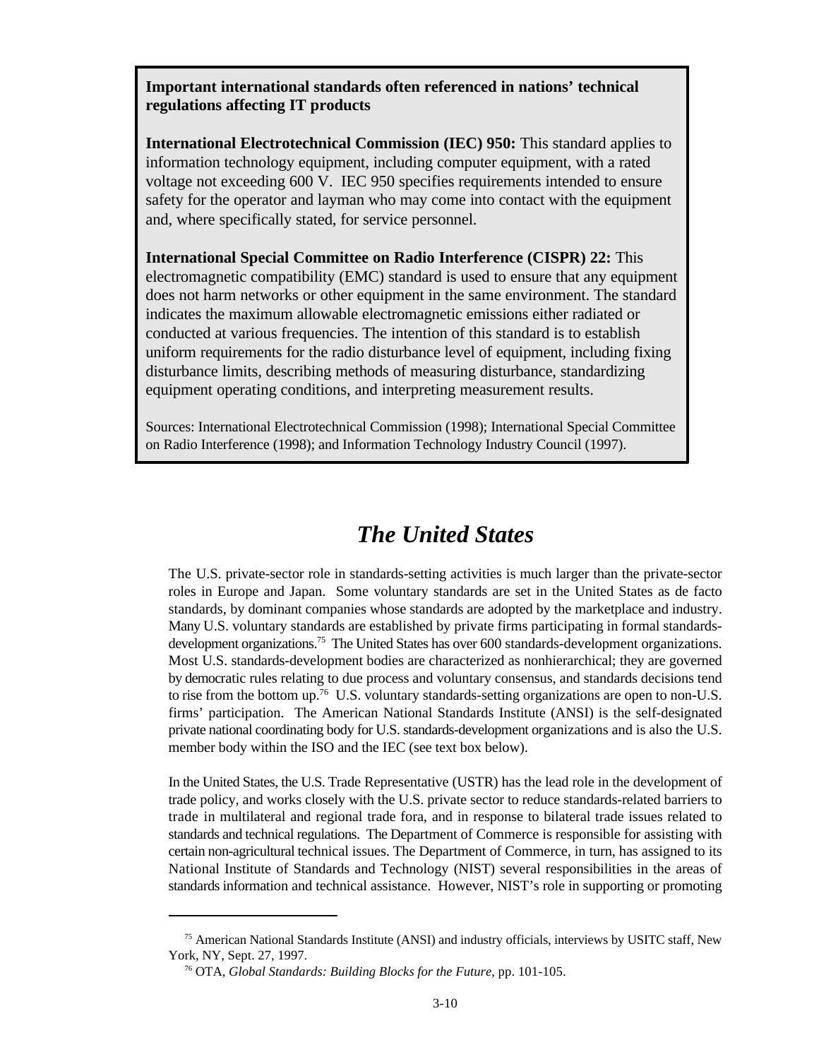**Important international standards often referenced in nations' technical regulations affecting IT products**

**International Electrotechnical Commission (IEC) 950:** This standard applies to information technology equipment, including computer equipment, with a rated voltage not exceeding 600 V. IEC 950 specifies requirements intended to ensure safety for the operator and layman who may come into contact with the equipment and, where specifically stated, for service personnel.

**International Special Committee on Radio Interference (CISPR) 22:** This electromagnetic compatibility (EMC) standard is used to ensure that any equipment does not harm networks or other equipment in the same environment. The standard indicates the maximum allowable electromagnetic emissions either radiated or conducted at various frequencies. The intention of this standard is to establish uniform requirements for the radio disturbance level of equipment, including fixing disturbance limits, describing methods of measuring disturbance, standardizing equipment operating conditions, and interpreting measurement results.

Sources: International Electrotechnical Commission (1998); International Special Committee on Radio Interference (1998); and Information Technology Industry Council (1997).

## *The United States*

The U.S. private-sector role in standards-setting activities is much larger than the private-sector roles in Europe and Japan. Some voluntary standards are set in the United States as de facto standards, by dominant companies whose standards are adopted by the marketplace and industry. Many U.S. voluntary standards are established by private firms participating in formal standards-development organizations.[75] The United States has over 600 standards-development organizations. Most U.S. standards-development bodies are characterized as nonhierarchical; they are governed by democratic rules relating to due process and voluntary consensus, and standards decisions tend to rise from the bottom up.[76] U.S. voluntary standards-setting organizations are open to non-U.S. firms' participation. The American National Standards Institute (ANSI) is the self-designated private national coordinating body for U.S. standards-development organizations and is also the U.S. member body within the ISO and the IEC (see text box below).

In the United States, the U.S. Trade Representative (USTR) has the lead role in the development of trade policy, and works closely with the U.S. private sector to reduce standards-related barriers to trade in multilateral and regional trade fora, and in response to bilateral trade issues related to standards and technical regulations. The Department of Commerce is responsible for assisting with certain non-agricultural technical issues. The Department of Commerce, in turn, has assigned to its National Institute of Standards and Technology (NIST) several responsibilities in the areas of standards information and technical assistance. However, NIST's role in supporting or promoting

[75] American National Standards Institute (ANSI) and industry officials, interviews by USITC staff, New York, NY, Sept. 27, 1997.

[76] OTA, *Global Standards: Building Blocks for the Future*, pp. 101-105.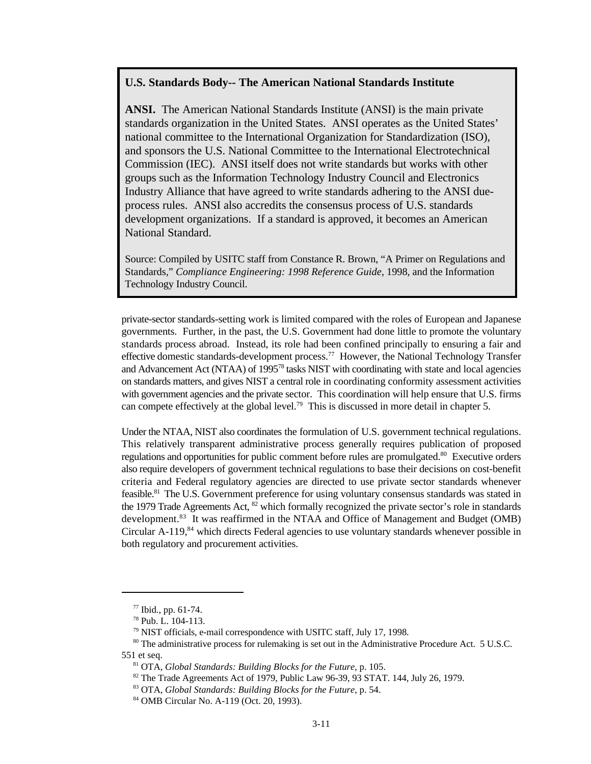**U.S. Standards Body-- The American National Standards Institute**

**ANSI.** The American National Standards Institute (ANSI) is the main private standards organization in the United States. ANSI operates as the United States' national committee to the International Organization for Standardization (ISO), and sponsors the U.S. National Committee to the International Electrotechnical Commission (IEC). ANSI itself does not write standards but works with other groups such as the Information Technology Industry Council and Electronics Industry Alliance that have agreed to write standards adhering to the ANSI due-process rules. ANSI also accredits the consensus process of U.S. standards development organizations. If a standard is approved, it becomes an American National Standard.

Source: Compiled by USITC staff from Constance R. Brown, "A Primer on Regulations and Standards," *Compliance Engineering: 1998 Reference Guide*, 1998, and the Information Technology Industry Council.

private-sector standards-setting work is limited compared with the roles of European and Japanese governments. Further, in the past, the U.S. Government had done little to promote the voluntary standards process abroad. Instead, its role had been confined principally to ensuring a fair and effective domestic standards-development process.[77] However, the National Technology Transfer and Advancement Act (NTAA) of 1995[78] tasks NIST with coordinating with state and local agencies on standards matters, and gives NIST a central role in coordinating conformity assessment activities with government agencies and the private sector. This coordination will help ensure that U.S. firms can compete effectively at the global level.[79] This is discussed in more detail in chapter 5.

Under the NTAA, NIST also coordinates the formulation of U.S. government technical regulations. This relatively transparent administrative process generally requires publication of proposed regulations and opportunities for public comment before rules are promulgated.[80] Executive orders also require developers of government technical regulations to base their decisions on cost-benefit criteria and Federal regulatory agencies are directed to use private sector standards whenever feasible.[81] The U.S. Government preference for using voluntary consensus standards was stated in the 1979 Trade Agreements Act, [82] which formally recognized the private sector's role in standards development.[83] It was reaffirmed in the NTAA and Office of Management and Budget (OMB) Circular A-119,[84] which directs Federal agencies to use voluntary standards whenever possible in both regulatory and procurement activities.

---

[77] Ibid., pp. 61-74.

[78] Pub. L. 104-113.

[79] NIST officials, e-mail correspondence with USITC staff, July 17, 1998.

[80] The administrative process for rulemaking is set out in the Administrative Procedure Act. 5 U.S.C. 551 et seq.

[81] OTA, *Global Standards: Building Blocks for the Future*, p. 105.

[82] The Trade Agreements Act of 1979, Public Law 96-39, 93 STAT. 144, July 26, 1979.

[83] OTA, *Global Standards: Building Blocks for the Future*, p. 54.

[84] OMB Circular No. A-119 (Oct. 20, 1993).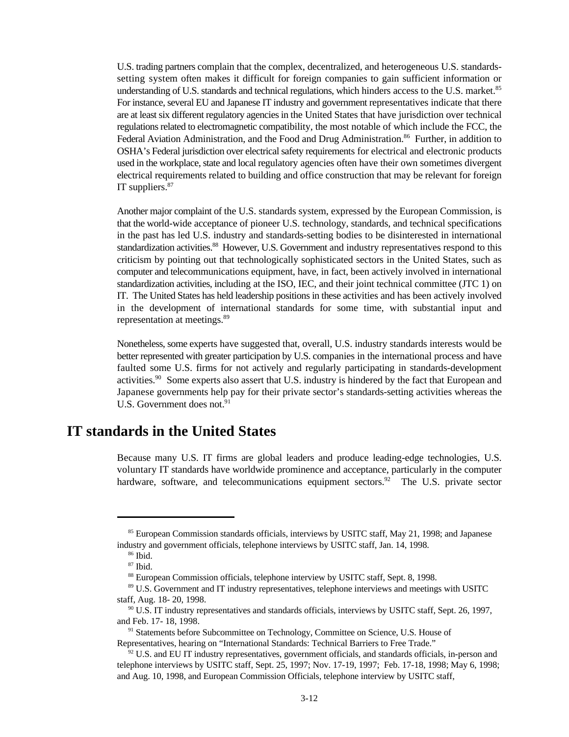U.S. trading partners complain that the complex, decentralized, and heterogeneous U.S. standards-setting system often makes it difficult for foreign companies to gain sufficient information or understanding of U.S. standards and technical regulations, which hinders access to the U.S. market.[85] For instance, several EU and Japanese IT industry and government representatives indicate that there are at least six different regulatory agencies in the United States that have jurisdiction over technical regulations related to electromagnetic compatibility, the most notable of which include the FCC, the Federal Aviation Administration, and the Food and Drug Administration.[86] Further, in addition to OSHA's Federal jurisdiction over electrical safety requirements for electrical and electronic products used in the workplace, state and local regulatory agencies often have their own sometimes divergent electrical requirements related to building and office construction that may be relevant for foreign IT suppliers.[87]

Another major complaint of the U.S. standards system, expressed by the European Commission, is that the world-wide acceptance of pioneer U.S. technology, standards, and technical specifications in the past has led U.S. industry and standards-setting bodies to be disinterested in international standardization activities.[88] However, U.S. Government and industry representatives respond to this criticism by pointing out that technologically sophisticated sectors in the United States, such as computer and telecommunications equipment, have, in fact, been actively involved in international standardization activities, including at the ISO, IEC, and their joint technical committee (JTC 1) on IT. The United States has held leadership positions in these activities and has been actively involved in the development of international standards for some time, with substantial input and representation at meetings.[89]

Nonetheless, some experts have suggested that, overall, U.S. industry standards interests would be better represented with greater participation by U.S. companies in the international process and have faulted some U.S. firms for not actively and regularly participating in standards-development activities.[90] Some experts also assert that U.S. industry is hindered by the fact that European and Japanese governments help pay for their private sector's standards-setting activities whereas the U.S. Government does not.[91]

## IT standards in the United States

Because many U.S. IT firms are global leaders and produce leading-edge technologies, U.S. voluntary IT standards have worldwide prominence and acceptance, particularly in the computer hardware, software, and telecommunications equipment sectors.[92] The U.S. private sector

---

[85] European Commission standards officials, interviews by USITC staff, May 21, 1998; and Japanese industry and government officials, telephone interviews by USITC staff, Jan. 14, 1998.

[86] Ibid.

[87] Ibid.

[88] European Commission officials, telephone interview by USITC staff, Sept. 8, 1998.

[89] U.S. Government and IT industry representatives, telephone interviews and meetings with USITC staff, Aug. 18- 20, 1998.

[90] U.S. IT industry representatives and standards officials, interviews by USITC staff, Sept. 26, 1997, and Feb. 17- 18, 1998.

[91] Statements before Subcommittee on Technology, Committee on Science, U.S. House of Representatives, hearing on "International Standards: Technical Barriers to Free Trade."

[92] U.S. and EU IT industry representatives, government officials, and standards officials, in-person and telephone interviews by USITC staff, Sept. 25, 1997; Nov. 17-19, 1997; Feb. 17-18, 1998; May 6, 1998; and Aug. 10, 1998, and European Commission Officials, telephone interview by USITC staff,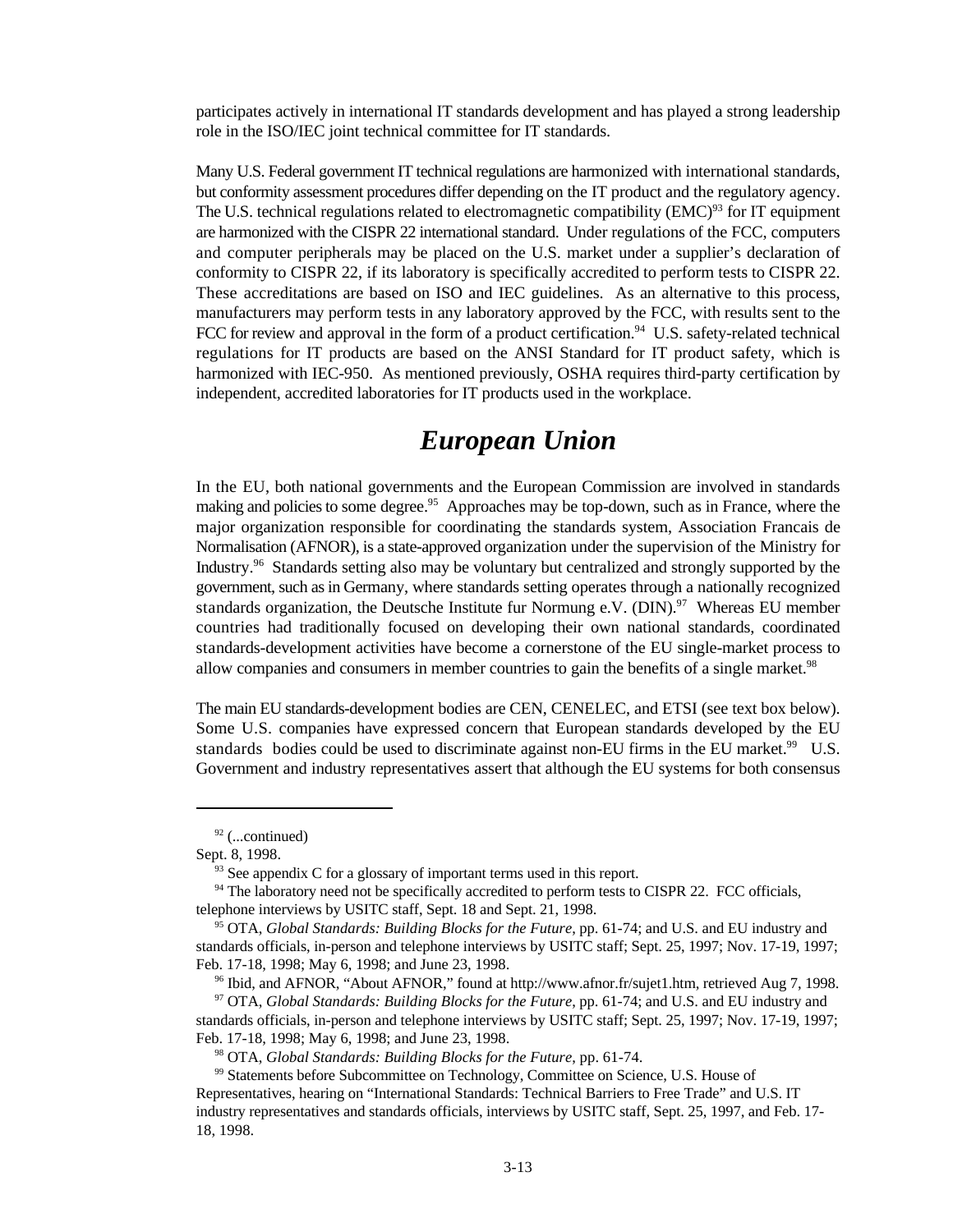participates actively in international IT standards development and has played a strong leadership role in the ISO/IEC joint technical committee for IT standards.

Many U.S. Federal government IT technical regulations are harmonized with international standards, but conformity assessment procedures differ depending on the IT product and the regulatory agency. The U.S. technical regulations related to electromagnetic compatibility (EMC)[93] for IT equipment are harmonized with the CISPR 22 international standard. Under regulations of the FCC, computers and computer peripherals may be placed on the U.S. market under a supplier's declaration of conformity to CISPR 22, if its laboratory is specifically accredited to perform tests to CISPR 22. These accreditations are based on ISO and IEC guidelines. As an alternative to this process, manufacturers may perform tests in any laboratory approved by the FCC, with results sent to the FCC for review and approval in the form of a product certification.[94] U.S. safety-related technical regulations for IT products are based on the ANSI Standard for IT product safety, which is harmonized with IEC-950. As mentioned previously, OSHA requires third-party certification by independent, accredited laboratories for IT products used in the workplace.

## *European Union*

In the EU, both national governments and the European Commission are involved in standards making and policies to some degree.[95] Approaches may be top-down, such as in France, where the major organization responsible for coordinating the standards system, Association Francais de Normalisation (AFNOR), is a state-approved organization under the supervision of the Ministry for Industry.[96] Standards setting also may be voluntary but centralized and strongly supported by the government, such as in Germany, where standards setting operates through a nationally recognized standards organization, the Deutsche Institute fur Normung e.V. (DIN).[97] Whereas EU member countries had traditionally focused on developing their own national standards, coordinated standards-development activities have become a cornerstone of the EU single-market process to allow companies and consumers in member countries to gain the benefits of a single market.[98]

The main EU standards-development bodies are CEN, CENELEC, and ETSI (see text box below). Some U.S. companies have expressed concern that European standards developed by the EU standards bodies could be used to discriminate against non-EU firms in the EU market.[99] U.S. Government and industry representatives assert that although the EU systems for both consensus

---

[92] (...continued)
Sept. 8, 1998.

[93] See appendix C for a glossary of important terms used in this report.

[94] The laboratory need not be specifically accredited to perform tests to CISPR 22. FCC officials, telephone interviews by USITC staff, Sept. 18 and Sept. 21, 1998.

[95] OTA, *Global Standards: Building Blocks for the Future*, pp. 61-74; and U.S. and EU industry and standards officials, in-person and telephone interviews by USITC staff; Sept. 25, 1997; Nov. 17-19, 1997; Feb. 17-18, 1998; May 6, 1998; and June 23, 1998.

[96] Ibid, and AFNOR, "About AFNOR," found at http://www.afnor.fr/sujet1.htm, retrieved Aug 7, 1998.

[97] OTA, *Global Standards: Building Blocks for the Future*, pp. 61-74; and U.S. and EU industry and standards officials, in-person and telephone interviews by USITC staff; Sept. 25, 1997; Nov. 17-19, 1997; Feb. 17-18, 1998; May 6, 1998; and June 23, 1998.

[98] OTA, *Global Standards: Building Blocks for the Future*, pp. 61-74.

[99] Statements before Subcommittee on Technology, Committee on Science, U.S. House of Representatives, hearing on "International Standards: Technical Barriers to Free Trade" and U.S. IT industry representatives and standards officials, interviews by USITC staff, Sept. 25, 1997, and Feb. 17-18, 1998.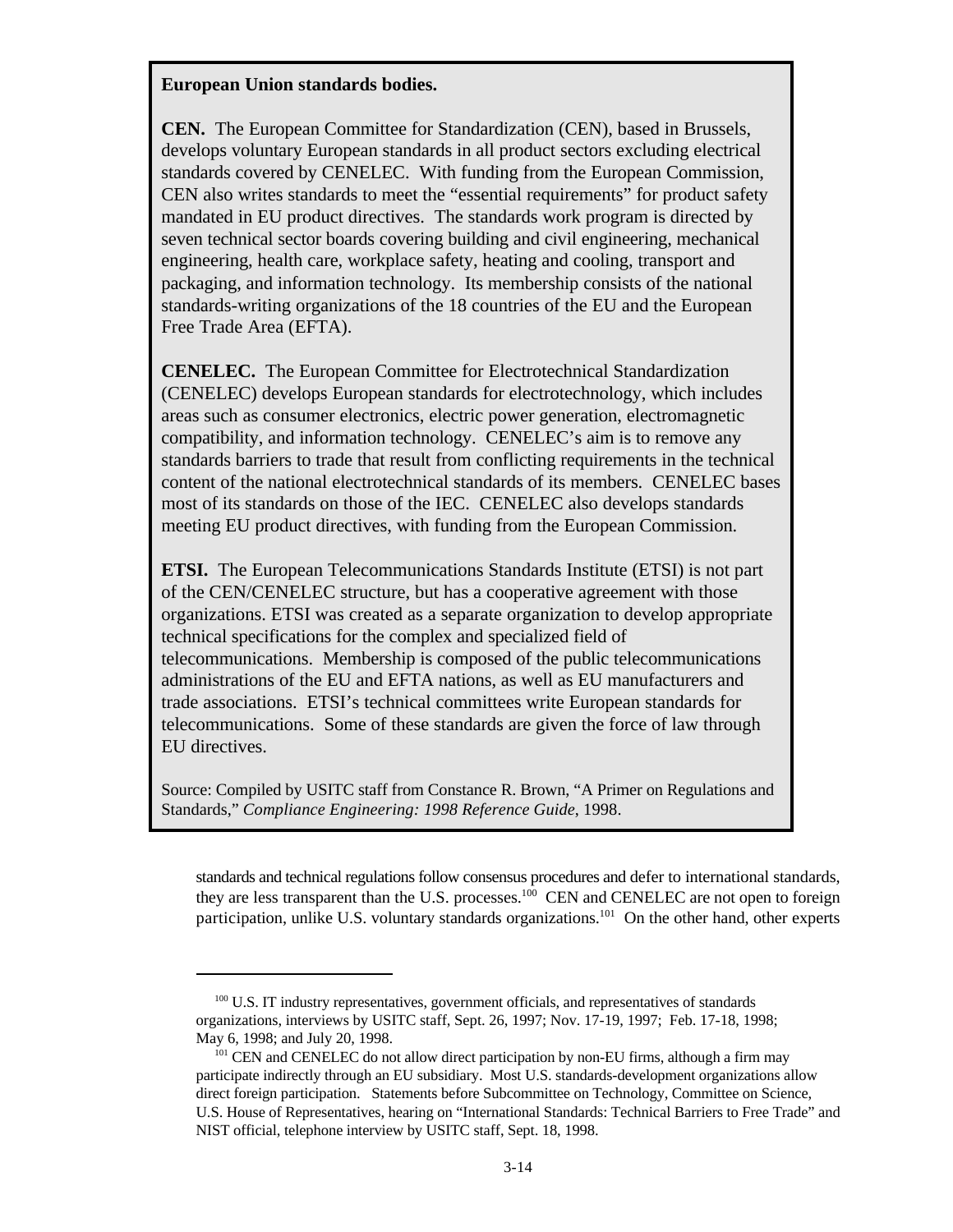**European Union standards bodies.**

**CEN.** The European Committee for Standardization (CEN), based in Brussels, develops voluntary European standards in all product sectors excluding electrical standards covered by CENELEC. With funding from the European Commission, CEN also writes standards to meet the "essential requirements" for product safety mandated in EU product directives. The standards work program is directed by seven technical sector boards covering building and civil engineering, mechanical engineering, health care, workplace safety, heating and cooling, transport and packaging, and information technology. Its membership consists of the national standards-writing organizations of the 18 countries of the EU and the European Free Trade Area (EFTA).

**CENELEC.** The European Committee for Electrotechnical Standardization (CENELEC) develops European standards for electrotechnology, which includes areas such as consumer electronics, electric power generation, electromagnetic compatibility, and information technology. CENELEC's aim is to remove any standards barriers to trade that result from conflicting requirements in the technical content of the national electrotechnical standards of its members. CENELEC bases most of its standards on those of the IEC. CENELEC also develops standards meeting EU product directives, with funding from the European Commission.

**ETSI.** The European Telecommunications Standards Institute (ETSI) is not part of the CEN/CENELEC structure, but has a cooperative agreement with those organizations. ETSI was created as a separate organization to develop appropriate technical specifications for the complex and specialized field of telecommunications. Membership is composed of the public telecommunications administrations of the EU and EFTA nations, as well as EU manufacturers and trade associations. ETSI's technical committees write European standards for telecommunications. Some of these standards are given the force of law through EU directives.

Source: Compiled by USITC staff from Constance R. Brown, "A Primer on Regulations and Standards," *Compliance Engineering: 1998 Reference Guide*, 1998.

standards and technical regulations follow consensus procedures and defer to international standards, they are less transparent than the U.S. processes.[100] CEN and CENELEC are not open to foreign participation, unlike U.S. voluntary standards organizations.[101] On the other hand, other experts

---

[100] U.S. IT industry representatives, government officials, and representatives of standards organizations, interviews by USITC staff, Sept. 26, 1997; Nov. 17-19, 1997; Feb. 17-18, 1998; May 6, 1998; and July 20, 1998.

[101] CEN and CENELEC do not allow direct participation by non-EU firms, although a firm may participate indirectly through an EU subsidiary. Most U.S. standards-development organizations allow direct foreign participation. Statements before Subcommittee on Technology, Committee on Science, U.S. House of Representatives, hearing on "International Standards: Technical Barriers to Free Trade" and NIST official, telephone interview by USITC staff, Sept. 18, 1998.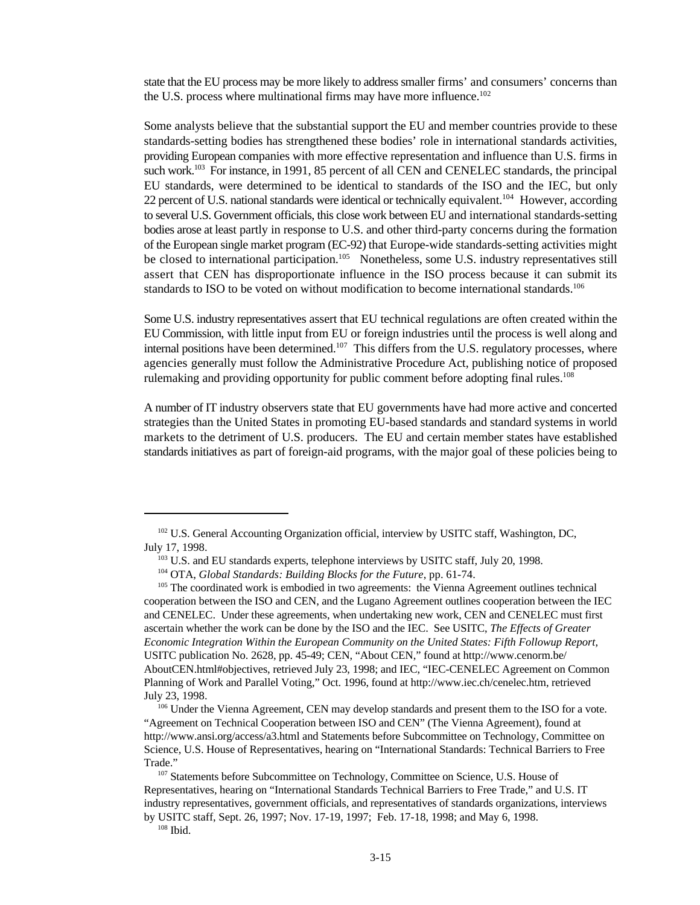state that the EU process may be more likely to address smaller firms' and consumers' concerns than the U.S. process where multinational firms may have more influence.[102]

Some analysts believe that the substantial support the EU and member countries provide to these standards-setting bodies has strengthened these bodies' role in international standards activities, providing European companies with more effective representation and influence than U.S. firms in such work.[103] For instance, in 1991, 85 percent of all CEN and CENELEC standards, the principal EU standards, were determined to be identical to standards of the ISO and the IEC, but only 22 percent of U.S. national standards were identical or technically equivalent.[104] However, according to several U.S. Government officials, this close work between EU and international standards-setting bodies arose at least partly in response to U.S. and other third-party concerns during the formation of the European single market program (EC-92) that Europe-wide standards-setting activities might be closed to international participation.[105] Nonetheless, some U.S. industry representatives still assert that CEN has disproportionate influence in the ISO process because it can submit its standards to ISO to be voted on without modification to become international standards.[106]

Some U.S. industry representatives assert that EU technical regulations are often created within the EU Commission, with little input from EU or foreign industries until the process is well along and internal positions have been determined.[107] This differs from the U.S. regulatory processes, where agencies generally must follow the Administrative Procedure Act, publishing notice of proposed rulemaking and providing opportunity for public comment before adopting final rules.[108]

A number of IT industry observers state that EU governments have had more active and concerted strategies than the United States in promoting EU-based standards and standard systems in world markets to the detriment of U.S. producers. The EU and certain member states have established standards initiatives as part of foreign-aid programs, with the major goal of these policies being to

---

[102] U.S. General Accounting Organization official, interview by USITC staff, Washington, DC, July 17, 1998.

[103] U.S. and EU standards experts, telephone interviews by USITC staff, July 20, 1998.

[104] OTA, *Global Standards: Building Blocks for the Future*, pp. 61-74.

[105] The coordinated work is embodied in two agreements: the Vienna Agreement outlines technical cooperation between the ISO and CEN, and the Lugano Agreement outlines cooperation between the IEC and CENELEC. Under these agreements, when undertaking new work, CEN and CENELEC must first ascertain whether the work can be done by the ISO and the IEC. See USITC, *The Effects of Greater Economic Integration Within the European Community on the United States: Fifth Followup Report,* USITC publication No. 2628, pp. 45-49; CEN, "About CEN," found at http://www.cenorm.be/AboutCEN.html#objectives, retrieved July 23, 1998; and IEC, "IEC-CENELEC Agreement on Common Planning of Work and Parallel Voting," Oct. 1996, found at http://www.iec.ch/cenelec.htm, retrieved July 23, 1998.

[106] Under the Vienna Agreement, CEN may develop standards and present them to the ISO for a vote. "Agreement on Technical Cooperation between ISO and CEN" (The Vienna Agreement), found at http://www.ansi.org/access/a3.html and Statements before Subcommittee on Technology, Committee on Science, U.S. House of Representatives, hearing on "International Standards: Technical Barriers to Free Trade."

[107] Statements before Subcommittee on Technology, Committee on Science, U.S. House of Representatives, hearing on "International Standards Technical Barriers to Free Trade," and U.S. IT industry representatives, government officials, and representatives of standards organizations, interviews by USITC staff, Sept. 26, 1997; Nov. 17-19, 1997; Feb. 17-18, 1998; and May 6, 1998.

[108] Ibid.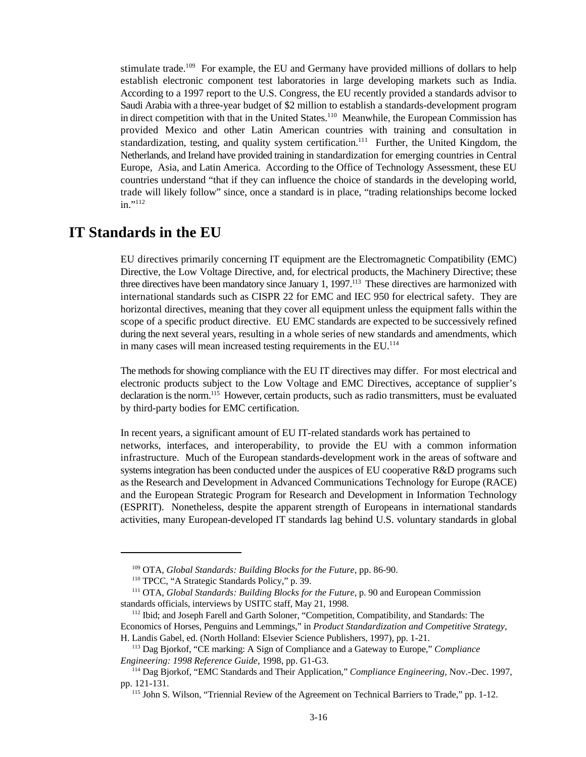stimulate trade.[109] For example, the EU and Germany have provided millions of dollars to help establish electronic component test laboratories in large developing markets such as India. According to a 1997 report to the U.S. Congress, the EU recently provided a standards advisor to Saudi Arabia with a three-year budget of $2 million to establish a standards-development program in direct competition with that in the United States.[110] Meanwhile, the European Commission has provided Mexico and other Latin American countries with training and consultation in standardization, testing, and quality system certification.[111] Further, the United Kingdom, the Netherlands, and Ireland have provided training in standardization for emerging countries in Central Europe, Asia, and Latin America. According to the Office of Technology Assessment, these EU countries understand "that if they can influence the choice of standards in the developing world, trade will likely follow" since, once a standard is in place, "trading relationships become locked in."[112]

## IT Standards in the EU

EU directives primarily concerning IT equipment are the Electromagnetic Compatibility (EMC) Directive, the Low Voltage Directive, and, for electrical products, the Machinery Directive; these three directives have been mandatory since January 1, 1997.[113] These directives are harmonized with international standards such as CISPR 22 for EMC and IEC 950 for electrical safety. They are horizontal directives, meaning that they cover all equipment unless the equipment falls within the scope of a specific product directive. EU EMC standards are expected to be successively refined during the next several years, resulting in a whole series of new standards and amendments, which in many cases will mean increased testing requirements in the EU.[114]

The methods for showing compliance with the EU IT directives may differ. For most electrical and electronic products subject to the Low Voltage and EMC Directives, acceptance of supplier's declaration is the norm.[115] However, certain products, such as radio transmitters, must be evaluated by third-party bodies for EMC certification.

In recent years, a significant amount of EU IT-related standards work has pertained to networks, interfaces, and interoperability, to provide the EU with a common information infrastructure. Much of the European standards-development work in the areas of software and systems integration has been conducted under the auspices of EU cooperative R&D programs such as the Research and Development in Advanced Communications Technology for Europe (RACE) and the European Strategic Program for Research and Development in Information Technology (ESPRIT). Nonetheless, despite the apparent strength of Europeans in international standards activities, many European-developed IT standards lag behind U.S. voluntary standards in global

---

[109] OTA, *Global Standards: Building Blocks for the Future*, pp. 86-90.

[110] TPCC, "A Strategic Standards Policy," p. 39.

[111] OTA, *Global Standards: Building Blocks for the Future*, p. 90 and European Commission standards officials, interviews by USITC staff, May 21, 1998.

[112] Ibid; and Joseph Farell and Garth Soloner, "Competition, Compatibility, and Standards: The Economics of Horses, Penguins and Lemmings," in *Product Standardization and Competitive Strategy*, H. Landis Gabel, ed. (North Holland: Elsevier Science Publishers, 1997), pp. 1-21.

[113] Dag Bjorkof, "CE marking: A Sign of Compliance and a Gateway to Europe," *Compliance Engineering: 1998 Reference Guide*, 1998, pp. G1-G3.

[114] Dag Bjorkof, "EMC Standards and Their Application," *Compliance Engineering*, Nov.-Dec. 1997, pp. 121-131.

[115] John S. Wilson, "Triennial Review of the Agreement on Technical Barriers to Trade," pp. 1-12.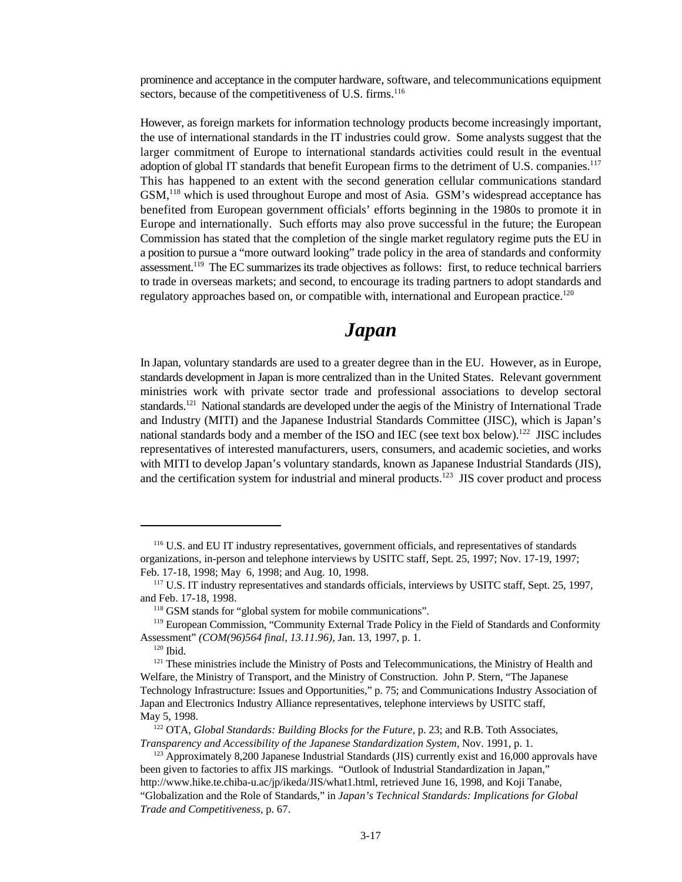prominence and acceptance in the computer hardware, software, and telecommunications equipment sectors, because of the competitiveness of U.S. firms.[116]

However, as foreign markets for information technology products become increasingly important, the use of international standards in the IT industries could grow. Some analysts suggest that the larger commitment of Europe to international standards activities could result in the eventual adoption of global IT standards that benefit European firms to the detriment of U.S. companies.[117] This has happened to an extent with the second generation cellular communications standard GSM,[118] which is used throughout Europe and most of Asia. GSM's widespread acceptance has benefited from European government officials' efforts beginning in the 1980s to promote it in Europe and internationally. Such efforts may also prove successful in the future; the European Commission has stated that the completion of the single market regulatory regime puts the EU in a position to pursue a "more outward looking" trade policy in the area of standards and conformity assessment.[119] The EC summarizes its trade objectives as follows: first, to reduce technical barriers to trade in overseas markets; and second, to encourage its trading partners to adopt standards and regulatory approaches based on, or compatible with, international and European practice.[120]

## *Japan*

In Japan, voluntary standards are used to a greater degree than in the EU. However, as in Europe, standards development in Japan is more centralized than in the United States. Relevant government ministries work with private sector trade and professional associations to develop sectoral standards.[121] National standards are developed under the aegis of the Ministry of International Trade and Industry (MITI) and the Japanese Industrial Standards Committee (JISC), which is Japan's national standards body and a member of the ISO and IEC (see text box below).[122] JISC includes representatives of interested manufacturers, users, consumers, and academic societies, and works with MITI to develop Japan's voluntary standards, known as Japanese Industrial Standards (JIS), and the certification system for industrial and mineral products.[123] JIS cover product and process

---

[116] U.S. and EU IT industry representatives, government officials, and representatives of standards organizations, in-person and telephone interviews by USITC staff, Sept. 25, 1997; Nov. 17-19, 1997; Feb. 17-18, 1998; May 6, 1998; and Aug. 10, 1998.

[117] U.S. IT industry representatives and standards officials, interviews by USITC staff, Sept. 25, 1997, and Feb. 17-18, 1998.

[118] GSM stands for "global system for mobile communications".

[119] European Commission, "Community External Trade Policy in the Field of Standards and Conformity Assessment" *(COM(96)564 final, 13.11.96)*, Jan. 13, 1997, p. 1.

[120] Ibid.

[121] These ministries include the Ministry of Posts and Telecommunications, the Ministry of Health and Welfare, the Ministry of Transport, and the Ministry of Construction. John P. Stern, "The Japanese Technology Infrastructure: Issues and Opportunities," p. 75; and Communications Industry Association of Japan and Electronics Industry Alliance representatives, telephone interviews by USITC staff, May 5, 1998.

[122] OTA, *Global Standards: Building Blocks for the Future*, p. 23; and R.B. Toth Associates, *Transparency and Accessibility of the Japanese Standardization System*, Nov. 1991, p. 1.

[123] Approximately 8,200 Japanese Industrial Standards (JIS) currently exist and 16,000 approvals have been given to factories to affix JIS markings. "Outlook of Industrial Standardization in Japan," http://www.hike.te.chiba-u.ac/jp/ikeda/JIS/what1.html, retrieved June 16, 1998, and Koji Tanabe, "Globalization and the Role of Standards," in *Japan's Technical Standards: Implications for Global Trade and Competitiveness*, p. 67.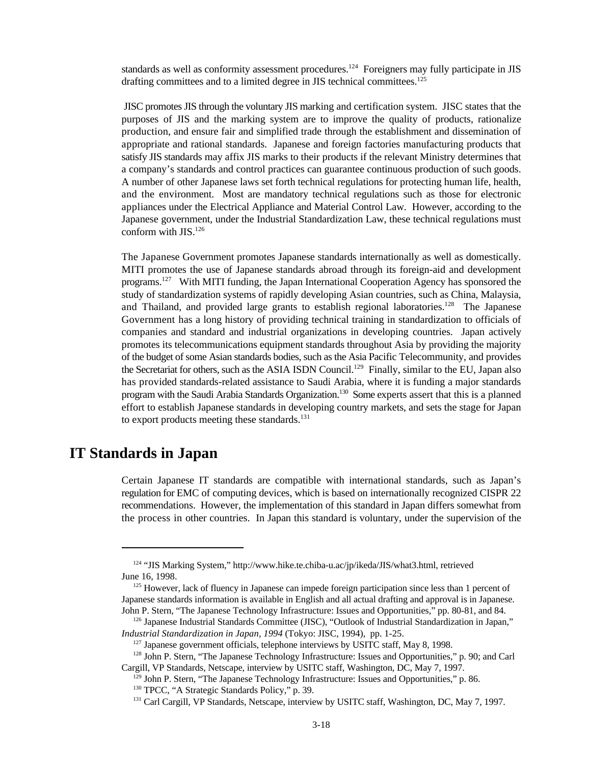standards as well as conformity assessment procedures.[124] Foreigners may fully participate in JIS drafting committees and to a limited degree in JIS technical committees.[125]

JISC promotes JIS through the voluntary JIS marking and certification system. JISC states that the purposes of JIS and the marking system are to improve the quality of products, rationalize production, and ensure fair and simplified trade through the establishment and dissemination of appropriate and rational standards. Japanese and foreign factories manufacturing products that satisfy JIS standards may affix JIS marks to their products if the relevant Ministry determines that a company's standards and control practices can guarantee continuous production of such goods. A number of other Japanese laws set forth technical regulations for protecting human life, health, and the environment. Most are mandatory technical regulations such as those for electronic appliances under the Electrical Appliance and Material Control Law. However, according to the Japanese government, under the Industrial Standardization Law, these technical regulations must conform with JIS.[126]

The Japanese Government promotes Japanese standards internationally as well as domestically. MITI promotes the use of Japanese standards abroad through its foreign-aid and development programs.[127] With MITI funding, the Japan International Cooperation Agency has sponsored the study of standardization systems of rapidly developing Asian countries, such as China, Malaysia, and Thailand, and provided large grants to establish regional laboratories.[128] The Japanese Government has a long history of providing technical training in standardization to officials of companies and standard and industrial organizations in developing countries. Japan actively promotes its telecommunications equipment standards throughout Asia by providing the majority of the budget of some Asian standards bodies, such as the Asia Pacific Telecommunity, and provides the Secretariat for others, such as the ASIA ISDN Council.[129] Finally, similar to the EU, Japan also has provided standards-related assistance to Saudi Arabia, where it is funding a major standards program with the Saudi Arabia Standards Organization.[130] Some experts assert that this is a planned effort to establish Japanese standards in developing country markets, and sets the stage for Japan to export products meeting these standards.[131]

## IT Standards in Japan

Certain Japanese IT standards are compatible with international standards, such as Japan's regulation for EMC of computing devices, which is based on internationally recognized CISPR 22 recommendations. However, the implementation of this standard in Japan differs somewhat from the process in other countries. In Japan this standard is voluntary, under the supervision of the

---

[124] "JIS Marking System," http://www.hike.te.chiba-u.ac/jp/ikeda/JIS/what3.html, retrieved June 16, 1998.

[125] However, lack of fluency in Japanese can impede foreign participation since less than 1 percent of Japanese standards information is available in English and all actual drafting and approval is in Japanese. John P. Stern, "The Japanese Technology Infrastructure: Issues and Opportunities," pp. 80-81, and 84.

[126] Japanese Industrial Standards Committee (JISC), "Outlook of Industrial Standardization in Japan," *Industrial Standardization in Japan, 1994* (Tokyo: JISC, 1994), pp. 1-25.

[127] Japanese government officials, telephone interviews by USITC staff, May 8, 1998.

[128] John P. Stern, "The Japanese Technology Infrastructure: Issues and Opportunities," p. 90; and Carl Cargill, VP Standards, Netscape, interview by USITC staff, Washington, DC, May 7, 1997.

[129] John P. Stern, "The Japanese Technology Infrastructure: Issues and Opportunities," p. 86.

[130] TPCC, "A Strategic Standards Policy," p. 39.

[131] Carl Cargill, VP Standards, Netscape, interview by USITC staff, Washington, DC, May 7, 1997.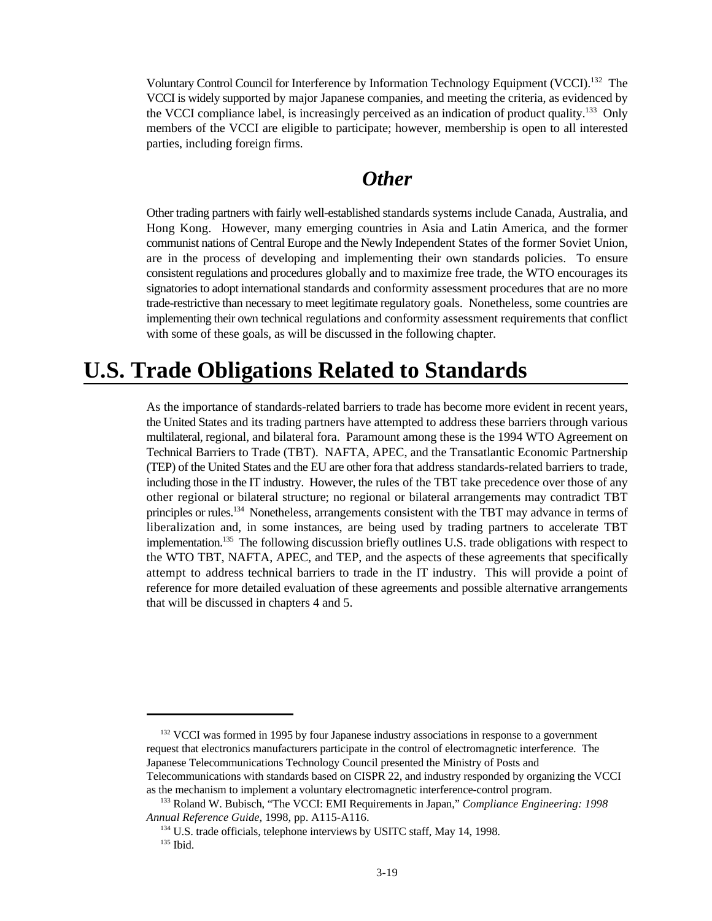Voluntary Control Council for Interference by Information Technology Equipment (VCCI).[132] The VCCI is widely supported by major Japanese companies, and meeting the criteria, as evidenced by the VCCI compliance label, is increasingly perceived as an indication of product quality.[133] Only members of the VCCI are eligible to participate; however, membership is open to all interested parties, including foreign firms.

### *Other*

Other trading partners with fairly well-established standards systems include Canada, Australia, and Hong Kong. However, many emerging countries in Asia and Latin America, and the former communist nations of Central Europe and the Newly Independent States of the former Soviet Union, are in the process of developing and implementing their own standards policies. To ensure consistent regulations and procedures globally and to maximize free trade, the WTO encourages its signatories to adopt international standards and conformity assessment procedures that are no more trade-restrictive than necessary to meet legitimate regulatory goals. Nonetheless, some countries are implementing their own technical regulations and conformity assessment requirements that conflict with some of these goals, as will be discussed in the following chapter.

## U.S. Trade Obligations Related to Standards

As the importance of standards-related barriers to trade has become more evident in recent years, the United States and its trading partners have attempted to address these barriers through various multilateral, regional, and bilateral fora. Paramount among these is the 1994 WTO Agreement on Technical Barriers to Trade (TBT). NAFTA, APEC, and the Transatlantic Economic Partnership (TEP) of the United States and the EU are other fora that address standards-related barriers to trade, including those in the IT industry. However, the rules of the TBT take precedence over those of any other regional or bilateral structure; no regional or bilateral arrangements may contradict TBT principles or rules.[134] Nonetheless, arrangements consistent with the TBT may advance in terms of liberalization and, in some instances, are being used by trading partners to accelerate TBT implementation.[135] The following discussion briefly outlines U.S. trade obligations with respect to the WTO TBT, NAFTA, APEC, and TEP, and the aspects of these agreements that specifically attempt to address technical barriers to trade in the IT industry. This will provide a point of reference for more detailed evaluation of these agreements and possible alternative arrangements that will be discussed in chapters 4 and 5.

---

[132] VCCI was formed in 1995 by four Japanese industry associations in response to a government request that electronics manufacturers participate in the control of electromagnetic interference. The Japanese Telecommunications Technology Council presented the Ministry of Posts and Telecommunications with standards based on CISPR 22, and industry responded by organizing the VCCI as the mechanism to implement a voluntary electromagnetic interference-control program.

[133] Roland W. Bubisch, "The VCCI: EMI Requirements in Japan," *Compliance Engineering: 1998 Annual Reference Guide*, 1998, pp. A115-A116.

[134] U.S. trade officials, telephone interviews by USITC staff, May 14, 1998.

[135] Ibid.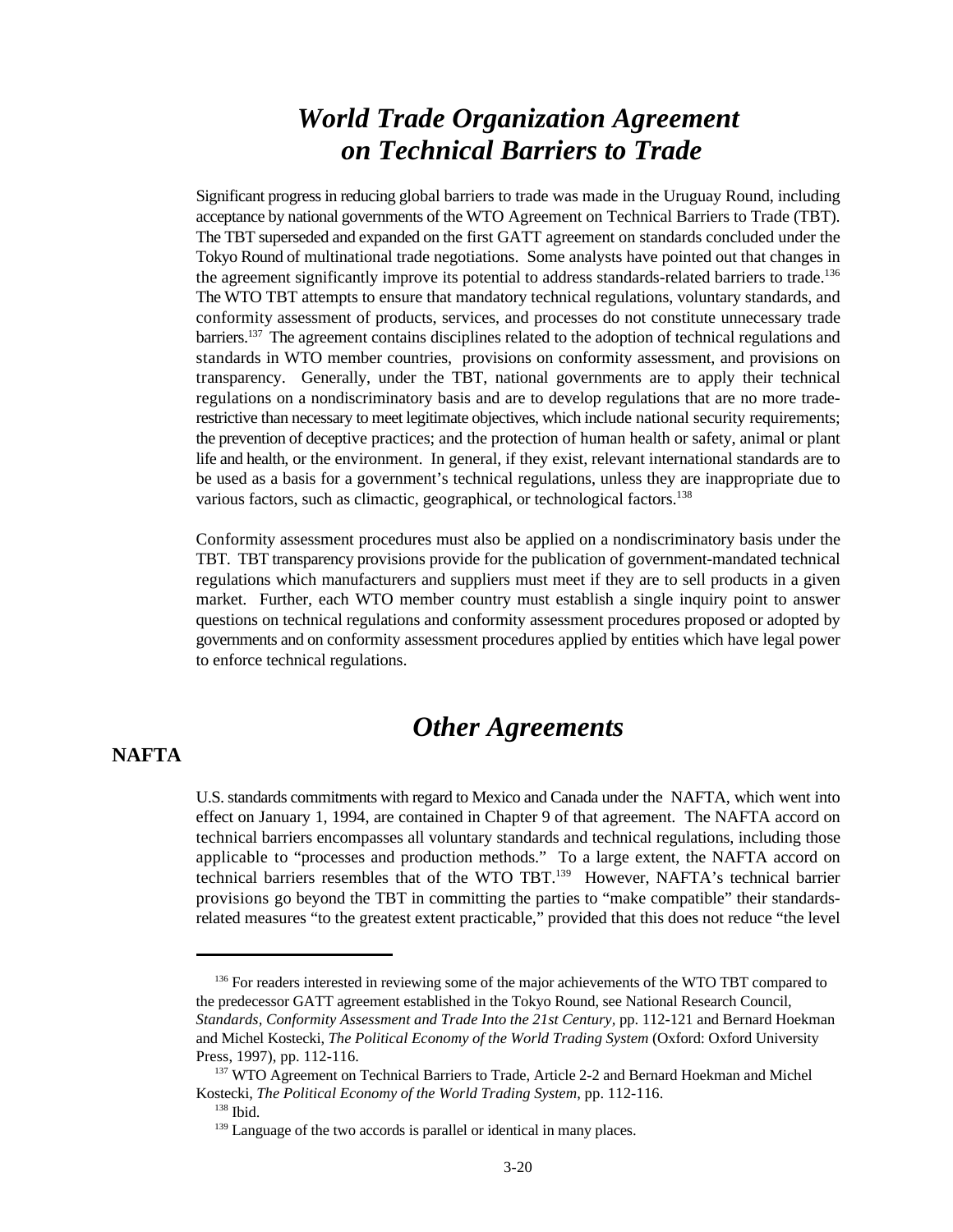# *World Trade Organization Agreement on Technical Barriers to Trade*

Significant progress in reducing global barriers to trade was made in the Uruguay Round, including acceptance by national governments of the WTO Agreement on Technical Barriers to Trade (TBT). The TBT superseded and expanded on the first GATT agreement on standards concluded under the Tokyo Round of multinational trade negotiations. Some analysts have pointed out that changes in the agreement significantly improve its potential to address standards-related barriers to trade.[136] The WTO TBT attempts to ensure that mandatory technical regulations, voluntary standards, and conformity assessment of products, services, and processes do not constitute unnecessary trade barriers.[137] The agreement contains disciplines related to the adoption of technical regulations and standards in WTO member countries, provisions on conformity assessment, and provisions on transparency. Generally, under the TBT, national governments are to apply their technical regulations on a nondiscriminatory basis and are to develop regulations that are no more trade-restrictive than necessary to meet legitimate objectives, which include national security requirements; the prevention of deceptive practices; and the protection of human health or safety, animal or plant life and health, or the environment. In general, if they exist, relevant international standards are to be used as a basis for a government's technical regulations, unless they are inappropriate due to various factors, such as climactic, geographical, or technological factors.[138]

Conformity assessment procedures must also be applied on a nondiscriminatory basis under the TBT. TBT transparency provisions provide for the publication of government-mandated technical regulations which manufacturers and suppliers must meet if they are to sell products in a given market. Further, each WTO member country must establish a single inquiry point to answer questions on technical regulations and conformity assessment procedures proposed or adopted by governments and on conformity assessment procedures applied by entities which have legal power to enforce technical regulations.

# *Other Agreements*

## NAFTA

U.S. standards commitments with regard to Mexico and Canada under the NAFTA, which went into effect on January 1, 1994, are contained in Chapter 9 of that agreement. The NAFTA accord on technical barriers encompasses all voluntary standards and technical regulations, including those applicable to "processes and production methods." To a large extent, the NAFTA accord on technical barriers resembles that of the WTO TBT.[139] However, NAFTA's technical barrier provisions go beyond the TBT in committing the parties to "make compatible" their standards-related measures "to the greatest extent practicable," provided that this does not reduce "the level

---

[136] For readers interested in reviewing some of the major achievements of the WTO TBT compared to the predecessor GATT agreement established in the Tokyo Round, see National Research Council, *Standards, Conformity Assessment and Trade Into the 21st Century*, pp. 112-121 and Bernard Hoekman and Michel Kostecki, *The Political Economy of the World Trading System* (Oxford: Oxford University Press, 1997), pp. 112-116.

[137] WTO Agreement on Technical Barriers to Trade, Article 2-2 and Bernard Hoekman and Michel Kostecki, *The Political Economy of the World Trading System*, pp. 112-116.

[138] Ibid.

[139] Language of the two accords is parallel or identical in many places.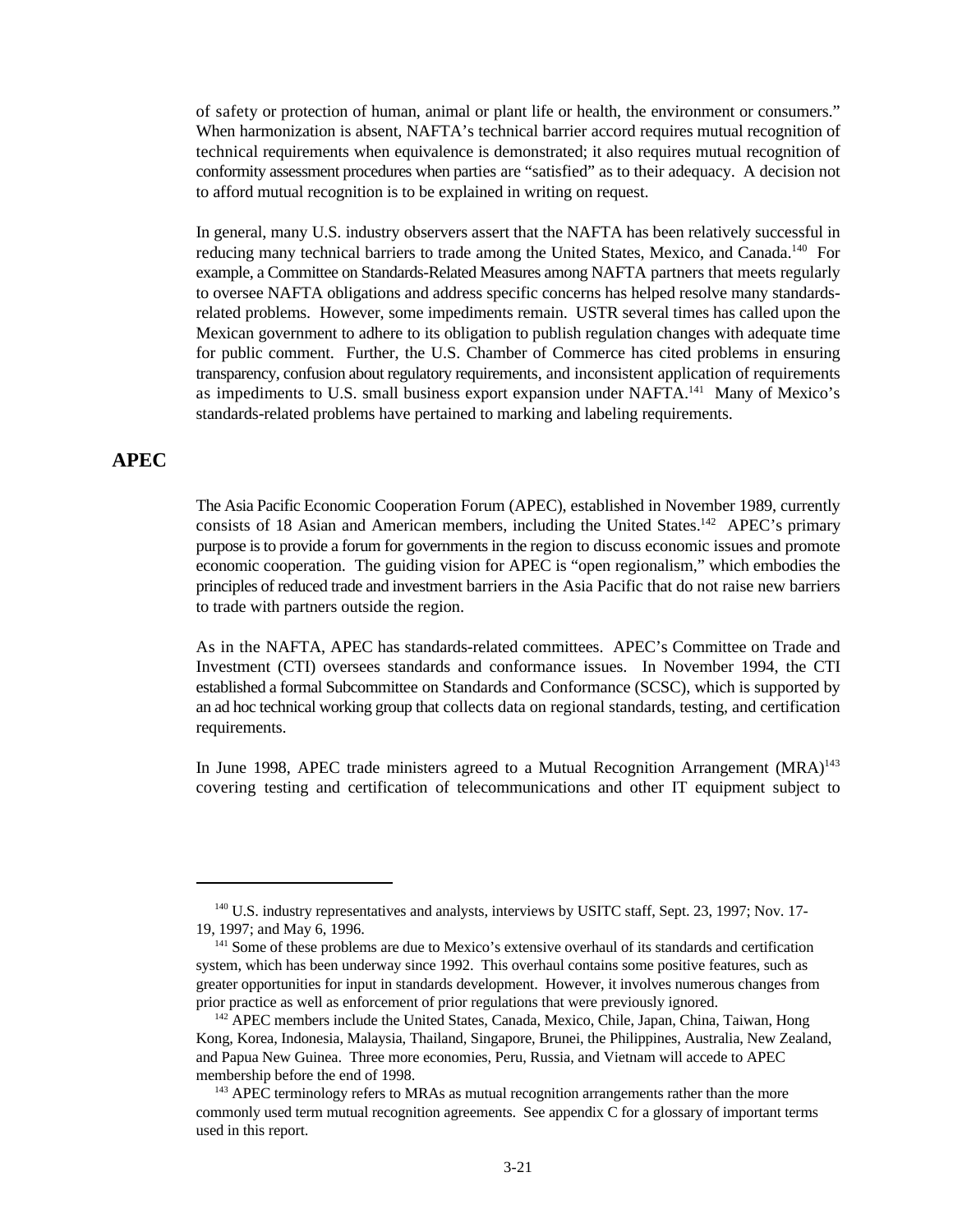of safety or protection of human, animal or plant life or health, the environment or consumers." When harmonization is absent, NAFTA's technical barrier accord requires mutual recognition of technical requirements when equivalence is demonstrated; it also requires mutual recognition of conformity assessment procedures when parties are "satisfied" as to their adequacy. A decision not to afford mutual recognition is to be explained in writing on request.

In general, many U.S. industry observers assert that the NAFTA has been relatively successful in reducing many technical barriers to trade among the United States, Mexico, and Canada.[140] For example, a Committee on Standards-Related Measures among NAFTA partners that meets regularly to oversee NAFTA obligations and address specific concerns has helped resolve many standards-related problems. However, some impediments remain. USTR several times has called upon the Mexican government to adhere to its obligation to publish regulation changes with adequate time for public comment. Further, the U.S. Chamber of Commerce has cited problems in ensuring transparency, confusion about regulatory requirements, and inconsistent application of requirements as impediments to U.S. small business export expansion under NAFTA.[141] Many of Mexico's standards-related problems have pertained to marking and labeling requirements.

## APEC

The Asia Pacific Economic Cooperation Forum (APEC), established in November 1989, currently consists of 18 Asian and American members, including the United States.[142] APEC's primary purpose is to provide a forum for governments in the region to discuss economic issues and promote economic cooperation. The guiding vision for APEC is "open regionalism," which embodies the principles of reduced trade and investment barriers in the Asia Pacific that do not raise new barriers to trade with partners outside the region.

As in the NAFTA, APEC has standards-related committees. APEC's Committee on Trade and Investment (CTI) oversees standards and conformance issues. In November 1994, the CTI established a formal Subcommittee on Standards and Conformance (SCSC), which is supported by an ad hoc technical working group that collects data on regional standards, testing, and certification requirements.

In June 1998, APEC trade ministers agreed to a Mutual Recognition Arrangement (MRA)[143] covering testing and certification of telecommunications and other IT equipment subject to

---

[140] U.S. industry representatives and analysts, interviews by USITC staff, Sept. 23, 1997; Nov. 17-19, 1997; and May 6, 1996.

[141] Some of these problems are due to Mexico's extensive overhaul of its standards and certification system, which has been underway since 1992. This overhaul contains some positive features, such as greater opportunities for input in standards development. However, it involves numerous changes from prior practice as well as enforcement of prior regulations that were previously ignored.

[142] APEC members include the United States, Canada, Mexico, Chile, Japan, China, Taiwan, Hong Kong, Korea, Indonesia, Malaysia, Thailand, Singapore, Brunei, the Philippines, Australia, New Zealand, and Papua New Guinea. Three more economies, Peru, Russia, and Vietnam will accede to APEC membership before the end of 1998.

[143] APEC terminology refers to MRAs as mutual recognition arrangements rather than the more commonly used term mutual recognition agreements. See appendix C for a glossary of important terms used in this report.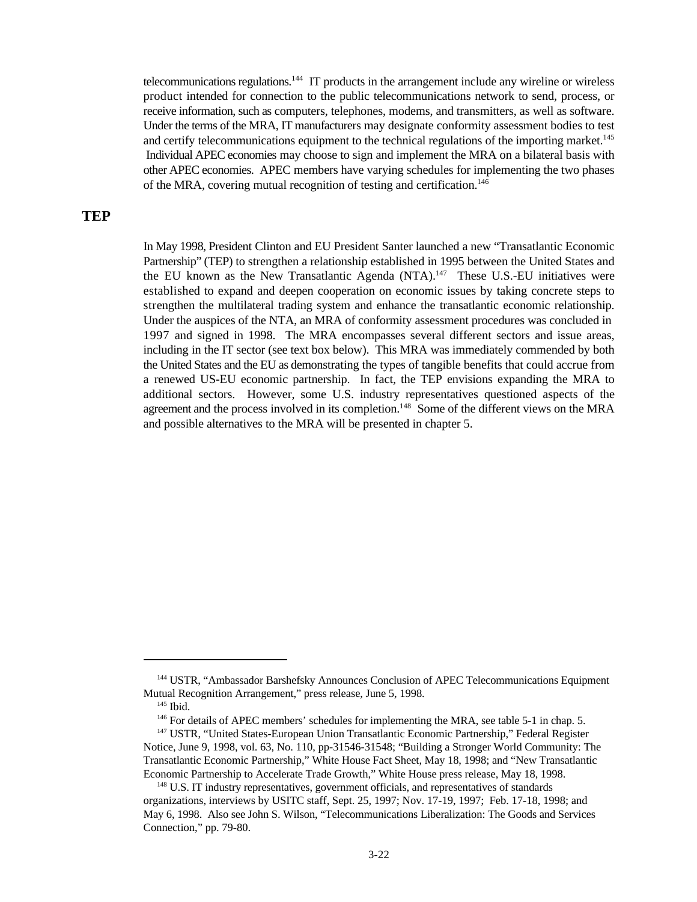telecommunications regulations.[144] IT products in the arrangement include any wireline or wireless product intended for connection to the public telecommunications network to send, process, or receive information, such as computers, telephones, modems, and transmitters, as well as software. Under the terms of the MRA, IT manufacturers may designate conformity assessment bodies to test and certify telecommunications equipment to the technical regulations of the importing market.[145] Individual APEC economies may choose to sign and implement the MRA on a bilateral basis with other APEC economies. APEC members have varying schedules for implementing the two phases of the MRA, covering mutual recognition of testing and certification.[146]

## TEP

In May 1998, President Clinton and EU President Santer launched a new "Transatlantic Economic Partnership" (TEP) to strengthen a relationship established in 1995 between the United States and the EU known as the New Transatlantic Agenda (NTA).[147] These U.S.-EU initiatives were established to expand and deepen cooperation on economic issues by taking concrete steps to strengthen the multilateral trading system and enhance the transatlantic economic relationship. Under the auspices of the NTA, an MRA of conformity assessment procedures was concluded in 1997 and signed in 1998. The MRA encompasses several different sectors and issue areas, including in the IT sector (see text box below). This MRA was immediately commended by both the United States and the EU as demonstrating the types of tangible benefits that could accrue from a renewed US-EU economic partnership. In fact, the TEP envisions expanding the MRA to additional sectors. However, some U.S. industry representatives questioned aspects of the agreement and the process involved in its completion.[148] Some of the different views on the MRA and possible alternatives to the MRA will be presented in chapter 5.

---

[144] USTR, "Ambassador Barshefsky Announces Conclusion of APEC Telecommunications Equipment Mutual Recognition Arrangement," press release, June 5, 1998.

[145] Ibid.

[146] For details of APEC members' schedules for implementing the MRA, see table 5-1 in chap. 5.

[147] USTR, "United States-European Union Transatlantic Economic Partnership," Federal Register Notice, June 9, 1998, vol. 63, No. 110, pp-31546-31548; "Building a Stronger World Community: The Transatlantic Economic Partnership," White House Fact Sheet, May 18, 1998; and "New Transatlantic Economic Partnership to Accelerate Trade Growth," White House press release, May 18, 1998.

[148] U.S. IT industry representatives, government officials, and representatives of standards organizations, interviews by USITC staff, Sept. 25, 1997; Nov. 17-19, 1997; Feb. 17-18, 1998; and May 6, 1998. Also see John S. Wilson, "Telecommunications Liberalization: The Goods and Services Connection," pp. 79-80.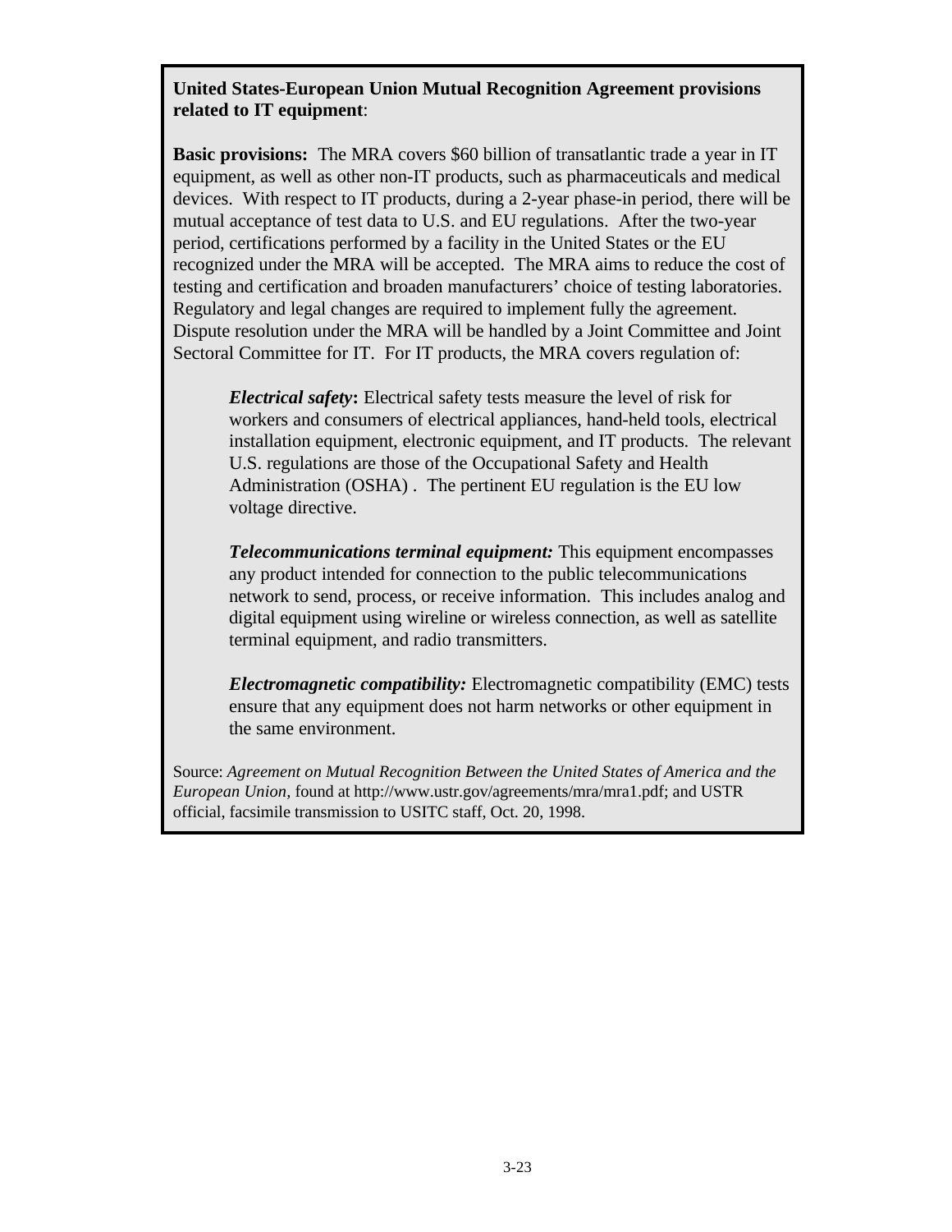**United States-European Union Mutual Recognition Agreement provisions related to IT equipment**:

**Basic provisions:** The MRA covers $60 billion of transatlantic trade a year in IT equipment, as well as other non-IT products, such as pharmaceuticals and medical devices. With respect to IT products, during a 2-year phase-in period, there will be mutual acceptance of test data to U.S. and EU regulations. After the two-year period, certifications performed by a facility in the United States or the EU recognized under the MRA will be accepted. The MRA aims to reduce the cost of testing and certification and broaden manufacturers' choice of testing laboratories. Regulatory and legal changes are required to implement fully the agreement. Dispute resolution under the MRA will be handled by a Joint Committee and Joint Sectoral Committee for IT. For IT products, the MRA covers regulation of:

> ***Electrical safety*:** Electrical safety tests measure the level of risk for workers and consumers of electrical appliances, hand-held tools, electrical installation equipment, electronic equipment, and IT products. The relevant U.S. regulations are those of the Occupational Safety and Health Administration (OSHA) . The pertinent EU regulation is the EU low voltage directive.
>
> ***Telecommunications terminal equipment:*** This equipment encompasses any product intended for connection to the public telecommunications network to send, process, or receive information. This includes analog and digital equipment using wireline or wireless connection, as well as satellite terminal equipment, and radio transmitters.
>
> ***Electromagnetic compatibility:*** Electromagnetic compatibility (EMC) tests ensure that any equipment does not harm networks or other equipment in the same environment.

Source: *Agreement on Mutual Recognition Between the United States of America and the European Union,* found at http://www.ustr.gov/agreements/mra/mra1.pdf; and USTR official, facsimile transmission to USITC staff, Oct. 20, 1998.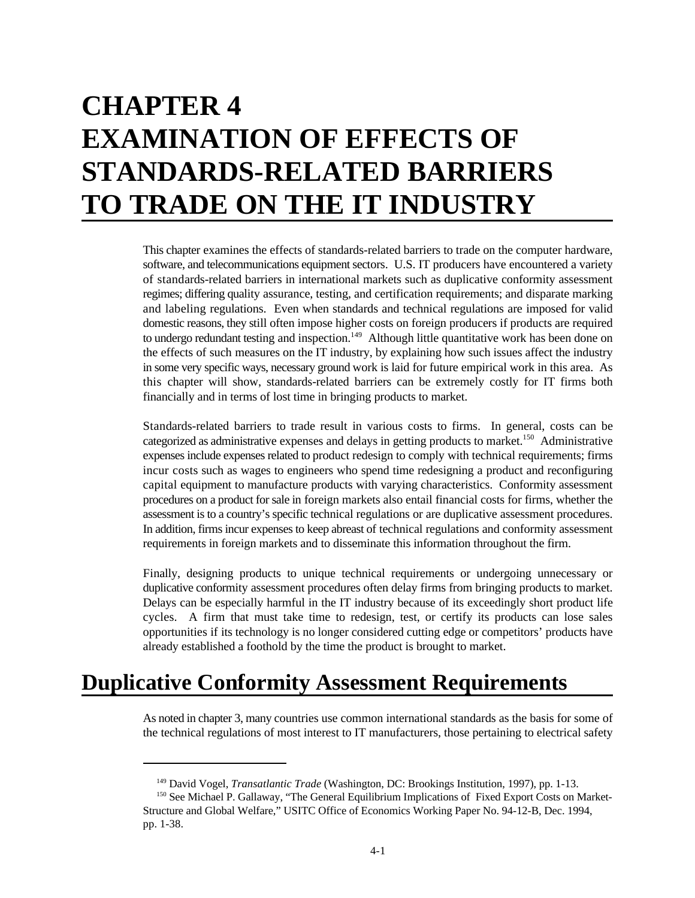# CHAPTER 4 EXAMINATION OF EFFECTS OF STANDARDS-RELATED BARRIERS TO TRADE ON THE IT INDUSTRY

This chapter examines the effects of standards-related barriers to trade on the computer hardware, software, and telecommunications equipment sectors. U.S. IT producers have encountered a variety of standards-related barriers in international markets such as duplicative conformity assessment regimes; differing quality assurance, testing, and certification requirements; and disparate marking and labeling regulations. Even when standards and technical regulations are imposed for valid domestic reasons, they still often impose higher costs on foreign producers if products are required to undergo redundant testing and inspection.[149] Although little quantitative work has been done on the effects of such measures on the IT industry, by explaining how such issues affect the industry in some very specific ways, necessary ground work is laid for future empirical work in this area. As this chapter will show, standards-related barriers can be extremely costly for IT firms both financially and in terms of lost time in bringing products to market.

Standards-related barriers to trade result in various costs to firms. In general, costs can be categorized as administrative expenses and delays in getting products to market.[150] Administrative expenses include expenses related to product redesign to comply with technical requirements; firms incur costs such as wages to engineers who spend time redesigning a product and reconfiguring capital equipment to manufacture products with varying characteristics. Conformity assessment procedures on a product for sale in foreign markets also entail financial costs for firms, whether the assessment is to a country's specific technical regulations or are duplicative assessment procedures. In addition, firms incur expenses to keep abreast of technical regulations and conformity assessment requirements in foreign markets and to disseminate this information throughout the firm.

Finally, designing products to unique technical requirements or undergoing unnecessary or duplicative conformity assessment procedures often delay firms from bringing products to market. Delays can be especially harmful in the IT industry because of its exceedingly short product life cycles. A firm that must take time to redesign, test, or certify its products can lose sales opportunities if its technology is no longer considered cutting edge or competitors' products have already established a foothold by the time the product is brought to market.

## Duplicative Conformity Assessment Requirements

As noted in chapter 3, many countries use common international standards as the basis for some of the technical regulations of most interest to IT manufacturers, those pertaining to electrical safety

---

[149] David Vogel, *Transatlantic Trade* (Washington, DC: Brookings Institution, 1997), pp. 1-13.

[150] See Michael P. Gallaway, "The General Equilibrium Implications of Fixed Export Costs on Market-Structure and Global Welfare," USITC Office of Economics Working Paper No. 94-12-B, Dec. 1994, pp. 1-38.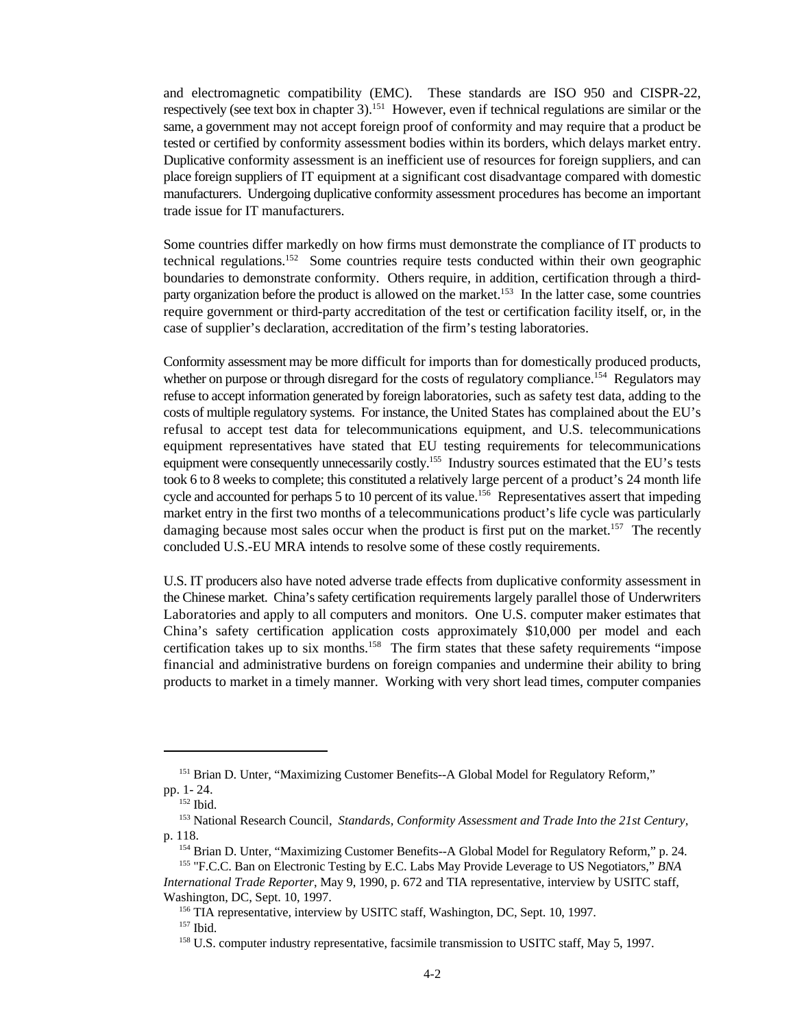and electromagnetic compatibility (EMC). These standards are ISO 950 and CISPR-22, respectively (see text box in chapter 3).[151] However, even if technical regulations are similar or the same, a government may not accept foreign proof of conformity and may require that a product be tested or certified by conformity assessment bodies within its borders, which delays market entry. Duplicative conformity assessment is an inefficient use of resources for foreign suppliers, and can place foreign suppliers of IT equipment at a significant cost disadvantage compared with domestic manufacturers. Undergoing duplicative conformity assessment procedures has become an important trade issue for IT manufacturers.

Some countries differ markedly on how firms must demonstrate the compliance of IT products to technical regulations.[152] Some countries require tests conducted within their own geographic boundaries to demonstrate conformity. Others require, in addition, certification through a third-party organization before the product is allowed on the market.[153] In the latter case, some countries require government or third-party accreditation of the test or certification facility itself, or, in the case of supplier's declaration, accreditation of the firm's testing laboratories.

Conformity assessment may be more difficult for imports than for domestically produced products, whether on purpose or through disregard for the costs of regulatory compliance.[154] Regulators may refuse to accept information generated by foreign laboratories, such as safety test data, adding to the costs of multiple regulatory systems. For instance, the United States has complained about the EU's refusal to accept test data for telecommunications equipment, and U.S. telecommunications equipment representatives have stated that EU testing requirements for telecommunications equipment were consequently unnecessarily costly.[155] Industry sources estimated that the EU's tests took 6 to 8 weeks to complete; this constituted a relatively large percent of a product's 24 month life cycle and accounted for perhaps 5 to 10 percent of its value.[156] Representatives assert that impeding market entry in the first two months of a telecommunications product's life cycle was particularly damaging because most sales occur when the product is first put on the market.[157] The recently concluded U.S.-EU MRA intends to resolve some of these costly requirements.

U.S. IT producers also have noted adverse trade effects from duplicative conformity assessment in the Chinese market. China's safety certification requirements largely parallel those of Underwriters Laboratories and apply to all computers and monitors. One U.S. computer maker estimates that China's safety certification application costs approximately $10,000 per model and each certification takes up to six months.[158] The firm states that these safety requirements "impose financial and administrative burdens on foreign companies and undermine their ability to bring products to market in a timely manner. Working with very short lead times, computer companies

---

[151] Brian D. Unter, "Maximizing Customer Benefits--A Global Model for Regulatory Reform," pp. 1- 24.

[152] Ibid.

[153] National Research Council, *Standards, Conformity Assessment and Trade Into the 21st Century*, p. 118.

[154] Brian D. Unter, "Maximizing Customer Benefits--A Global Model for Regulatory Reform," p. 24.

[155] "F.C.C. Ban on Electronic Testing by E.C. Labs May Provide Leverage to US Negotiators," *BNA International Trade Reporter*, May 9, 1990, p. 672 and TIA representative, interview by USITC staff, Washington, DC, Sept. 10, 1997.

[156] TIA representative, interview by USITC staff, Washington, DC, Sept. 10, 1997.

[157] Ibid.

[158] U.S. computer industry representative, facsimile transmission to USITC staff, May 5, 1997.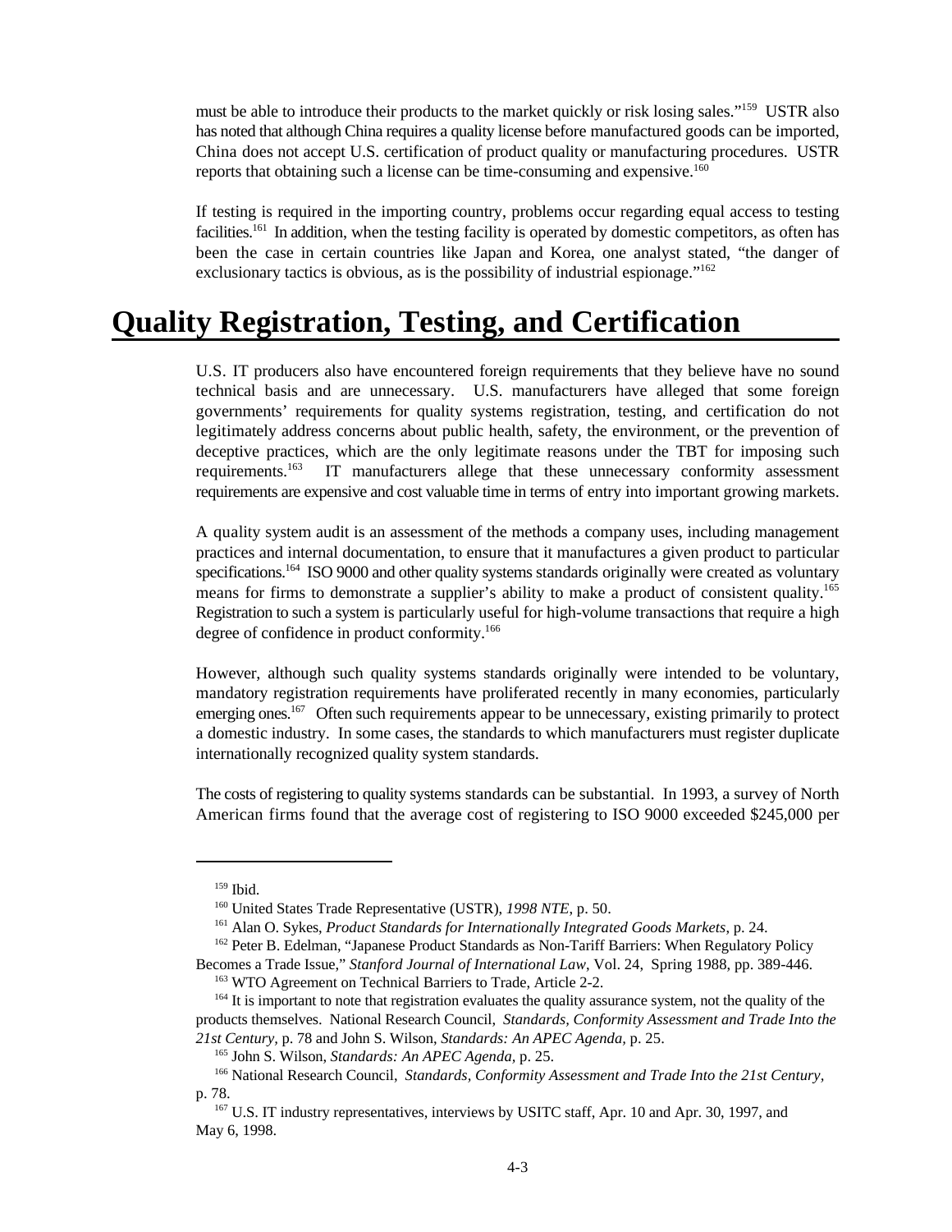must be able to introduce their products to the market quickly or risk losing sales."[159] USTR also has noted that although China requires a quality license before manufactured goods can be imported, China does not accept U.S. certification of product quality or manufacturing procedures. USTR reports that obtaining such a license can be time-consuming and expensive.[160]

If testing is required in the importing country, problems occur regarding equal access to testing facilities.[161] In addition, when the testing facility is operated by domestic competitors, as often has been the case in certain countries like Japan and Korea, one analyst stated, "the danger of exclusionary tactics is obvious, as is the possibility of industrial espionage."[162]

# Quality Registration, Testing, and Certification

U.S. IT producers also have encountered foreign requirements that they believe have no sound technical basis and are unnecessary. U.S. manufacturers have alleged that some foreign governments' requirements for quality systems registration, testing, and certification do not legitimately address concerns about public health, safety, the environment, or the prevention of deceptive practices, which are the only legitimate reasons under the TBT for imposing such requirements.[163] IT manufacturers allege that these unnecessary conformity assessment requirements are expensive and cost valuable time in terms of entry into important growing markets.

A quality system audit is an assessment of the methods a company uses, including management practices and internal documentation, to ensure that it manufactures a given product to particular specifications.[164] ISO 9000 and other quality systems standards originally were created as voluntary means for firms to demonstrate a supplier's ability to make a product of consistent quality.[165] Registration to such a system is particularly useful for high-volume transactions that require a high degree of confidence in product conformity.[166]

However, although such quality systems standards originally were intended to be voluntary, mandatory registration requirements have proliferated recently in many economies, particularly emerging ones.[167] Often such requirements appear to be unnecessary, existing primarily to protect a domestic industry. In some cases, the standards to which manufacturers must register duplicate internationally recognized quality system standards.

The costs of registering to quality systems standards can be substantial. In 1993, a survey of North American firms found that the average cost of registering to ISO 9000 exceeded $245,000 per

---

[159] Ibid.

[160] United States Trade Representative (USTR), *1998 NTE,* p. 50.

[161] Alan O. Sykes, *Product Standards for Internationally Integrated Goods Markets,* p. 24.

[162] Peter B. Edelman, "Japanese Product Standards as Non-Tariff Barriers: When Regulatory Policy Becomes a Trade Issue," *Stanford Journal of International Law*, Vol. 24, Spring 1988, pp. 389-446.

[163] WTO Agreement on Technical Barriers to Trade, Article 2-2.

[164] It is important to note that registration evaluates the quality assurance system, not the quality of the products themselves. National Research Council, *Standards, Conformity Assessment and Trade Into the 21st Century,* p. 78 and John S. Wilson, *Standards: An APEC Agenda,* p. 25.

[165] John S. Wilson, *Standards: An APEC Agenda,* p. 25.

[166] National Research Council, *Standards, Conformity Assessment and Trade Into the 21st Century,* p. 78.

[167] U.S. IT industry representatives, interviews by USITC staff, Apr. 10 and Apr. 30, 1997, and May 6, 1998.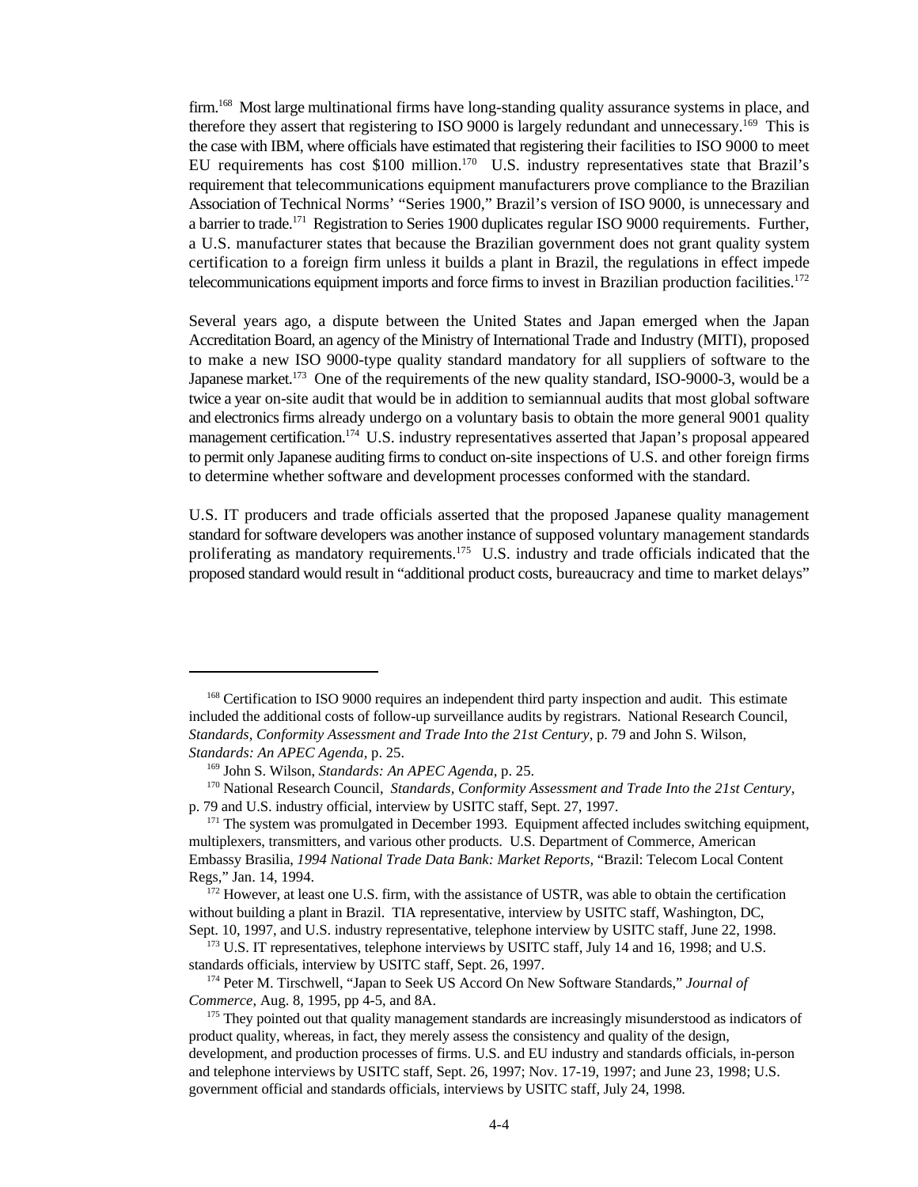firm.[168] Most large multinational firms have long-standing quality assurance systems in place, and therefore they assert that registering to ISO 9000 is largely redundant and unnecessary.[169] This is the case with IBM, where officials have estimated that registering their facilities to ISO 9000 to meet EU requirements has cost $100 million.[170] U.S. industry representatives state that Brazil's requirement that telecommunications equipment manufacturers prove compliance to the Brazilian Association of Technical Norms' "Series 1900," Brazil's version of ISO 9000, is unnecessary and a barrier to trade.[171] Registration to Series 1900 duplicates regular ISO 9000 requirements. Further, a U.S. manufacturer states that because the Brazilian government does not grant quality system certification to a foreign firm unless it builds a plant in Brazil, the regulations in effect impede telecommunications equipment imports and force firms to invest in Brazilian production facilities.[172]

Several years ago, a dispute between the United States and Japan emerged when the Japan Accreditation Board, an agency of the Ministry of International Trade and Industry (MITI), proposed to make a new ISO 9000-type quality standard mandatory for all suppliers of software to the Japanese market.[173] One of the requirements of the new quality standard, ISO-9000-3, would be a twice a year on-site audit that would be in addition to semiannual audits that most global software and electronics firms already undergo on a voluntary basis to obtain the more general 9001 quality management certification.[174] U.S. industry representatives asserted that Japan's proposal appeared to permit only Japanese auditing firms to conduct on-site inspections of U.S. and other foreign firms to determine whether software and development processes conformed with the standard.

U.S. IT producers and trade officials asserted that the proposed Japanese quality management standard for software developers was another instance of supposed voluntary management standards proliferating as mandatory requirements.[175] U.S. industry and trade officials indicated that the proposed standard would result in "additional product costs, bureaucracy and time to market delays"

---

[168] Certification to ISO 9000 requires an independent third party inspection and audit. This estimate included the additional costs of follow-up surveillance audits by registrars. National Research Council, *Standards, Conformity Assessment and Trade Into the 21st Century,* p. 79 and John S. Wilson, *Standards: An APEC Agenda,* p. 25.

[169] John S. Wilson, *Standards: An APEC Agenda,* p. 25.

[170] National Research Council, *Standards, Conformity Assessment and Trade Into the 21st Century,* p. 79 and U.S. industry official, interview by USITC staff, Sept. 27, 1997.

[171] The system was promulgated in December 1993. Equipment affected includes switching equipment, multiplexers, transmitters, and various other products. U.S. Department of Commerce, American Embassy Brasilia, *1994 National Trade Data Bank: Market Reports,* "Brazil: Telecom Local Content Regs," Jan. 14, 1994.

[172] However, at least one U.S. firm, with the assistance of USTR, was able to obtain the certification without building a plant in Brazil. TIA representative, interview by USITC staff, Washington, DC, Sept. 10, 1997, and U.S. industry representative, telephone interview by USITC staff, June 22, 1998.

[173] U.S. IT representatives, telephone interviews by USITC staff, July 14 and 16, 1998; and U.S. standards officials, interview by USITC staff, Sept. 26, 1997.

[174] Peter M. Tirschwell, "Japan to Seek US Accord On New Software Standards," *Journal of Commerce*, Aug. 8, 1995, pp 4-5, and 8A.

[175] They pointed out that quality management standards are increasingly misunderstood as indicators of product quality, whereas, in fact, they merely assess the consistency and quality of the design, development, and production processes of firms. U.S. and EU industry and standards officials, in-person and telephone interviews by USITC staff, Sept. 26, 1997; Nov. 17-19, 1997; and June 23, 1998; U.S. government official and standards officials, interviews by USITC staff, July 24, 1998.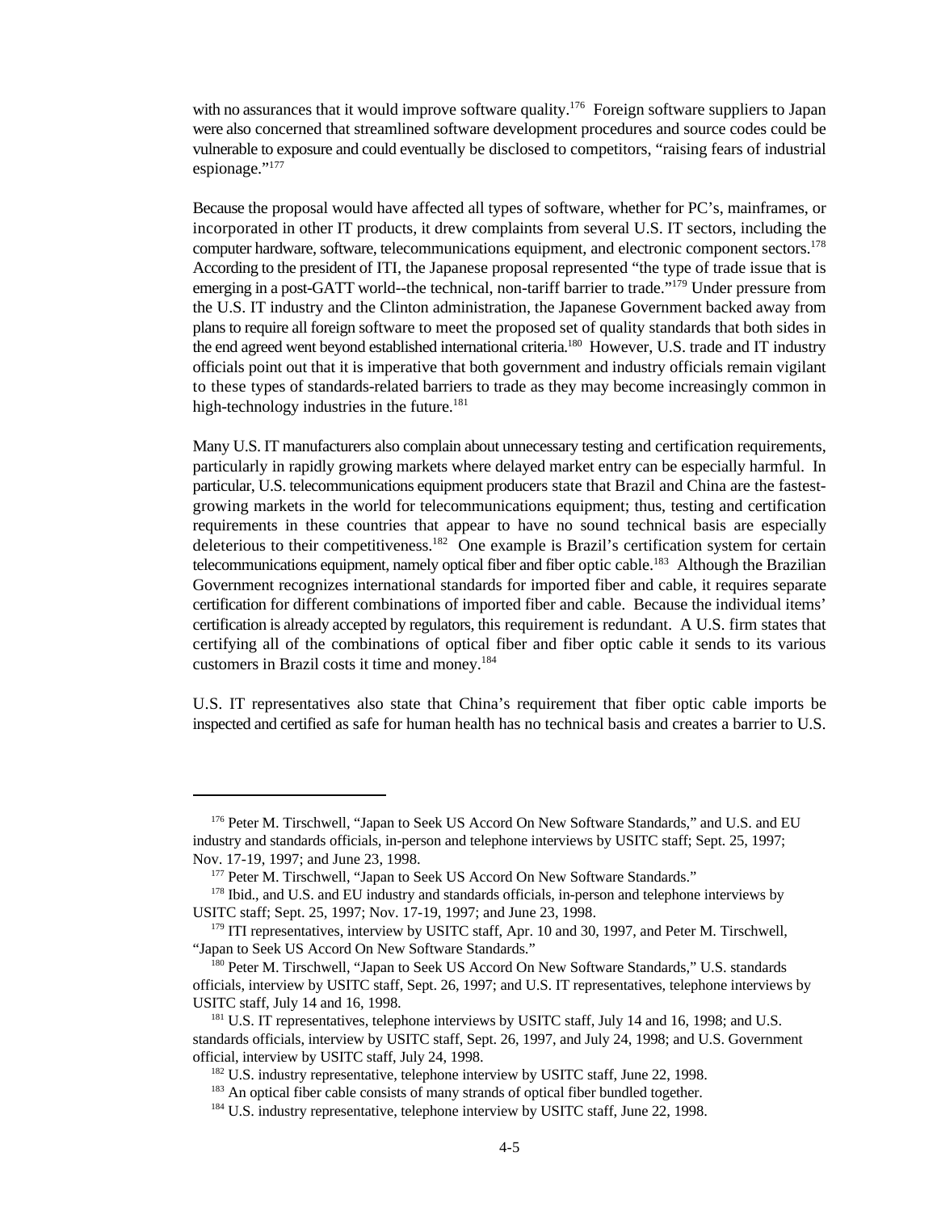with no assurances that it would improve software quality.[176] Foreign software suppliers to Japan were also concerned that streamlined software development procedures and source codes could be vulnerable to exposure and could eventually be disclosed to competitors, "raising fears of industrial espionage."[177]

Because the proposal would have affected all types of software, whether for PC's, mainframes, or incorporated in other IT products, it drew complaints from several U.S. IT sectors, including the computer hardware, software, telecommunications equipment, and electronic component sectors.[178] According to the president of ITI, the Japanese proposal represented "the type of trade issue that is emerging in a post-GATT world--the technical, non-tariff barrier to trade."[179] Under pressure from the U.S. IT industry and the Clinton administration, the Japanese Government backed away from plans to require all foreign software to meet the proposed set of quality standards that both sides in the end agreed went beyond established international criteria.[180] However, U.S. trade and IT industry officials point out that it is imperative that both government and industry officials remain vigilant to these types of standards-related barriers to trade as they may become increasingly common in high-technology industries in the future.[181]

Many U.S. IT manufacturers also complain about unnecessary testing and certification requirements, particularly in rapidly growing markets where delayed market entry can be especially harmful. In particular, U.S. telecommunications equipment producers state that Brazil and China are the fastest-growing markets in the world for telecommunications equipment; thus, testing and certification requirements in these countries that appear to have no sound technical basis are especially deleterious to their competitiveness.[182] One example is Brazil's certification system for certain telecommunications equipment, namely optical fiber and fiber optic cable.[183] Although the Brazilian Government recognizes international standards for imported fiber and cable, it requires separate certification for different combinations of imported fiber and cable. Because the individual items' certification is already accepted by regulators, this requirement is redundant. A U.S. firm states that certifying all of the combinations of optical fiber and fiber optic cable it sends to its various customers in Brazil costs it time and money.[184]

U.S. IT representatives also state that China's requirement that fiber optic cable imports be inspected and certified as safe for human health has no technical basis and creates a barrier to U.S.

---

[176] Peter M. Tirschwell, "Japan to Seek US Accord On New Software Standards," and U.S. and EU industry and standards officials, in-person and telephone interviews by USITC staff; Sept. 25, 1997; Nov. 17-19, 1997; and June 23, 1998.

[177] Peter M. Tirschwell, "Japan to Seek US Accord On New Software Standards."

[178] Ibid., and U.S. and EU industry and standards officials, in-person and telephone interviews by USITC staff; Sept. 25, 1997; Nov. 17-19, 1997; and June 23, 1998.

[179] ITI representatives, interview by USITC staff, Apr. 10 and 30, 1997, and Peter M. Tirschwell, "Japan to Seek US Accord On New Software Standards."

[180] Peter M. Tirschwell, "Japan to Seek US Accord On New Software Standards," U.S. standards officials, interview by USITC staff, Sept. 26, 1997; and U.S. IT representatives, telephone interviews by USITC staff, July 14 and 16, 1998.

[181] U.S. IT representatives, telephone interviews by USITC staff, July 14 and 16, 1998; and U.S. standards officials, interview by USITC staff, Sept. 26, 1997, and July 24, 1998; and U.S. Government official, interview by USITC staff, July 24, 1998.

[182] U.S. industry representative, telephone interview by USITC staff, June 22, 1998.

[183] An optical fiber cable consists of many strands of optical fiber bundled together.

[184] U.S. industry representative, telephone interview by USITC staff, June 22, 1998.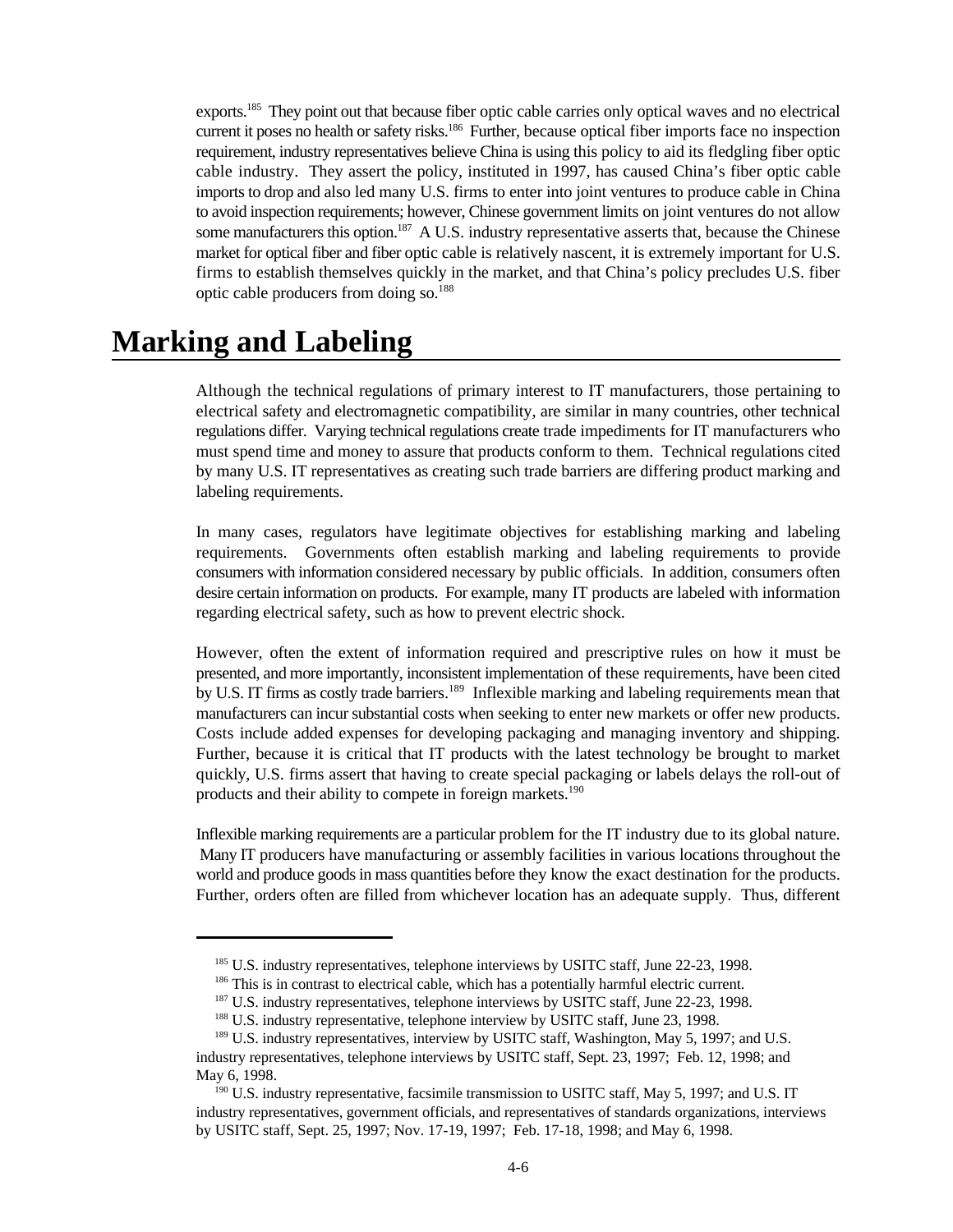exports.[185] They point out that because fiber optic cable carries only optical waves and no electrical current it poses no health or safety risks.[186] Further, because optical fiber imports face no inspection requirement, industry representatives believe China is using this policy to aid its fledgling fiber optic cable industry. They assert the policy, instituted in 1997, has caused China's fiber optic cable imports to drop and also led many U.S. firms to enter into joint ventures to produce cable in China to avoid inspection requirements; however, Chinese government limits on joint ventures do not allow some manufacturers this option.[187] A U.S. industry representative asserts that, because the Chinese market for optical fiber and fiber optic cable is relatively nascent, it is extremely important for U.S. firms to establish themselves quickly in the market, and that China's policy precludes U.S. fiber optic cable producers from doing so.[188]

# Marking and Labeling

Although the technical regulations of primary interest to IT manufacturers, those pertaining to electrical safety and electromagnetic compatibility, are similar in many countries, other technical regulations differ. Varying technical regulations create trade impediments for IT manufacturers who must spend time and money to assure that products conform to them. Technical regulations cited by many U.S. IT representatives as creating such trade barriers are differing product marking and labeling requirements.

In many cases, regulators have legitimate objectives for establishing marking and labeling requirements. Governments often establish marking and labeling requirements to provide consumers with information considered necessary by public officials. In addition, consumers often desire certain information on products. For example, many IT products are labeled with information regarding electrical safety, such as how to prevent electric shock.

However, often the extent of information required and prescriptive rules on how it must be presented, and more importantly, inconsistent implementation of these requirements, have been cited by U.S. IT firms as costly trade barriers.[189] Inflexible marking and labeling requirements mean that manufacturers can incur substantial costs when seeking to enter new markets or offer new products. Costs include added expenses for developing packaging and managing inventory and shipping. Further, because it is critical that IT products with the latest technology be brought to market quickly, U.S. firms assert that having to create special packaging or labels delays the roll-out of products and their ability to compete in foreign markets.[190]

Inflexible marking requirements are a particular problem for the IT industry due to its global nature. Many IT producers have manufacturing or assembly facilities in various locations throughout the world and produce goods in mass quantities before they know the exact destination for the products. Further, orders often are filled from whichever location has an adequate supply. Thus, different

---

[185] U.S. industry representatives, telephone interviews by USITC staff, June 22-23, 1998.

[186] This is in contrast to electrical cable, which has a potentially harmful electric current.

[187] U.S. industry representatives, telephone interviews by USITC staff, June 22-23, 1998.

[188] U.S. industry representative, telephone interview by USITC staff, June 23, 1998.

[189] U.S. industry representatives, interview by USITC staff, Washington, May 5, 1997; and U.S. industry representatives, telephone interviews by USITC staff, Sept. 23, 1997; Feb. 12, 1998; and May 6, 1998.

[190] U.S. industry representative, facsimile transmission to USITC staff, May 5, 1997; and U.S. IT industry representatives, government officials, and representatives of standards organizations, interviews by USITC staff, Sept. 25, 1997; Nov. 17-19, 1997; Feb. 17-18, 1998; and May 6, 1998.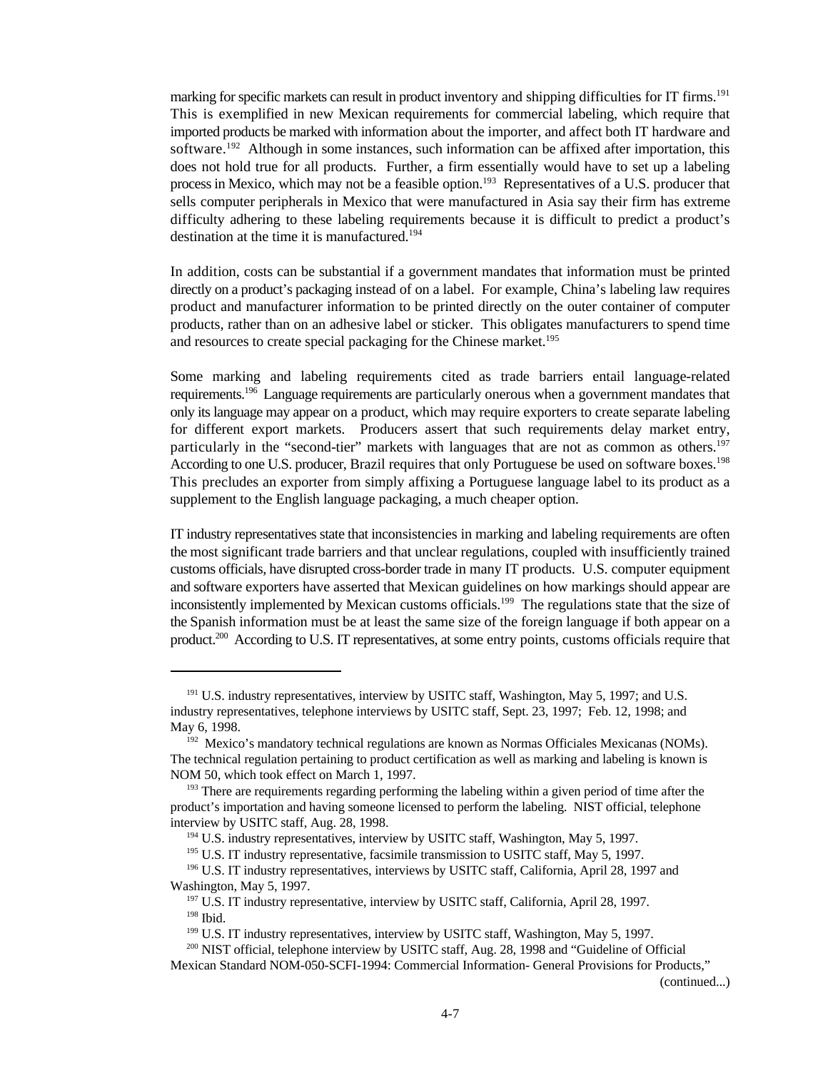marking for specific markets can result in product inventory and shipping difficulties for IT firms.[191] This is exemplified in new Mexican requirements for commercial labeling, which require that imported products be marked with information about the importer, and affect both IT hardware and software.[192] Although in some instances, such information can be affixed after importation, this does not hold true for all products. Further, a firm essentially would have to set up a labeling process in Mexico, which may not be a feasible option.[193] Representatives of a U.S. producer that sells computer peripherals in Mexico that were manufactured in Asia say their firm has extreme difficulty adhering to these labeling requirements because it is difficult to predict a product's destination at the time it is manufactured.[194]

In addition, costs can be substantial if a government mandates that information must be printed directly on a product's packaging instead of on a label. For example, China's labeling law requires product and manufacturer information to be printed directly on the outer container of computer products, rather than on an adhesive label or sticker. This obligates manufacturers to spend time and resources to create special packaging for the Chinese market.[195]

Some marking and labeling requirements cited as trade barriers entail language-related requirements.[196] Language requirements are particularly onerous when a government mandates that only its language may appear on a product, which may require exporters to create separate labeling for different export markets. Producers assert that such requirements delay market entry, particularly in the "second-tier" markets with languages that are not as common as others.[197] According to one U.S. producer, Brazil requires that only Portuguese be used on software boxes.[198] This precludes an exporter from simply affixing a Portuguese language label to its product as a supplement to the English language packaging, a much cheaper option.

IT industry representatives state that inconsistencies in marking and labeling requirements are often the most significant trade barriers and that unclear regulations, coupled with insufficiently trained customs officials, have disrupted cross-border trade in many IT products. U.S. computer equipment and software exporters have asserted that Mexican guidelines on how markings should appear are inconsistently implemented by Mexican customs officials.[199] The regulations state that the size of the Spanish information must be at least the same size of the foreign language if both appear on a product.[200] According to U.S. IT representatives, at some entry points, customs officials require that

---

[191] U.S. industry representatives, interview by USITC staff, Washington, May 5, 1997; and U.S. industry representatives, telephone interviews by USITC staff, Sept. 23, 1997; Feb. 12, 1998; and May 6, 1998.

[192] Mexico's mandatory technical regulations are known as Normas Officiales Mexicanas (NOMs). The technical regulation pertaining to product certification as well as marking and labeling is known is NOM 50, which took effect on March 1, 1997.

[193] There are requirements regarding performing the labeling within a given period of time after the product's importation and having someone licensed to perform the labeling. NIST official, telephone interview by USITC staff, Aug. 28, 1998.

[194] U.S. industry representatives, interview by USITC staff, Washington, May 5, 1997.

[195] U.S. IT industry representative, facsimile transmission to USITC staff, May 5, 1997.

[196] U.S. IT industry representatives, interviews by USITC staff, California, April 28, 1997 and Washington, May 5, 1997.

[197] U.S. IT industry representative, interview by USITC staff, California, April 28, 1997.

[198] Ibid.

[199] U.S. IT industry representatives, interview by USITC staff, Washington, May 5, 1997.

[200] NIST official, telephone interview by USITC staff, Aug. 28, 1998 and "Guideline of Official Mexican Standard NOM-050-SCFI-1994: Commercial Information- General Provisions for Products," (continued...)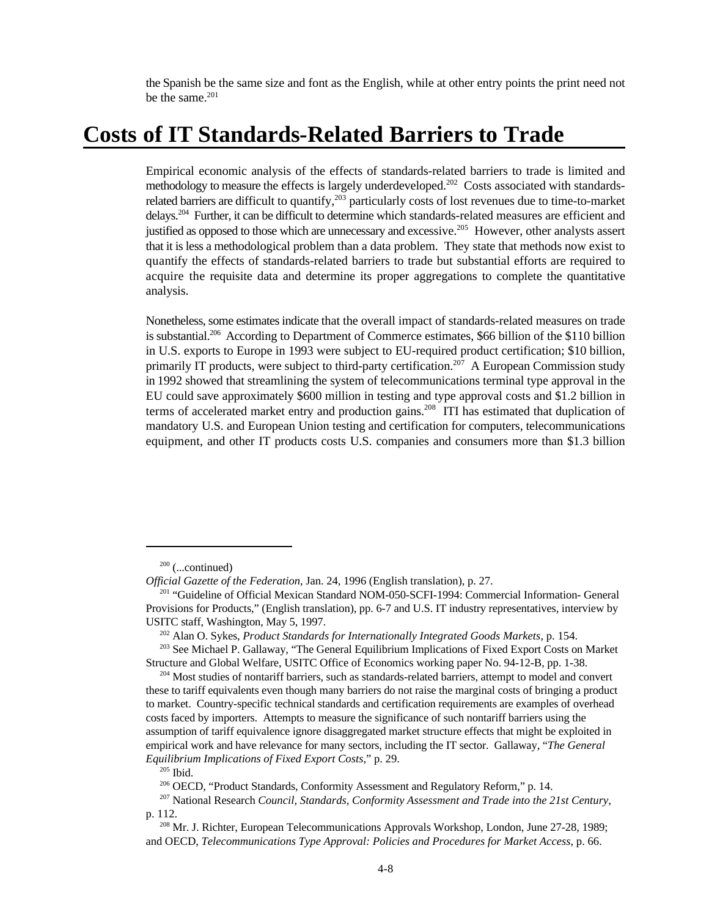the Spanish be the same size and font as the English, while at other entry points the print need not be the same.[201]

# Costs of IT Standards-Related Barriers to Trade

Empirical economic analysis of the effects of standards-related barriers to trade is limited and methodology to measure the effects is largely underdeveloped.[202] Costs associated with standards-related barriers are difficult to quantify,[203] particularly costs of lost revenues due to time-to-market delays.[204] Further, it can be difficult to determine which standards-related measures are efficient and justified as opposed to those which are unnecessary and excessive.[205] However, other analysts assert that it is less a methodological problem than a data problem. They state that methods now exist to quantify the effects of standards-related barriers to trade but substantial efforts are required to acquire the requisite data and determine its proper aggregations to complete the quantitative analysis.

Nonetheless, some estimates indicate that the overall impact of standards-related measures on trade is substantial.[206] According to Department of Commerce estimates, $66 billion of the $110 billion in U.S. exports to Europe in 1993 were subject to EU-required product certification; $10 billion, primarily IT products, were subject to third-party certification.[207] A European Commission study in 1992 showed that streamlining the system of telecommunications terminal type approval in the EU could save approximately $600 million in testing and type approval costs and $1.2 billion in terms of accelerated market entry and production gains.[208] ITI has estimated that duplication of mandatory U.S. and European Union testing and certification for computers, telecommunications equipment, and other IT products costs U.S. companies and consumers more than $1.3 billion

---

[200] (...continued)
*Official Gazette of the Federation,* Jan. 24, 1996 (English translation), p. 27.

[201] "Guideline of Official Mexican Standard NOM-050-SCFI-1994: Commercial Information- General Provisions for Products," (English translation), pp. 6-7 and U.S. IT industry representatives, interview by USITC staff, Washington, May 5, 1997.

[202] Alan O. Sykes, *Product Standards for Internationally Integrated Goods Markets*, p. 154.

[203] See Michael P. Gallaway, "The General Equilibrium Implications of Fixed Export Costs on Market Structure and Global Welfare, USITC Office of Economics working paper No. 94-12-B, pp. 1-38.

[204] Most studies of nontariff barriers, such as standards-related barriers, attempt to model and convert these to tariff equivalents even though many barriers do not raise the marginal costs of bringing a product to market. Country-specific technical standards and certification requirements are examples of overhead costs faced by importers. Attempts to measure the significance of such nontariff barriers using the assumption of tariff equivalence ignore disaggregated market structure effects that might be exploited in empirical work and have relevance for many sectors, including the IT sector. Gallaway, "*The General Equilibrium Implications of Fixed Export Costs*," p. 29.

[205] Ibid.

[206] OECD, "Product Standards, Conformity Assessment and Regulatory Reform," p. 14.

[207] National Research *Council, Standards, Conformity Assessment and Trade into the 21st Century*, p. 112.

[208] Mr. J. Richter, European Telecommunications Approvals Workshop, London, June 27-28, 1989; and OECD, *Telecommunications Type Approval: Policies and Procedures for Market Access*, p. 66.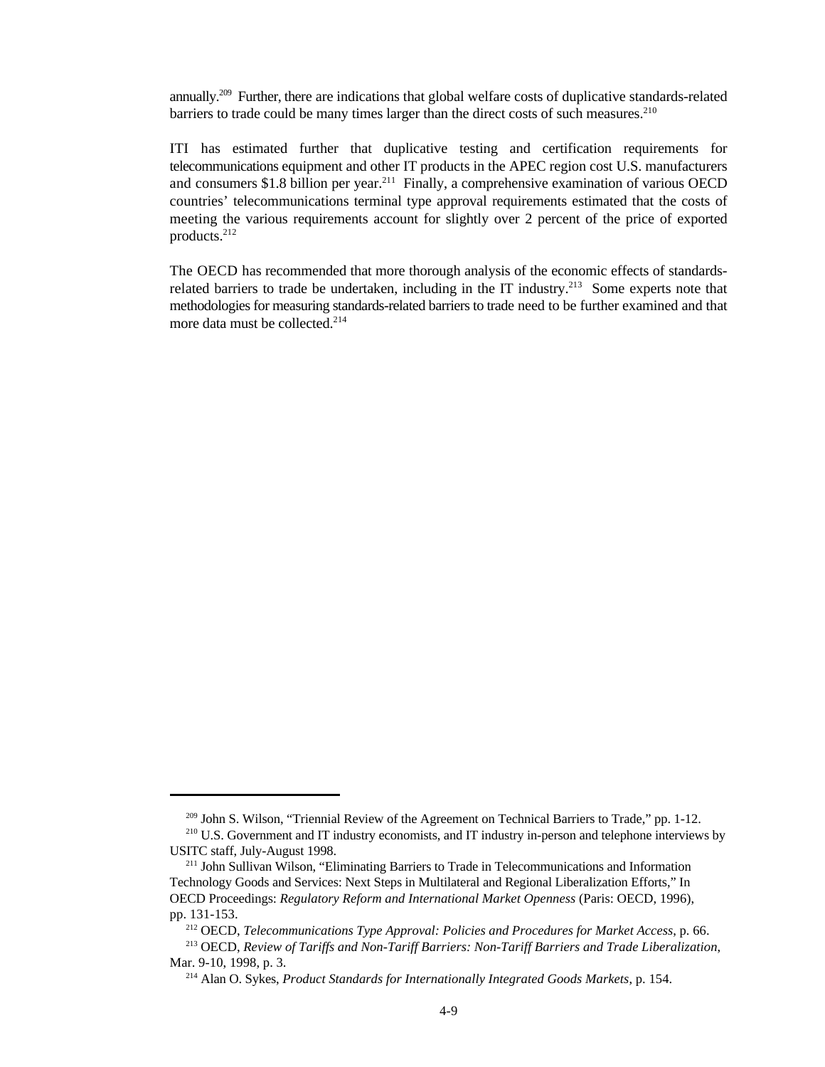annually.[209] Further, there are indications that global welfare costs of duplicative standards-related barriers to trade could be many times larger than the direct costs of such measures.[210]

ITI has estimated further that duplicative testing and certification requirements for telecommunications equipment and other IT products in the APEC region cost U.S. manufacturers and consumers $1.8 billion per year.[211] Finally, a comprehensive examination of various OECD countries' telecommunications terminal type approval requirements estimated that the costs of meeting the various requirements account for slightly over 2 percent of the price of exported products.[212]

The OECD has recommended that more thorough analysis of the economic effects of standards-related barriers to trade be undertaken, including in the IT industry.[213] Some experts note that methodologies for measuring standards-related barriers to trade need to be further examined and that more data must be collected.[214]

---

[209] John S. Wilson, "Triennial Review of the Agreement on Technical Barriers to Trade," pp. 1-12.

[210] U.S. Government and IT industry economists, and IT industry in-person and telephone interviews by USITC staff, July-August 1998.

[211] John Sullivan Wilson, "Eliminating Barriers to Trade in Telecommunications and Information Technology Goods and Services: Next Steps in Multilateral and Regional Liberalization Efforts," In OECD Proceedings: *Regulatory Reform and International Market Openness* (Paris: OECD, 1996), pp. 131-153.

[212] OECD, *Telecommunications Type Approval: Policies and Procedures for Market Access*, p. 66.

[213] OECD, *Review of Tariffs and Non-Tariff Barriers: Non-Tariff Barriers and Trade Liberalization*, Mar. 9-10, 1998, p. 3.

[214] Alan O. Sykes, *Product Standards for Internationally Integrated Goods Markets*, p. 154.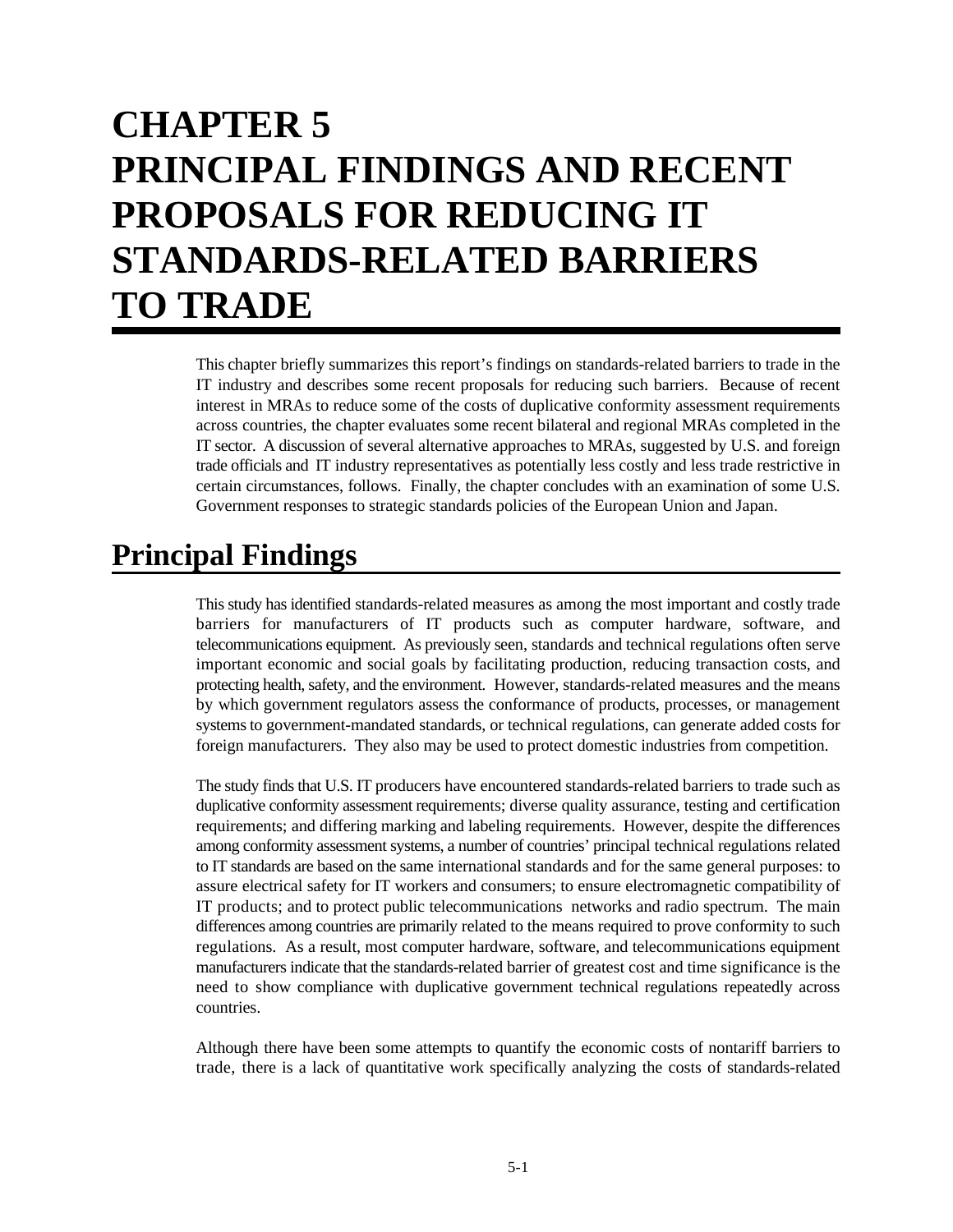# CHAPTER 5 PRINCIPAL FINDINGS AND RECENT PROPOSALS FOR REDUCING IT STANDARDS-RELATED BARRIERS TO TRADE

This chapter briefly summarizes this report's findings on standards-related barriers to trade in the IT industry and describes some recent proposals for reducing such barriers. Because of recent interest in MRAs to reduce some of the costs of duplicative conformity assessment requirements across countries, the chapter evaluates some recent bilateral and regional MRAs completed in the IT sector. A discussion of several alternative approaches to MRAs, suggested by U.S. and foreign trade officials and IT industry representatives as potentially less costly and less trade restrictive in certain circumstances, follows. Finally, the chapter concludes with an examination of some U.S. Government responses to strategic standards policies of the European Union and Japan.

## Principal Findings

This study has identified standards-related measures as among the most important and costly trade barriers for manufacturers of IT products such as computer hardware, software, and telecommunications equipment. As previously seen, standards and technical regulations often serve important economic and social goals by facilitating production, reducing transaction costs, and protecting health, safety, and the environment. However, standards-related measures and the means by which government regulators assess the conformance of products, processes, or management systems to government-mandated standards, or technical regulations, can generate added costs for foreign manufacturers. They also may be used to protect domestic industries from competition.

The study finds that U.S. IT producers have encountered standards-related barriers to trade such as duplicative conformity assessment requirements; diverse quality assurance, testing and certification requirements; and differing marking and labeling requirements. However, despite the differences among conformity assessment systems, a number of countries' principal technical regulations related to IT standards are based on the same international standards and for the same general purposes: to assure electrical safety for IT workers and consumers; to ensure electromagnetic compatibility of IT products; and to protect public telecommunications networks and radio spectrum. The main differences among countries are primarily related to the means required to prove conformity to such regulations. As a result, most computer hardware, software, and telecommunications equipment manufacturers indicate that the standards-related barrier of greatest cost and time significance is the need to show compliance with duplicative government technical regulations repeatedly across countries.

Although there have been some attempts to quantify the economic costs of nontariff barriers to trade, there is a lack of quantitative work specifically analyzing the costs of standards-related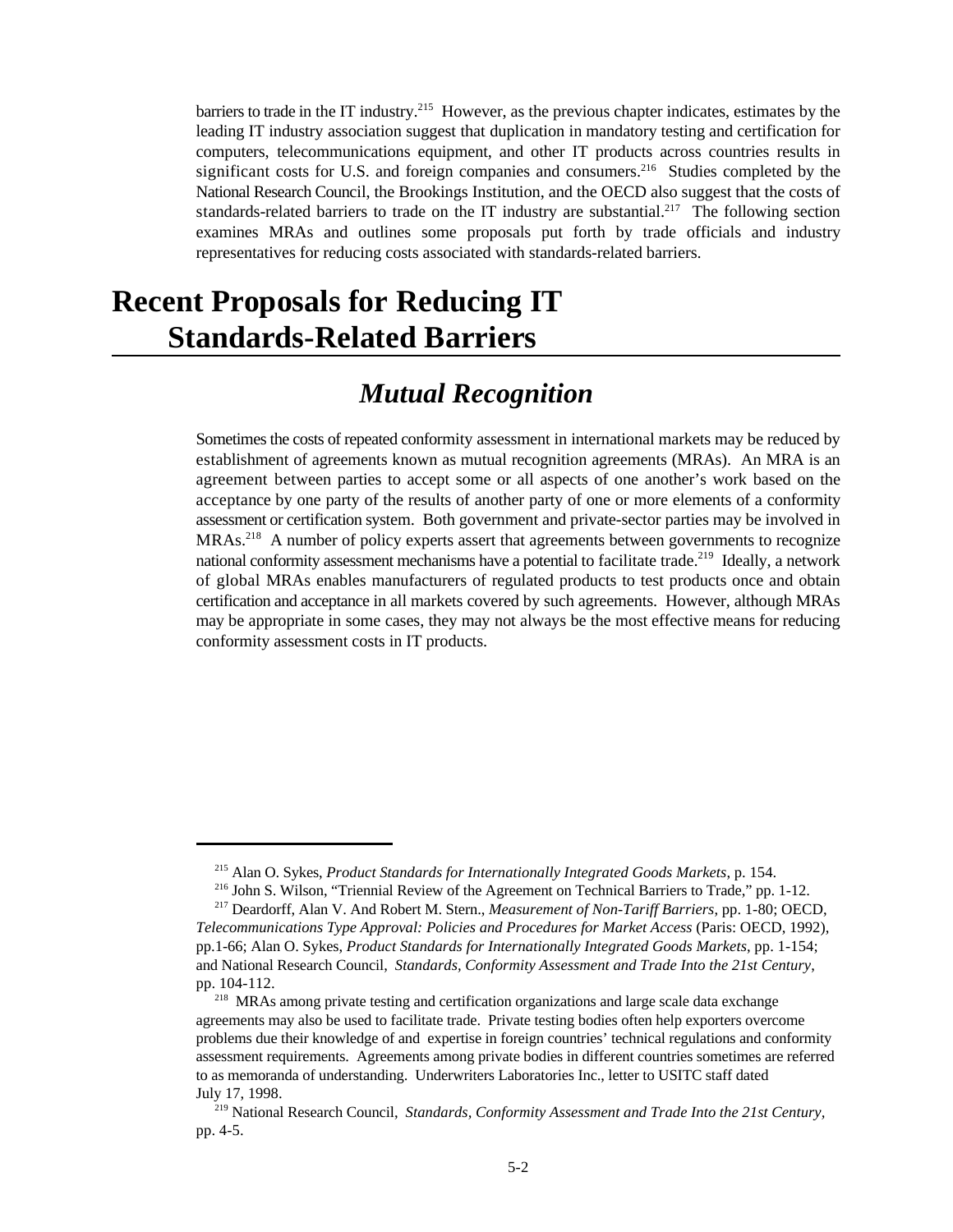barriers to trade in the IT industry.[215] However, as the previous chapter indicates, estimates by the leading IT industry association suggest that duplication in mandatory testing and certification for computers, telecommunications equipment, and other IT products across countries results in significant costs for U.S. and foreign companies and consumers.[216] Studies completed by the National Research Council, the Brookings Institution, and the OECD also suggest that the costs of standards-related barriers to trade on the IT industry are substantial.[217] The following section examines MRAs and outlines some proposals put forth by trade officials and industry representatives for reducing costs associated with standards-related barriers.

# Recent Proposals for Reducing IT Standards-Related Barriers

## *Mutual Recognition*

Sometimes the costs of repeated conformity assessment in international markets may be reduced by establishment of agreements known as mutual recognition agreements (MRAs). An MRA is an agreement between parties to accept some or all aspects of one another's work based on the acceptance by one party of the results of another party of one or more elements of a conformity assessment or certification system. Both government and private-sector parties may be involved in MRAs.[218] A number of policy experts assert that agreements between governments to recognize national conformity assessment mechanisms have a potential to facilitate trade.[219] Ideally, a network of global MRAs enables manufacturers of regulated products to test products once and obtain certification and acceptance in all markets covered by such agreements. However, although MRAs may be appropriate in some cases, they may not always be the most effective means for reducing conformity assessment costs in IT products.

---

[215] Alan O. Sykes, *Product Standards for Internationally Integrated Goods Markets*, p. 154.

[216] John S. Wilson, "Triennial Review of the Agreement on Technical Barriers to Trade," pp. 1-12.

[217] Deardorff, Alan V. And Robert M. Stern., *Measurement of Non-Tariff Barriers*, pp. 1-80; OECD, *Telecommunications Type Approval: Policies and Procedures for Market Access* (Paris: OECD, 1992), pp.1-66; Alan O. Sykes, *Product Standards for Internationally Integrated Goods Markets*, pp. 1-154; and National Research Council, *Standards, Conformity Assessment and Trade Into the 21st Century*, pp. 104-112.

[218] MRAs among private testing and certification organizations and large scale data exchange agreements may also be used to facilitate trade. Private testing bodies often help exporters overcome problems due their knowledge of and expertise in foreign countries' technical regulations and conformity assessment requirements. Agreements among private bodies in different countries sometimes are referred to as memoranda of understanding. Underwriters Laboratories Inc., letter to USITC staff dated July 17, 1998.

[219] National Research Council, *Standards, Conformity Assessment and Trade Into the 21st Century,* pp. 4-5.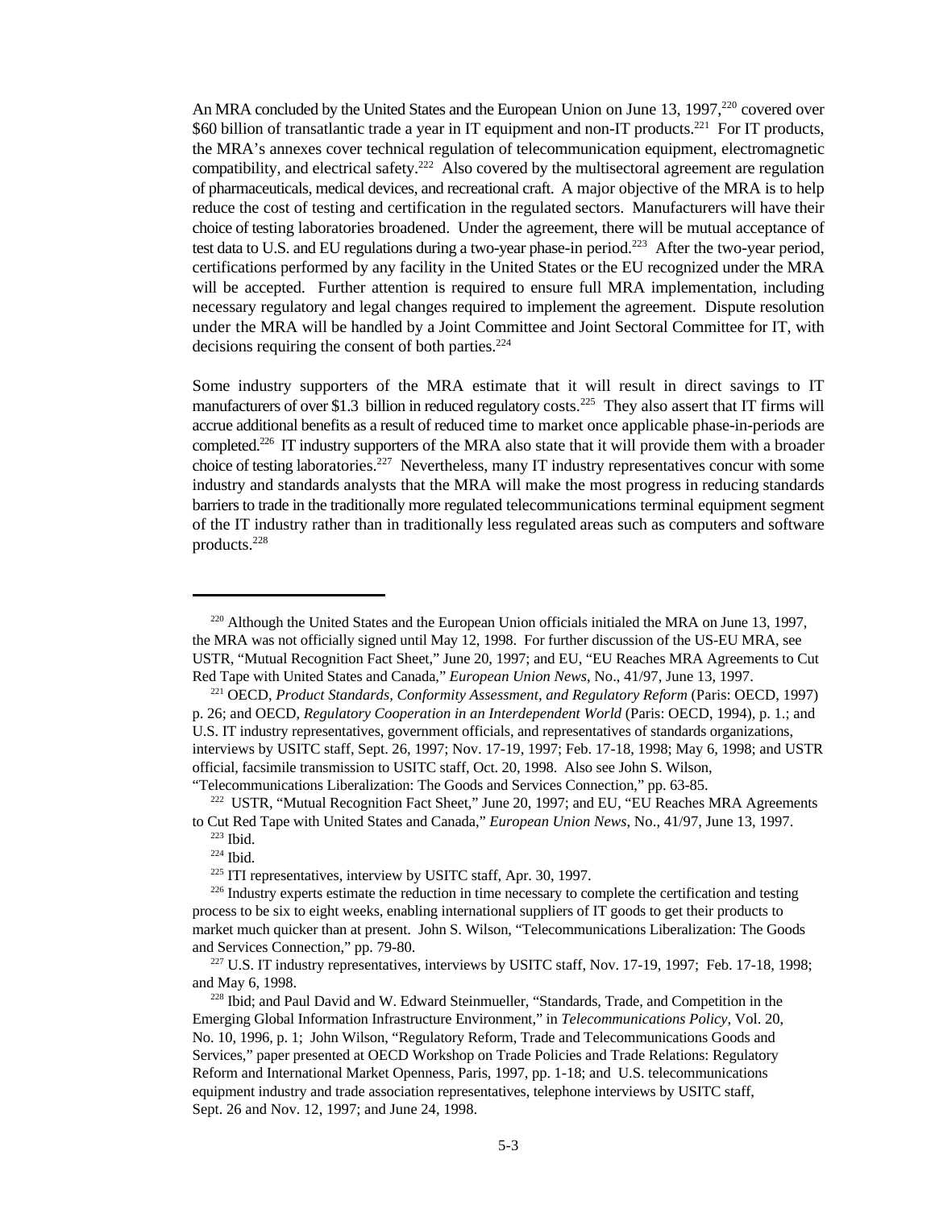An MRA concluded by the United States and the European Union on June 13, 1997,[220] covered over $60 billion of transatlantic trade a year in IT equipment and non-IT products.[221] For IT products, the MRA's annexes cover technical regulation of telecommunication equipment, electromagnetic compatibility, and electrical safety.[222] Also covered by the multisectoral agreement are regulation of pharmaceuticals, medical devices, and recreational craft. A major objective of the MRA is to help reduce the cost of testing and certification in the regulated sectors. Manufacturers will have their choice of testing laboratories broadened. Under the agreement, there will be mutual acceptance of test data to U.S. and EU regulations during a two-year phase-in period.[223] After the two-year period, certifications performed by any facility in the United States or the EU recognized under the MRA will be accepted. Further attention is required to ensure full MRA implementation, including necessary regulatory and legal changes required to implement the agreement. Dispute resolution under the MRA will be handled by a Joint Committee and Joint Sectoral Committee for IT, with decisions requiring the consent of both parties.[224]

Some industry supporters of the MRA estimate that it will result in direct savings to IT manufacturers of over $1.3 billion in reduced regulatory costs.[225] They also assert that IT firms will accrue additional benefits as a result of reduced time to market once applicable phase-in-periods are completed.[226] IT industry supporters of the MRA also state that it will provide them with a broader choice of testing laboratories.[227] Nevertheless, many IT industry representatives concur with some industry and standards analysts that the MRA will make the most progress in reducing standards barriers to trade in the traditionally more regulated telecommunications terminal equipment segment of the IT industry rather than in traditionally less regulated areas such as computers and software products.[228]

---

[220] Although the United States and the European Union officials initialed the MRA on June 13, 1997, the MRA was not officially signed until May 12, 1998. For further discussion of the US-EU MRA, see USTR, "Mutual Recognition Fact Sheet," June 20, 1997; and EU, "EU Reaches MRA Agreements to Cut Red Tape with United States and Canada," *European Union News*, No., 41/97, June 13, 1997.

[221] OECD, *Product Standards, Conformity Assessment, and Regulatory Reform* (Paris: OECD, 1997) p. 26; and OECD, *Regulatory Cooperation in an Interdependent World* (Paris: OECD, 1994), p. 1.; and U.S. IT industry representatives, government officials, and representatives of standards organizations, interviews by USITC staff, Sept. 26, 1997; Nov. 17-19, 1997; Feb. 17-18, 1998; May 6, 1998; and USTR official, facsimile transmission to USITC staff, Oct. 20, 1998. Also see John S. Wilson, "Telecommunications Liberalization: The Goods and Services Connection," pp. 63-85.

[222] USTR, "Mutual Recognition Fact Sheet," June 20, 1997; and EU, "EU Reaches MRA Agreements to Cut Red Tape with United States and Canada," *European Union News*, No., 41/97, June 13, 1997.

[223] Ibid.

[224] Ibid.

[225] ITI representatives, interview by USITC staff, Apr. 30, 1997.

[226] Industry experts estimate the reduction in time necessary to complete the certification and testing process to be six to eight weeks, enabling international suppliers of IT goods to get their products to market much quicker than at present. John S. Wilson, "Telecommunications Liberalization: The Goods and Services Connection," pp. 79-80.

[227] U.S. IT industry representatives, interviews by USITC staff, Nov. 17-19, 1997; Feb. 17-18, 1998; and May 6, 1998.

[228] Ibid; and Paul David and W. Edward Steinmueller, "Standards, Trade, and Competition in the Emerging Global Information Infrastructure Environment," in *Telecommunications Policy*, Vol. 20, No. 10, 1996, p. 1; John Wilson, "Regulatory Reform, Trade and Telecommunications Goods and Services," paper presented at OECD Workshop on Trade Policies and Trade Relations: Regulatory Reform and International Market Openness, Paris, 1997, pp. 1-18; and U.S. telecommunications equipment industry and trade association representatives, telephone interviews by USITC staff, Sept. 26 and Nov. 12, 1997; and June 24, 1998.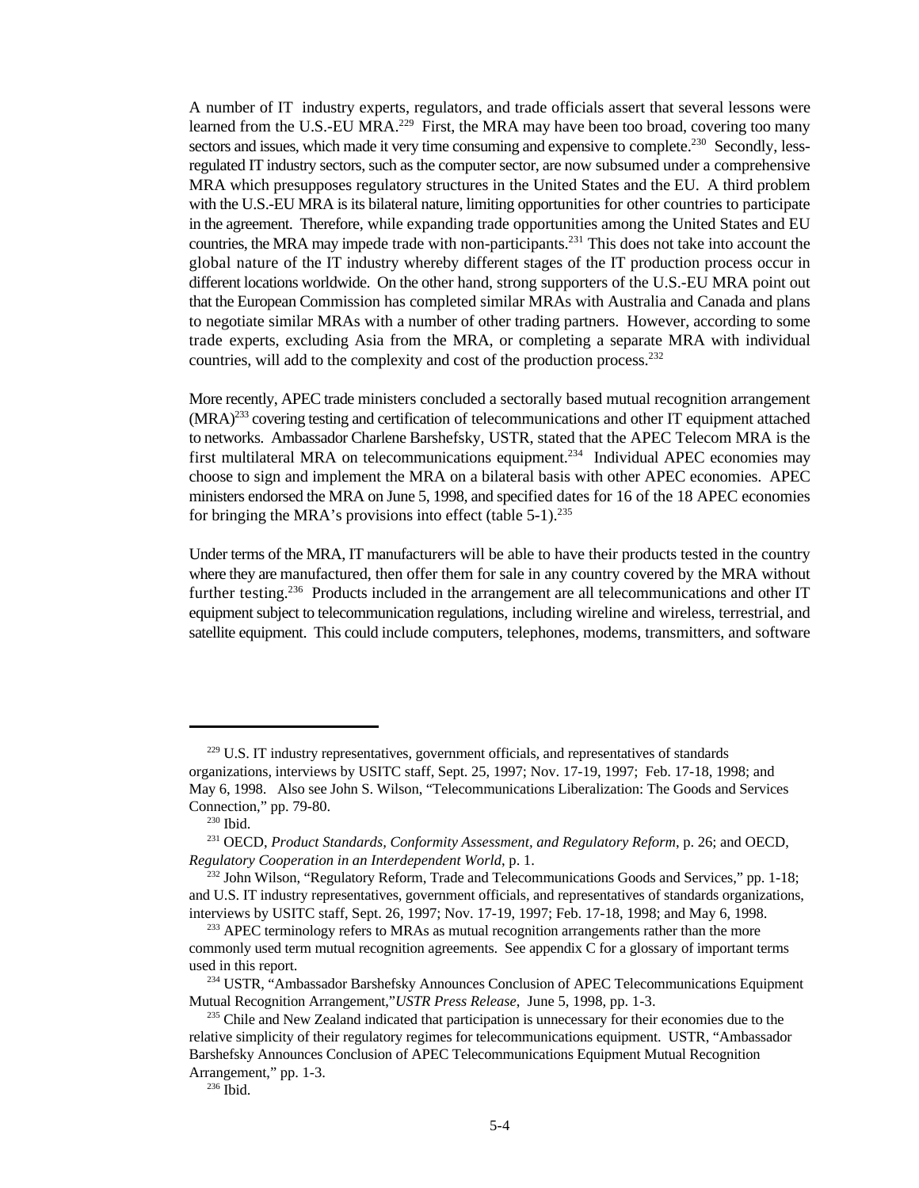A number of IT industry experts, regulators, and trade officials assert that several lessons were learned from the U.S.-EU MRA.[229] First, the MRA may have been too broad, covering too many sectors and issues, which made it very time consuming and expensive to complete.[230] Secondly, less-regulated IT industry sectors, such as the computer sector, are now subsumed under a comprehensive MRA which presupposes regulatory structures in the United States and the EU. A third problem with the U.S.-EU MRA is its bilateral nature, limiting opportunities for other countries to participate in the agreement. Therefore, while expanding trade opportunities among the United States and EU countries, the MRA may impede trade with non-participants.[231] This does not take into account the global nature of the IT industry whereby different stages of the IT production process occur in different locations worldwide. On the other hand, strong supporters of the U.S.-EU MRA point out that the European Commission has completed similar MRAs with Australia and Canada and plans to negotiate similar MRAs with a number of other trading partners. However, according to some trade experts, excluding Asia from the MRA, or completing a separate MRA with individual countries, will add to the complexity and cost of the production process.[232]

More recently, APEC trade ministers concluded a sectorally based mutual recognition arrangement (MRA)[233] covering testing and certification of telecommunications and other IT equipment attached to networks. Ambassador Charlene Barshefsky, USTR, stated that the APEC Telecom MRA is the first multilateral MRA on telecommunications equipment.[234] Individual APEC economies may choose to sign and implement the MRA on a bilateral basis with other APEC economies. APEC ministers endorsed the MRA on June 5, 1998, and specified dates for 16 of the 18 APEC economies for bringing the MRA's provisions into effect (table 5-1).[235]

Under terms of the MRA, IT manufacturers will be able to have their products tested in the country where they are manufactured, then offer them for sale in any country covered by the MRA without further testing.[236] Products included in the arrangement are all telecommunications and other IT equipment subject to telecommunication regulations, including wireline and wireless, terrestrial, and satellite equipment. This could include computers, telephones, modems, transmitters, and software

---

[229] U.S. IT industry representatives, government officials, and representatives of standards organizations, interviews by USITC staff, Sept. 25, 1997; Nov. 17-19, 1997; Feb. 17-18, 1998; and May 6, 1998. Also see John S. Wilson, "Telecommunications Liberalization: The Goods and Services Connection," pp. 79-80.

[230] Ibid.

[231] OECD, *Product Standards, Conformity Assessment, and Regulatory Reform*, p. 26; and OECD, *Regulatory Cooperation in an Interdependent World*, p. 1.

[232] John Wilson, "Regulatory Reform, Trade and Telecommunications Goods and Services," pp. 1-18; and U.S. IT industry representatives, government officials, and representatives of standards organizations, interviews by USITC staff, Sept. 26, 1997; Nov. 17-19, 1997; Feb. 17-18, 1998; and May 6, 1998.

[233] APEC terminology refers to MRAs as mutual recognition arrangements rather than the more commonly used term mutual recognition agreements. See appendix C for a glossary of important terms used in this report.

[234] USTR, "Ambassador Barshefsky Announces Conclusion of APEC Telecommunications Equipment Mutual Recognition Arrangement,"*USTR Press Release*, June 5, 1998, pp. 1-3.

[235] Chile and New Zealand indicated that participation is unnecessary for their economies due to the relative simplicity of their regulatory regimes for telecommunications equipment. USTR, "Ambassador Barshefsky Announces Conclusion of APEC Telecommunications Equipment Mutual Recognition Arrangement," pp. 1-3.

[236] Ibid.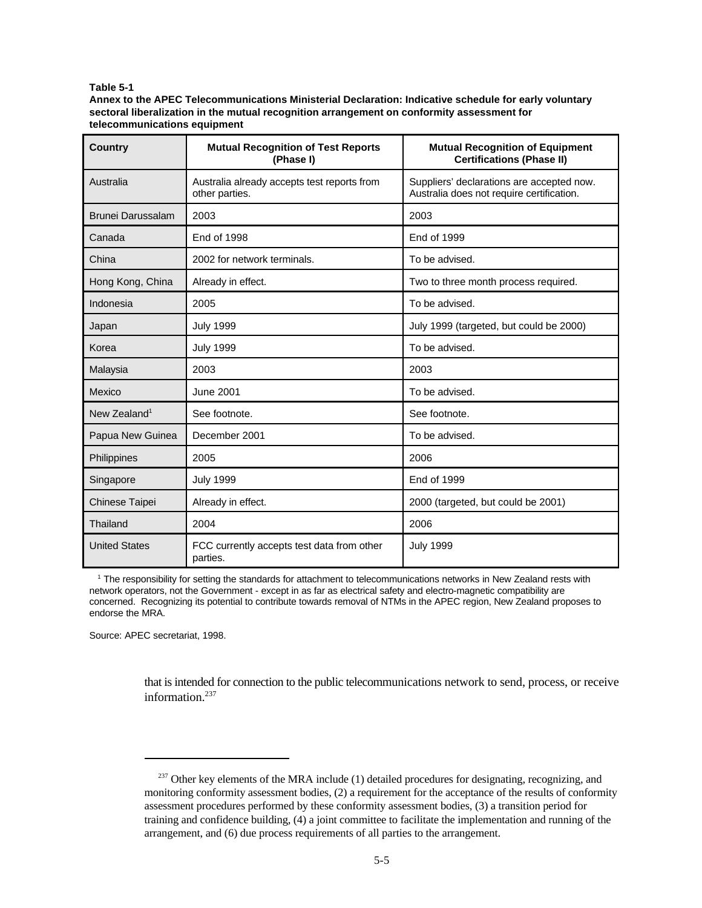**Table 5-1**
**Annex to the APEC Telecommunications Ministerial Declaration: Indicative schedule for early voluntary sectoral liberalization in the mutual recognition arrangement on conformity assessment for telecommunications equipment**

| Country | Mutual Recognition of Test Reports (Phase I) | Mutual Recognition of Equipment Certifications (Phase II) |
|---|---|---|
| Australia | Australia already accepts test reports from other parties. | Suppliers' declarations are accepted now. Australia does not require certification. |
| Brunei Darussalam | 2003 | 2003 |
| Canada | End of 1998 | End of 1999 |
| China | 2002 for network terminals. | To be advised. |
| Hong Kong, China | Already in effect. | Two to three month process required. |
| Indonesia | 2005 | To be advised. |
| Japan | July 1999 | July 1999 (targeted, but could be 2000) |
| Korea | July 1999 | To be advised. |
| Malaysia | 2003 | 2003 |
| Mexico | June 2001 | To be advised. |
| New Zealand[1] | See footnote. | See footnote. |
| Papua New Guinea | December 2001 | To be advised. |
| Philippines | 2005 | 2006 |
| Singapore | July 1999 | End of 1999 |
| Chinese Taipei | Already in effect. | 2000 (targeted, but could be 2001) |
| Thailand | 2004 | 2006 |
| United States | FCC currently accepts test data from other parties. | July 1999 |

[1] The responsibility for setting the standards for attachment to telecommunications networks in New Zealand rests with network operators, not the Government - except in as far as electrical safety and electro-magnetic compatibility are concerned. Recognizing its potential to contribute towards removal of NTMs in the APEC region, New Zealand proposes to endorse the MRA.

Source: APEC secretariat, 1998.

that is intended for connection to the public telecommunications network to send, process, or receive information.[237]

---

[237] Other key elements of the MRA include (1) detailed procedures for designating, recognizing, and monitoring conformity assessment bodies, (2) a requirement for the acceptance of the results of conformity assessment procedures performed by these conformity assessment bodies, (3) a transition period for training and confidence building, (4) a joint committee to facilitate the implementation and running of the arrangement, and (6) due process requirements of all parties to the arrangement.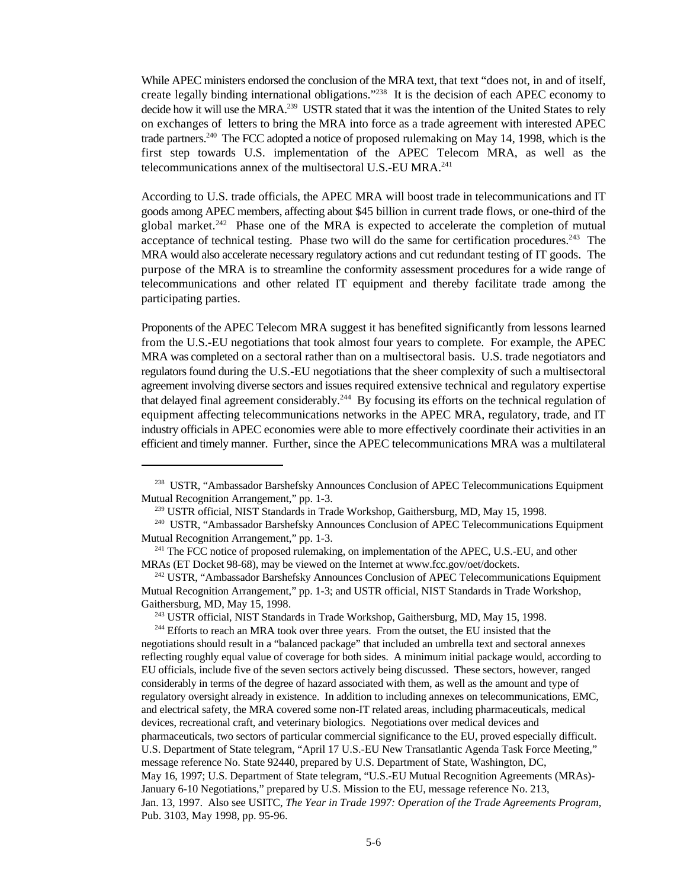While APEC ministers endorsed the conclusion of the MRA text, that text "does not, in and of itself, create legally binding international obligations."[238] It is the decision of each APEC economy to decide how it will use the MRA.[239] USTR stated that it was the intention of the United States to rely on exchanges of letters to bring the MRA into force as a trade agreement with interested APEC trade partners.[240] The FCC adopted a notice of proposed rulemaking on May 14, 1998, which is the first step towards U.S. implementation of the APEC Telecom MRA, as well as the telecommunications annex of the multisectoral U.S.-EU MRA.[241]

According to U.S. trade officials, the APEC MRA will boost trade in telecommunications and IT goods among APEC members, affecting about $45 billion in current trade flows, or one-third of the global market.[242] Phase one of the MRA is expected to accelerate the completion of mutual acceptance of technical testing. Phase two will do the same for certification procedures.[243] The MRA would also accelerate necessary regulatory actions and cut redundant testing of IT goods. The purpose of the MRA is to streamline the conformity assessment procedures for a wide range of telecommunications and other related IT equipment and thereby facilitate trade among the participating parties.

Proponents of the APEC Telecom MRA suggest it has benefited significantly from lessons learned from the U.S.-EU negotiations that took almost four years to complete. For example, the APEC MRA was completed on a sectoral rather than on a multisectoral basis. U.S. trade negotiators and regulators found during the U.S.-EU negotiations that the sheer complexity of such a multisectoral agreement involving diverse sectors and issues required extensive technical and regulatory expertise that delayed final agreement considerably.[244] By focusing its efforts on the technical regulation of equipment affecting telecommunications networks in the APEC MRA, regulatory, trade, and IT industry officials in APEC economies were able to more effectively coordinate their activities in an efficient and timely manner. Further, since the APEC telecommunications MRA was a multilateral

---

[238] USTR, "Ambassador Barshefsky Announces Conclusion of APEC Telecommunications Equipment Mutual Recognition Arrangement," pp. 1-3.

[239] USTR official, NIST Standards in Trade Workshop, Gaithersburg, MD, May 15, 1998.

[240] USTR, "Ambassador Barshefsky Announces Conclusion of APEC Telecommunications Equipment Mutual Recognition Arrangement," pp. 1-3.

[241] The FCC notice of proposed rulemaking, on implementation of the APEC, U.S.-EU, and other MRAs (ET Docket 98-68), may be viewed on the Internet at www.fcc.gov/oet/dockets.

[242] USTR, "Ambassador Barshefsky Announces Conclusion of APEC Telecommunications Equipment Mutual Recognition Arrangement," pp. 1-3; and USTR official, NIST Standards in Trade Workshop, Gaithersburg, MD, May 15, 1998.

[243] USTR official, NIST Standards in Trade Workshop, Gaithersburg, MD, May 15, 1998.

[244] Efforts to reach an MRA took over three years. From the outset, the EU insisted that the negotiations should result in a "balanced package" that included an umbrella text and sectoral annexes reflecting roughly equal value of coverage for both sides. A minimum initial package would, according to EU officials, include five of the seven sectors actively being discussed. These sectors, however, ranged considerably in terms of the degree of hazard associated with them, as well as the amount and type of regulatory oversight already in existence. In addition to including annexes on telecommunications, EMC, and electrical safety, the MRA covered some non-IT related areas, including pharmaceuticals, medical devices, recreational craft, and veterinary biologics. Negotiations over medical devices and pharmaceuticals, two sectors of particular commercial significance to the EU, proved especially difficult. U.S. Department of State telegram, "April 17 U.S.-EU New Transatlantic Agenda Task Force Meeting," message reference No. State 92440, prepared by U.S. Department of State, Washington, DC, May 16, 1997; U.S. Department of State telegram, "U.S.-EU Mutual Recognition Agreements (MRAs)-January 6-10 Negotiations," prepared by U.S. Mission to the EU, message reference No. 213, Jan. 13, 1997. Also see USITC, *The Year in Trade 1997: Operation of the Trade Agreements Program*, Pub. 3103, May 1998, pp. 95-96.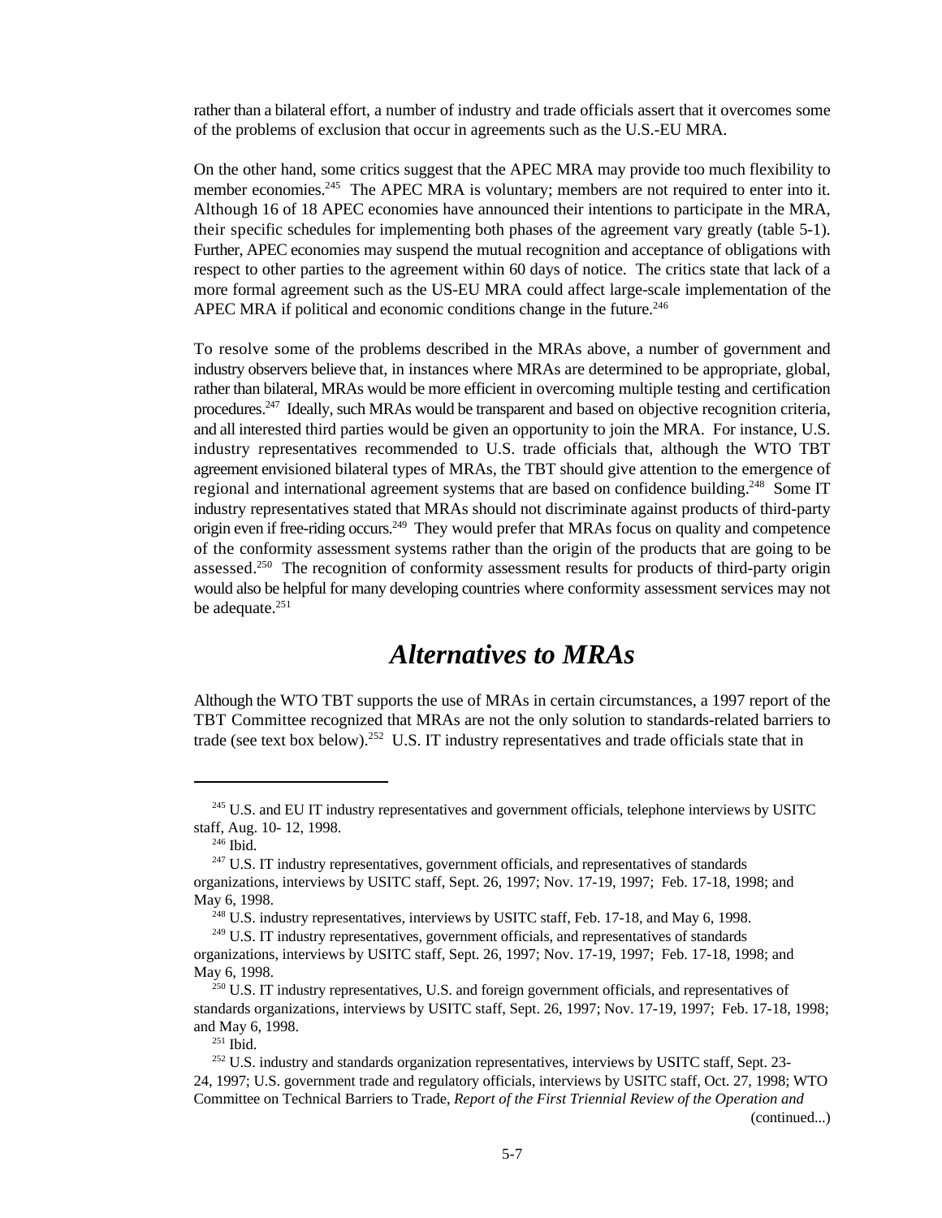rather than a bilateral effort, a number of industry and trade officials assert that it overcomes some of the problems of exclusion that occur in agreements such as the U.S.-EU MRA.

On the other hand, some critics suggest that the APEC MRA may provide too much flexibility to member economies.[245] The APEC MRA is voluntary; members are not required to enter into it. Although 16 of 18 APEC economies have announced their intentions to participate in the MRA, their specific schedules for implementing both phases of the agreement vary greatly (table 5-1). Further, APEC economies may suspend the mutual recognition and acceptance of obligations with respect to other parties to the agreement within 60 days of notice. The critics state that lack of a more formal agreement such as the US-EU MRA could affect large-scale implementation of the APEC MRA if political and economic conditions change in the future.[246]

To resolve some of the problems described in the MRAs above, a number of government and industry observers believe that, in instances where MRAs are determined to be appropriate, global, rather than bilateral, MRAs would be more efficient in overcoming multiple testing and certification procedures.[247] Ideally, such MRAs would be transparent and based on objective recognition criteria, and all interested third parties would be given an opportunity to join the MRA. For instance, U.S. industry representatives recommended to U.S. trade officials that, although the WTO TBT agreement envisioned bilateral types of MRAs, the TBT should give attention to the emergence of regional and international agreement systems that are based on confidence building.[248] Some IT industry representatives stated that MRAs should not discriminate against products of third-party origin even if free-riding occurs.[249] They would prefer that MRAs focus on quality and competence of the conformity assessment systems rather than the origin of the products that are going to be assessed.[250] The recognition of conformity assessment results for products of third-party origin would also be helpful for many developing countries where conformity assessment services may not be adequate.[251]

## *Alternatives to MRAs*

Although the WTO TBT supports the use of MRAs in certain circumstances, a 1997 report of the TBT Committee recognized that MRAs are not the only solution to standards-related barriers to trade (see text box below).[252] U.S. IT industry representatives and trade officials state that in

---

[245] U.S. and EU IT industry representatives and government officials, telephone interviews by USITC staff, Aug. 10- 12, 1998.

[246] Ibid.

[247] U.S. IT industry representatives, government officials, and representatives of standards organizations, interviews by USITC staff, Sept. 26, 1997; Nov. 17-19, 1997; Feb. 17-18, 1998; and May 6, 1998.

[248] U.S. industry representatives, interviews by USITC staff, Feb. 17-18, and May 6, 1998.

[249] U.S. IT industry representatives, government officials, and representatives of standards organizations, interviews by USITC staff, Sept. 26, 1997; Nov. 17-19, 1997; Feb. 17-18, 1998; and May 6, 1998.

[250] U.S. IT industry representatives, U.S. and foreign government officials, and representatives of standards organizations, interviews by USITC staff, Sept. 26, 1997; Nov. 17-19, 1997; Feb. 17-18, 1998; and May 6, 1998.

[251] Ibid.

[252] U.S. industry and standards organization representatives, interviews by USITC staff, Sept. 23-24, 1997; U.S. government trade and regulatory officials, interviews by USITC staff, Oct. 27, 1998; WTO Committee on Technical Barriers to Trade, *Report of the First Triennial Review of the Operation and*

(continued...)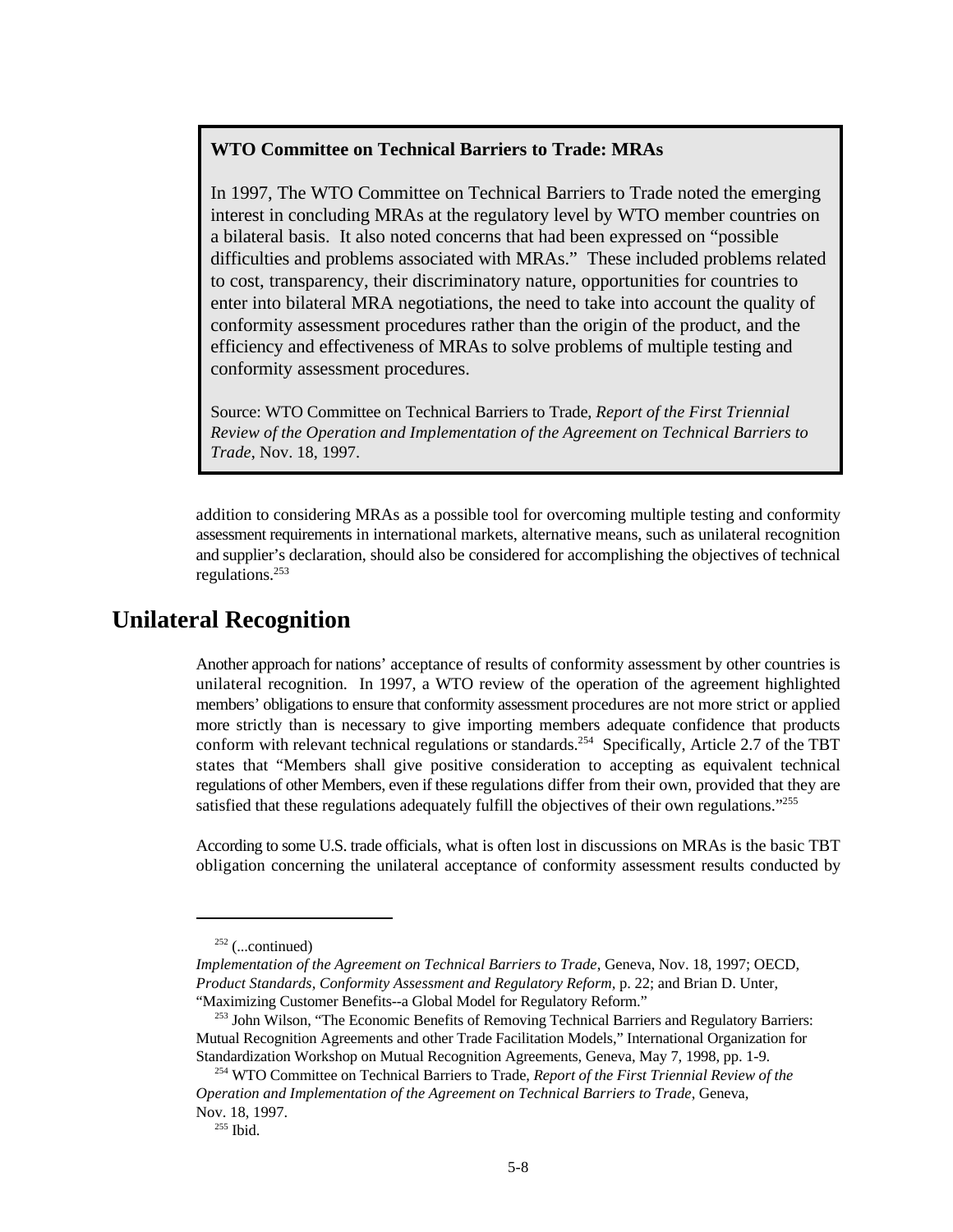> **WTO Committee on Technical Barriers to Trade: MRAs**
>
> In 1997, The WTO Committee on Technical Barriers to Trade noted the emerging interest in concluding MRAs at the regulatory level by WTO member countries on a bilateral basis. It also noted concerns that had been expressed on "possible difficulties and problems associated with MRAs." These included problems related to cost, transparency, their discriminatory nature, opportunities for countries to enter into bilateral MRA negotiations, the need to take into account the quality of conformity assessment procedures rather than the origin of the product, and the efficiency and effectiveness of MRAs to solve problems of multiple testing and conformity assessment procedures.
>
> Source: WTO Committee on Technical Barriers to Trade, *Report of the First Triennial Review of the Operation and Implementation of the Agreement on Technical Barriers to Trade*, Nov. 18, 1997.

addition to considering MRAs as a possible tool for overcoming multiple testing and conformity assessment requirements in international markets, alternative means, such as unilateral recognition and supplier's declaration, should also be considered for accomplishing the objectives of technical regulations.[253]

## Unilateral Recognition

Another approach for nations' acceptance of results of conformity assessment by other countries is unilateral recognition. In 1997, a WTO review of the operation of the agreement highlighted members' obligations to ensure that conformity assessment procedures are not more strict or applied more strictly than is necessary to give importing members adequate confidence that products conform with relevant technical regulations or standards.[254] Specifically, Article 2.7 of the TBT states that "Members shall give positive consideration to accepting as equivalent technical regulations of other Members, even if these regulations differ from their own, provided that they are satisfied that these regulations adequately fulfill the objectives of their own regulations."[255]

According to some U.S. trade officials, what is often lost in discussions on MRAs is the basic TBT obligation concerning the unilateral acceptance of conformity assessment results conducted by

---

[252] (...continued)
*Implementation of the Agreement on Technical Barriers to Trade*, Geneva, Nov. 18, 1997; OECD, *Product Standards, Conformity Assessment and Regulatory Reform*, p. 22; and Brian D. Unter, "Maximizing Customer Benefits--a Global Model for Regulatory Reform."

[253] John Wilson, "The Economic Benefits of Removing Technical Barriers and Regulatory Barriers: Mutual Recognition Agreements and other Trade Facilitation Models," International Organization for Standardization Workshop on Mutual Recognition Agreements, Geneva, May 7, 1998, pp. 1-9.

[254] WTO Committee on Technical Barriers to Trade, *Report of the First Triennial Review of the Operation and Implementation of the Agreement on Technical Barriers to Trade*, Geneva, Nov. 18, 1997.

[255] Ibid.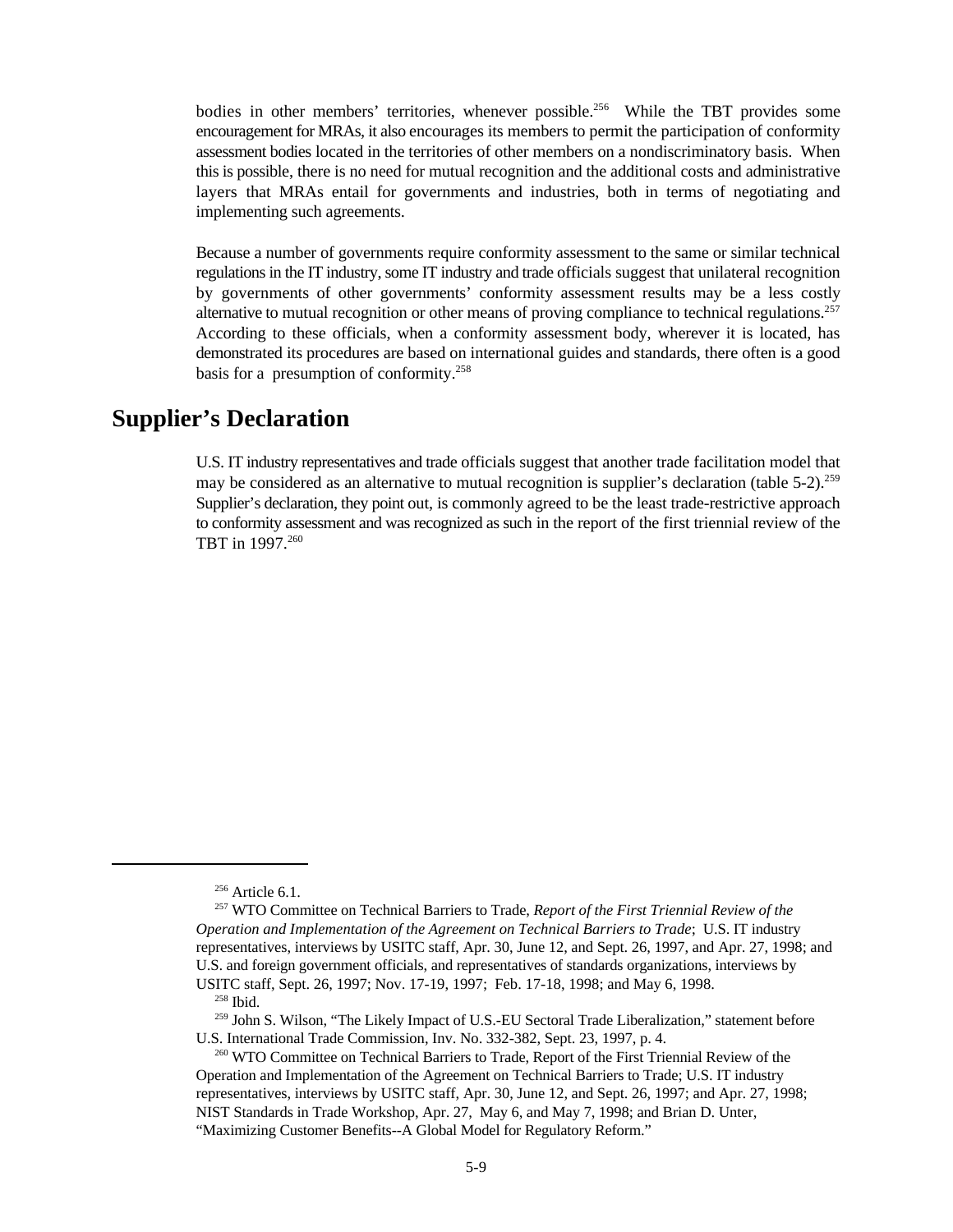bodies in other members' territories, whenever possible.[256] While the TBT provides some encouragement for MRAs, it also encourages its members to permit the participation of conformity assessment bodies located in the territories of other members on a nondiscriminatory basis. When this is possible, there is no need for mutual recognition and the additional costs and administrative layers that MRAs entail for governments and industries, both in terms of negotiating and implementing such agreements.

Because a number of governments require conformity assessment to the same or similar technical regulations in the IT industry, some IT industry and trade officials suggest that unilateral recognition by governments of other governments' conformity assessment results may be a less costly alternative to mutual recognition or other means of proving compliance to technical regulations.[257] According to these officials, when a conformity assessment body, wherever it is located, has demonstrated its procedures are based on international guides and standards, there often is a good basis for a presumption of conformity.[258]

## Supplier's Declaration

U.S. IT industry representatives and trade officials suggest that another trade facilitation model that may be considered as an alternative to mutual recognition is supplier's declaration (table 5-2).[259] Supplier's declaration, they point out, is commonly agreed to be the least trade-restrictive approach to conformity assessment and was recognized as such in the report of the first triennial review of the TBT in 1997.[260]

---

[256] Article 6.1.

[257] WTO Committee on Technical Barriers to Trade, *Report of the First Triennial Review of the Operation and Implementation of the Agreement on Technical Barriers to Trade*; U.S. IT industry representatives, interviews by USITC staff, Apr. 30, June 12, and Sept. 26, 1997, and Apr. 27, 1998; and U.S. and foreign government officials, and representatives of standards organizations, interviews by USITC staff, Sept. 26, 1997; Nov. 17-19, 1997; Feb. 17-18, 1998; and May 6, 1998.

[258] Ibid.

[259] John S. Wilson, "The Likely Impact of U.S.-EU Sectoral Trade Liberalization," statement before U.S. International Trade Commission, Inv. No. 332-382, Sept. 23, 1997, p. 4.

[260] WTO Committee on Technical Barriers to Trade, Report of the First Triennial Review of the Operation and Implementation of the Agreement on Technical Barriers to Trade; U.S. IT industry representatives, interviews by USITC staff, Apr. 30, June 12, and Sept. 26, 1997; and Apr. 27, 1998; NIST Standards in Trade Workshop, Apr. 27, May 6, and May 7, 1998; and Brian D. Unter, "Maximizing Customer Benefits--A Global Model for Regulatory Reform."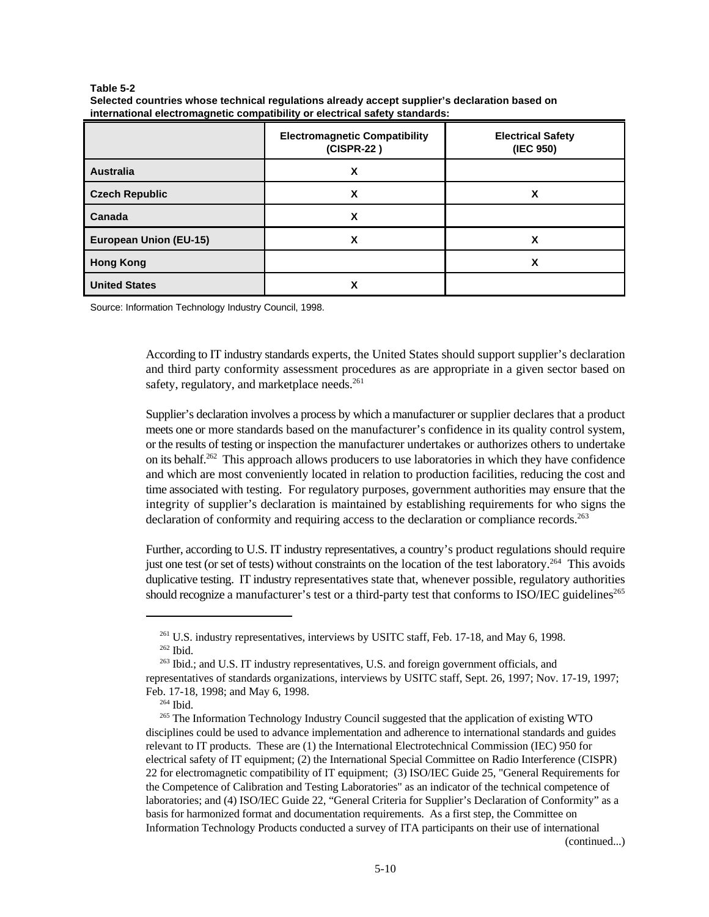**Table 5-2**
**Selected countries whose technical regulations already accept supplier's declaration based on international electromagnetic compatibility or electrical safety standards:**

| | Electromagnetic Compatibility (CISPR-22 ) | Electrical Safety (IEC 950) |
|---|---|---|
| **Australia** | X | |
| **Czech Republic** | X | X |
| **Canada** | X | |
| **European Union (EU-15)** | X | X |
| **Hong Kong** | | X |
| **United States** | X | |

Source: Information Technology Industry Council, 1998.

According to IT industry standards experts, the United States should support supplier's declaration and third party conformity assessment procedures as are appropriate in a given sector based on safety, regulatory, and marketplace needs.[261]

Supplier's declaration involves a process by which a manufacturer or supplier declares that a product meets one or more standards based on the manufacturer's confidence in its quality control system, or the results of testing or inspection the manufacturer undertakes or authorizes others to undertake on its behalf.[262] This approach allows producers to use laboratories in which they have confidence and which are most conveniently located in relation to production facilities, reducing the cost and time associated with testing. For regulatory purposes, government authorities may ensure that the integrity of supplier's declaration is maintained by establishing requirements for who signs the declaration of conformity and requiring access to the declaration or compliance records.[263]

Further, according to U.S. IT industry representatives, a country's product regulations should require just one test (or set of tests) without constraints on the location of the test laboratory.[264] This avoids duplicative testing. IT industry representatives state that, whenever possible, regulatory authorities should recognize a manufacturer's test or a third-party test that conforms to ISO/IEC guidelines[265]

---

[261] U.S. industry representatives, interviews by USITC staff, Feb. 17-18, and May 6, 1998.

[262] Ibid.

[263] Ibid.; and U.S. IT industry representatives, U.S. and foreign government officials, and representatives of standards organizations, interviews by USITC staff, Sept. 26, 1997; Nov. 17-19, 1997; Feb. 17-18, 1998; and May 6, 1998.

[264] Ibid.

[265] The Information Technology Industry Council suggested that the application of existing WTO disciplines could be used to advance implementation and adherence to international standards and guides relevant to IT products. These are (1) the International Electrotechnical Commission (IEC) 950 for electrical safety of IT equipment; (2) the International Special Committee on Radio Interference (CISPR) 22 for electromagnetic compatibility of IT equipment; (3) ISO/IEC Guide 25, "General Requirements for the Competence of Calibration and Testing Laboratories" as an indicator of the technical competence of laboratories; and (4) ISO/IEC Guide 22, "General Criteria for Supplier's Declaration of Conformity" as a basis for harmonized format and documentation requirements. As a first step, the Committee on Information Technology Products conducted a survey of ITA participants on their use of international (continued...)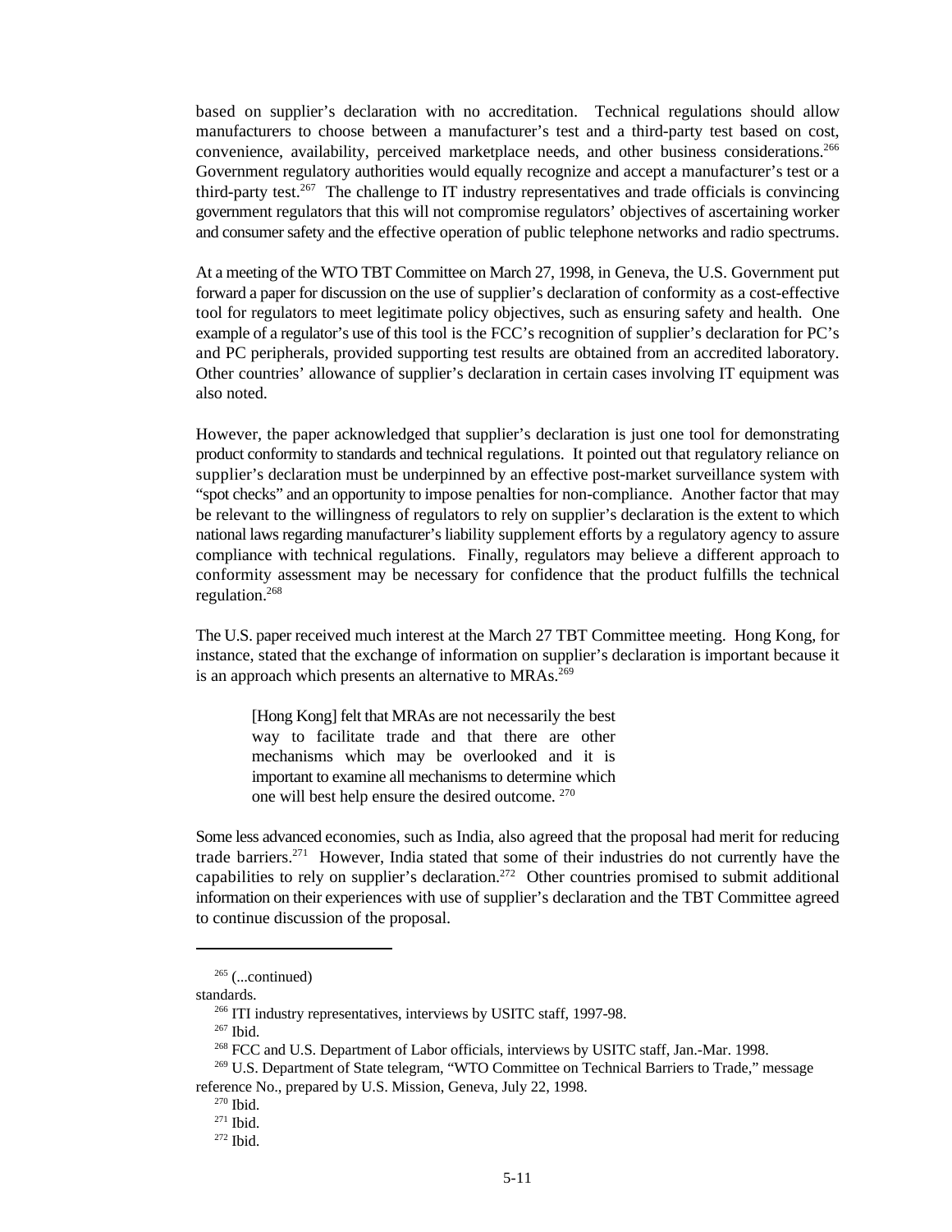based on supplier's declaration with no accreditation. Technical regulations should allow manufacturers to choose between a manufacturer's test and a third-party test based on cost, convenience, availability, perceived marketplace needs, and other business considerations.[266] Government regulatory authorities would equally recognize and accept a manufacturer's test or a third-party test.[267] The challenge to IT industry representatives and trade officials is convincing government regulators that this will not compromise regulators' objectives of ascertaining worker and consumer safety and the effective operation of public telephone networks and radio spectrums.

At a meeting of the WTO TBT Committee on March 27, 1998, in Geneva, the U.S. Government put forward a paper for discussion on the use of supplier's declaration of conformity as a cost-effective tool for regulators to meet legitimate policy objectives, such as ensuring safety and health. One example of a regulator's use of this tool is the FCC's recognition of supplier's declaration for PC's and PC peripherals, provided supporting test results are obtained from an accredited laboratory. Other countries' allowance of supplier's declaration in certain cases involving IT equipment was also noted.

However, the paper acknowledged that supplier's declaration is just one tool for demonstrating product conformity to standards and technical regulations. It pointed out that regulatory reliance on supplier's declaration must be underpinned by an effective post-market surveillance system with "spot checks" and an opportunity to impose penalties for non-compliance. Another factor that may be relevant to the willingness of regulators to rely on supplier's declaration is the extent to which national laws regarding manufacturer's liability supplement efforts by a regulatory agency to assure compliance with technical regulations. Finally, regulators may believe a different approach to conformity assessment may be necessary for confidence that the product fulfills the technical regulation.[268]

The U.S. paper received much interest at the March 27 TBT Committee meeting. Hong Kong, for instance, stated that the exchange of information on supplier's declaration is important because it is an approach which presents an alternative to MRAs.[269]

> [Hong Kong] felt that MRAs are not necessarily the best way to facilitate trade and that there are other mechanisms which may be overlooked and it is important to examine all mechanisms to determine which one will best help ensure the desired outcome. [270]

Some less advanced economies, such as India, also agreed that the proposal had merit for reducing trade barriers.[271] However, India stated that some of their industries do not currently have the capabilities to rely on supplier's declaration.[272] Other countries promised to submit additional information on their experiences with use of supplier's declaration and the TBT Committee agreed to continue discussion of the proposal.

---

[265] (...continued) standards.

[266] ITI industry representatives, interviews by USITC staff, 1997-98.

[267] Ibid.

[268] FCC and U.S. Department of Labor officials, interviews by USITC staff, Jan.-Mar. 1998.

[269] U.S. Department of State telegram, "WTO Committee on Technical Barriers to Trade," message reference No., prepared by U.S. Mission, Geneva, July 22, 1998.

[270] Ibid.

[271] Ibid.

[272] Ibid.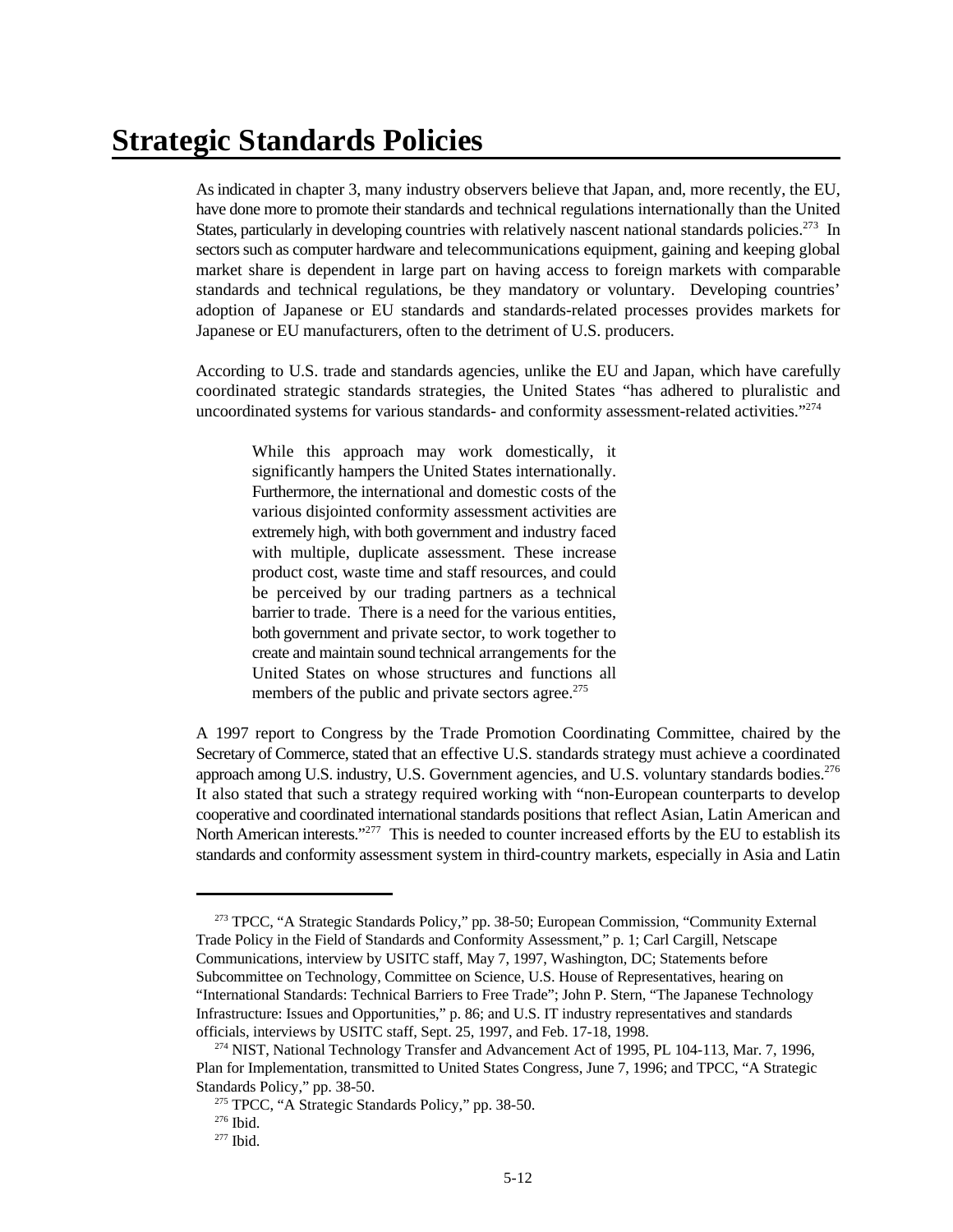# Strategic Standards Policies

As indicated in chapter 3, many industry observers believe that Japan, and, more recently, the EU, have done more to promote their standards and technical regulations internationally than the United States, particularly in developing countries with relatively nascent national standards policies.[273] In sectors such as computer hardware and telecommunications equipment, gaining and keeping global market share is dependent in large part on having access to foreign markets with comparable standards and technical regulations, be they mandatory or voluntary. Developing countries' adoption of Japanese or EU standards and standards-related processes provides markets for Japanese or EU manufacturers, often to the detriment of U.S. producers.

According to U.S. trade and standards agencies, unlike the EU and Japan, which have carefully coordinated strategic standards strategies, the United States "has adhered to pluralistic and uncoordinated systems for various standards- and conformity assessment-related activities."[274]

> While this approach may work domestically, it significantly hampers the United States internationally. Furthermore, the international and domestic costs of the various disjointed conformity assessment activities are extremely high, with both government and industry faced with multiple, duplicate assessment. These increase product cost, waste time and staff resources, and could be perceived by our trading partners as a technical barrier to trade. There is a need for the various entities, both government and private sector, to work together to create and maintain sound technical arrangements for the United States on whose structures and functions all members of the public and private sectors agree.[275]

A 1997 report to Congress by the Trade Promotion Coordinating Committee, chaired by the Secretary of Commerce, stated that an effective U.S. standards strategy must achieve a coordinated approach among U.S. industry, U.S. Government agencies, and U.S. voluntary standards bodies.[276] It also stated that such a strategy required working with "non-European counterparts to develop cooperative and coordinated international standards positions that reflect Asian, Latin American and North American interests."[277] This is needed to counter increased efforts by the EU to establish its standards and conformity assessment system in third-country markets, especially in Asia and Latin

---

[273] TPCC, "A Strategic Standards Policy," pp. 38-50; European Commission, "Community External Trade Policy in the Field of Standards and Conformity Assessment," p. 1; Carl Cargill, Netscape Communications, interview by USITC staff, May 7, 1997, Washington, DC; Statements before Subcommittee on Technology, Committee on Science, U.S. House of Representatives, hearing on "International Standards: Technical Barriers to Free Trade"; John P. Stern, "The Japanese Technology Infrastructure: Issues and Opportunities," p. 86; and U.S. IT industry representatives and standards officials, interviews by USITC staff, Sept. 25, 1997, and Feb. 17-18, 1998.

[274] NIST, National Technology Transfer and Advancement Act of 1995, PL 104-113, Mar. 7, 1996, Plan for Implementation, transmitted to United States Congress, June 7, 1996; and TPCC, "A Strategic Standards Policy," pp. 38-50.

[275] TPCC, "A Strategic Standards Policy," pp. 38-50.

[276] Ibid.

[277] Ibid.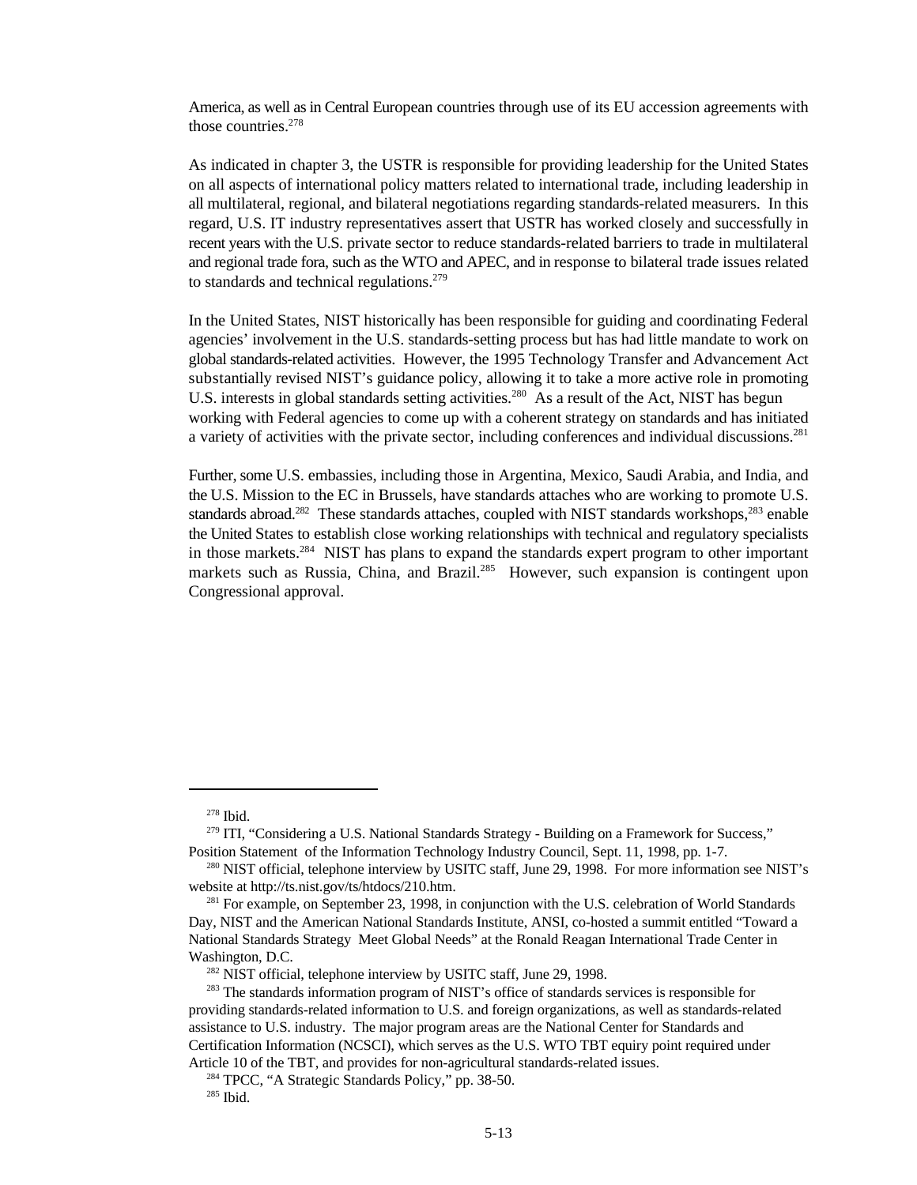America, as well as in Central European countries through use of its EU accession agreements with those countries.[278]

As indicated in chapter 3, the USTR is responsible for providing leadership for the United States on all aspects of international policy matters related to international trade, including leadership in all multilateral, regional, and bilateral negotiations regarding standards-related measurers. In this regard, U.S. IT industry representatives assert that USTR has worked closely and successfully in recent years with the U.S. private sector to reduce standards-related barriers to trade in multilateral and regional trade fora, such as the WTO and APEC, and in response to bilateral trade issues related to standards and technical regulations.[279]

In the United States, NIST historically has been responsible for guiding and coordinating Federal agencies' involvement in the U.S. standards-setting process but has had little mandate to work on global standards-related activities. However, the 1995 Technology Transfer and Advancement Act substantially revised NIST's guidance policy, allowing it to take a more active role in promoting U.S. interests in global standards setting activities.[280] As a result of the Act, NIST has begun working with Federal agencies to come up with a coherent strategy on standards and has initiated a variety of activities with the private sector, including conferences and individual discussions.[281]

Further, some U.S. embassies, including those in Argentina, Mexico, Saudi Arabia, and India, and the U.S. Mission to the EC in Brussels, have standards attaches who are working to promote U.S. standards abroad.[282] These standards attaches, coupled with NIST standards workshops,[283] enable the United States to establish close working relationships with technical and regulatory specialists in those markets.[284] NIST has plans to expand the standards expert program to other important markets such as Russia, China, and Brazil.[285] However, such expansion is contingent upon Congressional approval.

---

[278] Ibid.

[279] ITI, "Considering a U.S. National Standards Strategy - Building on a Framework for Success," Position Statement of the Information Technology Industry Council, Sept. 11, 1998, pp. 1-7.

[280] NIST official, telephone interview by USITC staff, June 29, 1998. For more information see NIST's website at http://ts.nist.gov/ts/htdocs/210.htm.

[281] For example, on September 23, 1998, in conjunction with the U.S. celebration of World Standards Day, NIST and the American National Standards Institute, ANSI, co-hosted a summit entitled "Toward a National Standards Strategy Meet Global Needs" at the Ronald Reagan International Trade Center in Washington, D.C.

[282] NIST official, telephone interview by USITC staff, June 29, 1998.

[283] The standards information program of NIST's office of standards services is responsible for providing standards-related information to U.S. and foreign organizations, as well as standards-related assistance to U.S. industry. The major program areas are the National Center for Standards and Certification Information (NCSCI), which serves as the U.S. WTO TBT equiry point required under Article 10 of the TBT, and provides for non-agricultural standards-related issues.

[284] TPCC, "A Strategic Standards Policy," pp. 38-50.

[285] Ibid.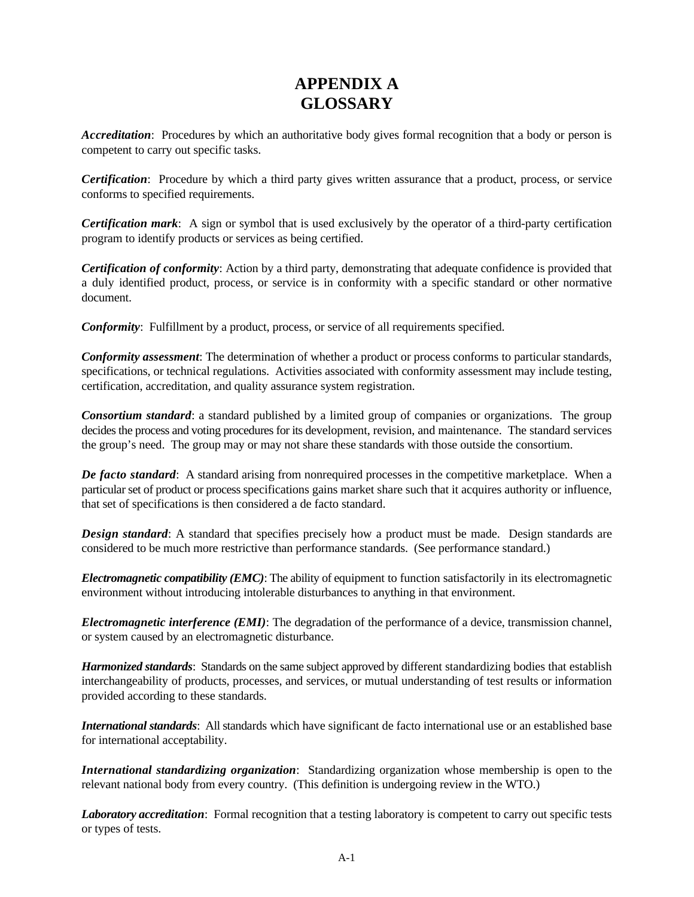# APPENDIX A
# GLOSSARY

***Accreditation***: Procedures by which an authoritative body gives formal recognition that a body or person is competent to carry out specific tasks.

***Certification***: Procedure by which a third party gives written assurance that a product, process, or service conforms to specified requirements.

***Certification mark***: A sign or symbol that is used exclusively by the operator of a third-party certification program to identify products or services as being certified.

***Certification of conformity***: Action by a third party, demonstrating that adequate confidence is provided that a duly identified product, process, or service is in conformity with a specific standard or other normative document.

***Conformity***: Fulfillment by a product, process, or service of all requirements specified.

***Conformity assessment***: The determination of whether a product or process conforms to particular standards, specifications, or technical regulations. Activities associated with conformity assessment may include testing, certification, accreditation, and quality assurance system registration.

***Consortium standard***: a standard published by a limited group of companies or organizations. The group decides the process and voting procedures for its development, revision, and maintenance. The standard services the group's need. The group may or may not share these standards with those outside the consortium.

***De facto standard***: A standard arising from nonrequired processes in the competitive marketplace. When a particular set of product or process specifications gains market share such that it acquires authority or influence, that set of specifications is then considered a de facto standard.

***Design standard***: A standard that specifies precisely how a product must be made. Design standards are considered to be much more restrictive than performance standards. (See performance standard.)

***Electromagnetic compatibility (EMC)***: The ability of equipment to function satisfactorily in its electromagnetic environment without introducing intolerable disturbances to anything in that environment.

***Electromagnetic interference (EMI)***: The degradation of the performance of a device, transmission channel, or system caused by an electromagnetic disturbance.

***Harmonized standards***: Standards on the same subject approved by different standardizing bodies that establish interchangeability of products, processes, and services, or mutual understanding of test results or information provided according to these standards.

***International standards***: All standards which have significant de facto international use or an established base for international acceptability.

***International standardizing organization***: Standardizing organization whose membership is open to the relevant national body from every country. (This definition is undergoing review in the WTO.)

***Laboratory accreditation***: Formal recognition that a testing laboratory is competent to carry out specific tests or types of tests.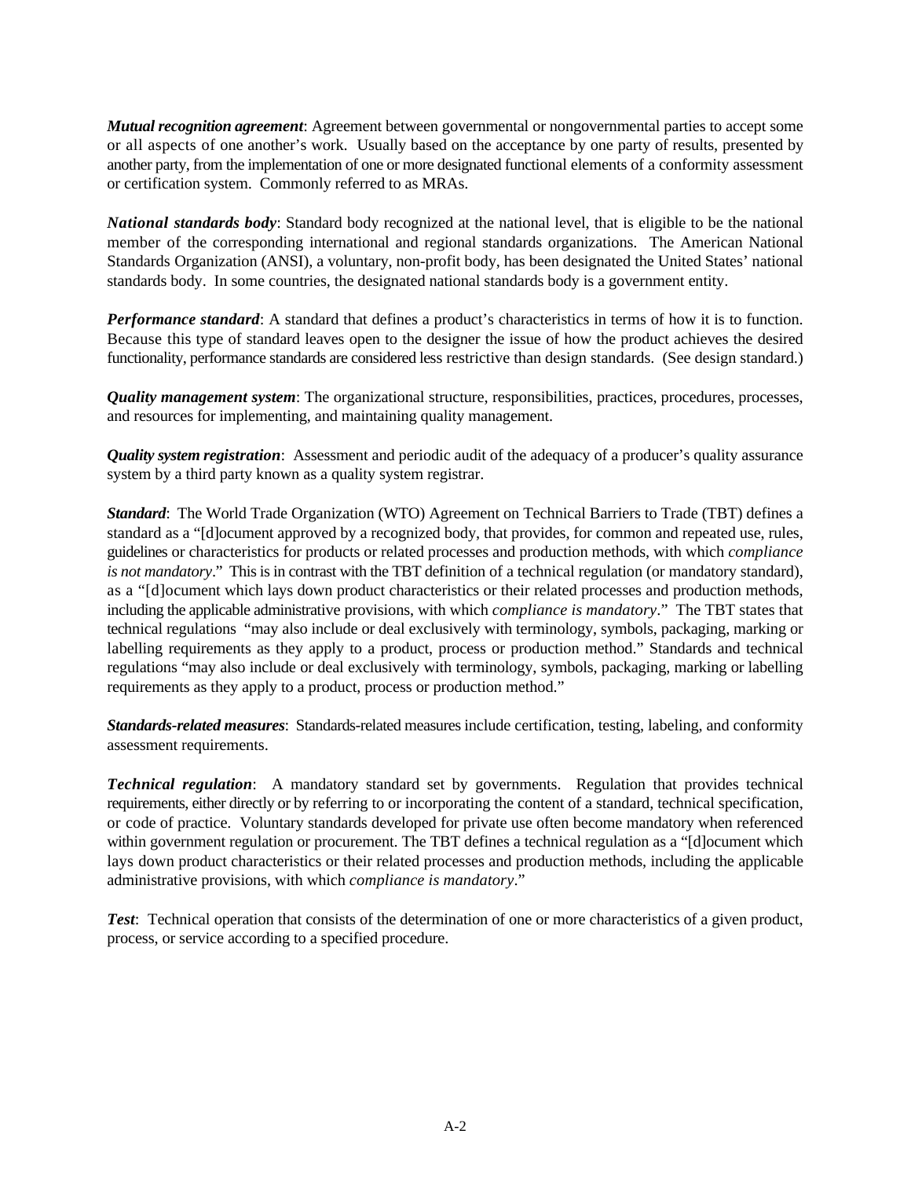***Mutual recognition agreement***: Agreement between governmental or nongovernmental parties to accept some or all aspects of one another's work. Usually based on the acceptance by one party of results, presented by another party, from the implementation of one or more designated functional elements of a conformity assessment or certification system. Commonly referred to as MRAs.

***National standards body***: Standard body recognized at the national level, that is eligible to be the national member of the corresponding international and regional standards organizations. The American National Standards Organization (ANSI), a voluntary, non-profit body, has been designated the United States' national standards body. In some countries, the designated national standards body is a government entity.

***Performance standard***: A standard that defines a product's characteristics in terms of how it is to function. Because this type of standard leaves open to the designer the issue of how the product achieves the desired functionality, performance standards are considered less restrictive than design standards. (See design standard.)

***Quality management system***: The organizational structure, responsibilities, practices, procedures, processes, and resources for implementing, and maintaining quality management.

***Quality system registration***: Assessment and periodic audit of the adequacy of a producer's quality assurance system by a third party known as a quality system registrar.

***Standard***: The World Trade Organization (WTO) Agreement on Technical Barriers to Trade (TBT) defines a standard as a "[d]ocument approved by a recognized body, that provides, for common and repeated use, rules, guidelines or characteristics for products or related processes and production methods, with which *compliance is not mandatory*." This is in contrast with the TBT definition of a technical regulation (or mandatory standard), as a "[d]ocument which lays down product characteristics or their related processes and production methods, including the applicable administrative provisions, with which *compliance is mandatory*." The TBT states that technical regulations "may also include or deal exclusively with terminology, symbols, packaging, marking or labelling requirements as they apply to a product, process or production method." Standards and technical regulations "may also include or deal exclusively with terminology, symbols, packaging, marking or labelling requirements as they apply to a product, process or production method."

***Standards-related measures***: Standards-related measures include certification, testing, labeling, and conformity assessment requirements.

***Technical regulation***: A mandatory standard set by governments. Regulation that provides technical requirements, either directly or by referring to or incorporating the content of a standard, technical specification, or code of practice. Voluntary standards developed for private use often become mandatory when referenced within government regulation or procurement. The TBT defines a technical regulation as a "[d]ocument which lays down product characteristics or their related processes and production methods, including the applicable administrative provisions, with which *compliance is mandatory*."

***Test***: Technical operation that consists of the determination of one or more characteristics of a given product, process, or service according to a specified procedure.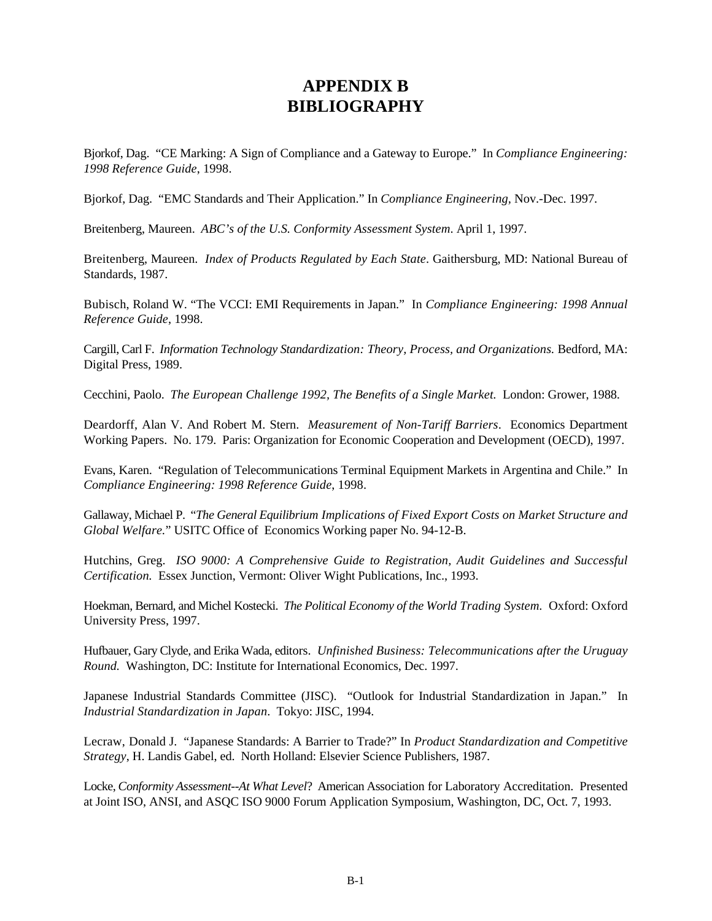# APPENDIX B
# BIBLIOGRAPHY

Bjorkof, Dag. "CE Marking: A Sign of Compliance and a Gateway to Europe." In *Compliance Engineering: 1998 Reference Guide*, 1998.

Bjorkof, Dag. "EMC Standards and Their Application." In *Compliance Engineering*, Nov.-Dec. 1997.

Breitenberg, Maureen. *ABC's of the U.S. Conformity Assessment System*. April 1, 1997.

Breitenberg, Maureen. *Index of Products Regulated by Each State*. Gaithersburg, MD: National Bureau of Standards, 1987.

Bubisch, Roland W. "The VCCI: EMI Requirements in Japan." In *Compliance Engineering: 1998 Annual Reference Guide*, 1998.

Cargill, Carl F. *Information Technology Standardization: Theory, Process, and Organizations.* Bedford, MA: Digital Press, 1989.

Cecchini, Paolo. *The European Challenge 1992, The Benefits of a Single Market.* London: Grower, 1988.

Deardorff, Alan V. And Robert M. Stern. *Measurement of Non-Tariff Barriers*. Economics Department Working Papers. No. 179. Paris: Organization for Economic Cooperation and Development (OECD), 1997.

Evans, Karen. "Regulation of Telecommunications Terminal Equipment Markets in Argentina and Chile." In *Compliance Engineering: 1998 Reference Guide*, 1998.

Gallaway, Michael P. "*The General Equilibrium Implications of Fixed Export Costs on Market Structure and Global Welfare.*" USITC Office of Economics Working paper No. 94-12-B.

Hutchins, Greg. *ISO 9000: A Comprehensive Guide to Registration, Audit Guidelines and Successful Certification.* Essex Junction, Vermont: Oliver Wight Publications, Inc., 1993.

Hoekman, Bernard, and Michel Kostecki. *The Political Economy of the World Trading System*. Oxford: Oxford University Press, 1997.

Hufbauer, Gary Clyde, and Erika Wada, editors. *Unfinished Business: Telecommunications after the Uruguay Round.* Washington, DC: Institute for International Economics, Dec. 1997.

Japanese Industrial Standards Committee (JISC). "Outlook for Industrial Standardization in Japan." In *Industrial Standardization in Japan*. Tokyo: JISC, 1994.

Lecraw, Donald J. "Japanese Standards: A Barrier to Trade?" In *Product Standardization and Competitive Strategy*, H. Landis Gabel, ed. North Holland: Elsevier Science Publishers, 1987.

Locke, *Conformity Assessment--At What Level*? American Association for Laboratory Accreditation. Presented at Joint ISO, ANSI, and ASQC ISO 9000 Forum Application Symposium, Washington, DC, Oct. 7, 1993.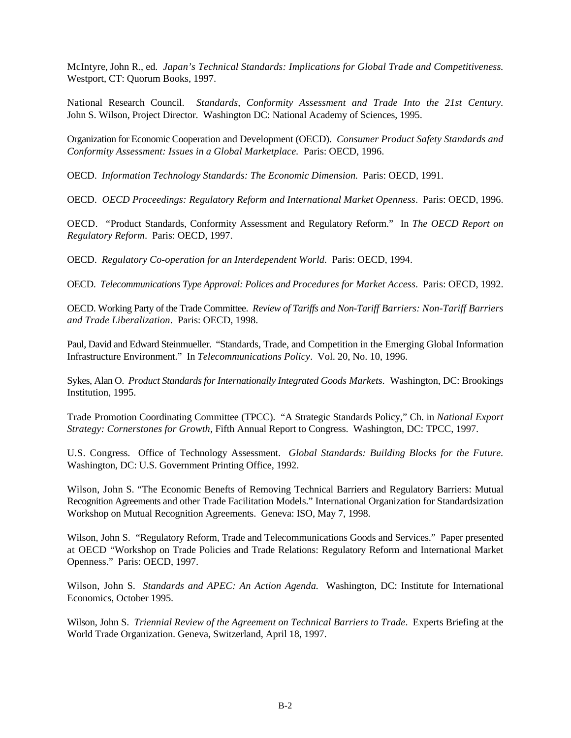McIntyre, John R., ed. *Japan's Technical Standards: Implications for Global Trade and Competitiveness.* Westport, CT: Quorum Books, 1997.

National Research Council. *Standards, Conformity Assessment and Trade Into the 21st Century.* John S. Wilson, Project Director. Washington DC: National Academy of Sciences, 1995.

Organization for Economic Cooperation and Development (OECD). *Consumer Product Safety Standards and Conformity Assessment: Issues in a Global Marketplace.* Paris: OECD, 1996.

OECD. *Information Technology Standards: The Economic Dimension.* Paris: OECD, 1991.

OECD. *OECD Proceedings: Regulatory Reform and International Market Openness*. Paris: OECD, 1996.

OECD. "Product Standards, Conformity Assessment and Regulatory Reform." In *The OECD Report on Regulatory Reform*. Paris: OECD, 1997.

OECD. *Regulatory Co-operation for an Interdependent World.* Paris: OECD, 1994.

OECD. *Telecommunications Type Approval: Polices and Procedures for Market Access*. Paris: OECD, 1992.

OECD. Working Party of the Trade Committee. *Review of Tariffs and Non-Tariff Barriers: Non-Tariff Barriers and Trade Liberalization*. Paris: OECD, 1998.

Paul, David and Edward Steinmueller. "Standards, Trade, and Competition in the Emerging Global Information Infrastructure Environment." In *Telecommunications Policy*. Vol. 20, No. 10, 1996.

Sykes, Alan O. *Product Standards for Internationally Integrated Goods Markets.* Washington, DC: Brookings Institution, 1995.

Trade Promotion Coordinating Committee (TPCC). "A Strategic Standards Policy," Ch. in *National Export Strategy: Cornerstones for Growth,* Fifth Annual Report to Congress. Washington, DC: TPCC, 1997.

U.S. Congress. Office of Technology Assessment. *Global Standards: Building Blocks for the Future.* Washington, DC: U.S. Government Printing Office, 1992.

Wilson, John S. "The Economic Benefts of Removing Technical Barriers and Regulatory Barriers: Mutual Recognition Agreements and other Trade Facilitation Models." International Organization for Standardsization Workshop on Mutual Recognition Agreements. Geneva: ISO, May 7, 1998.

Wilson, John S. "Regulatory Reform, Trade and Telecommunications Goods and Services." Paper presented at OECD "Workshop on Trade Policies and Trade Relations: Regulatory Reform and International Market Openness." Paris: OECD, 1997.

Wilson, John S. *Standards and APEC: An Action Agenda.* Washington, DC: Institute for International Economics, October 1995.

Wilson, John S. *Triennial Review of the Agreement on Technical Barriers to Trade*. Experts Briefing at the World Trade Organization. Geneva, Switzerland, April 18, 1997.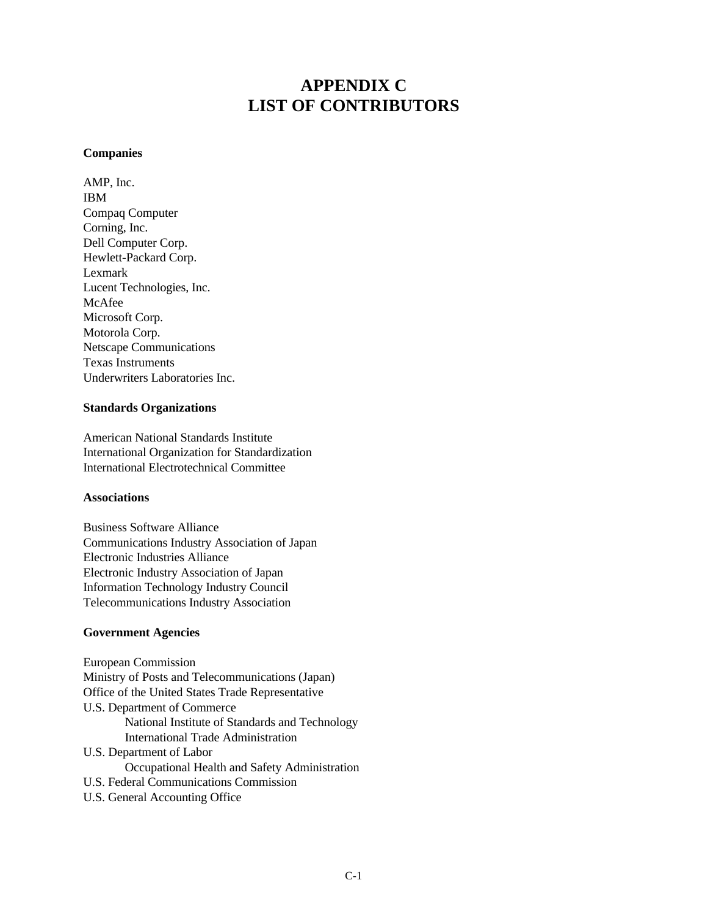# APPENDIX C
# LIST OF CONTRIBUTORS

**Companies**

AMP, Inc.
IBM
Compaq Computer
Corning, Inc.
Dell Computer Corp.
Hewlett-Packard Corp.
Lexmark
Lucent Technologies, Inc.
McAfee
Microsoft Corp.
Motorola Corp.
Netscape Communications
Texas Instruments
Underwriters Laboratories Inc.

**Standards Organizations**

American National Standards Institute
International Organization for Standardization
International Electrotechnical Committee

**Associations**

Business Software Alliance
Communications Industry Association of Japan
Electronic Industries Alliance
Electronic Industry Association of Japan
Information Technology Industry Council
Telecommunications Industry Association

**Government Agencies**

European Commission
Ministry of Posts and Telecommunications (Japan)
Office of the United States Trade Representative
U.S. Department of Commerce
- National Institute of Standards and Technology
- International Trade Administration

U.S. Department of Labor
- Occupational Health and Safety Administration

U.S. Federal Communications Commission
U.S. General Accounting Office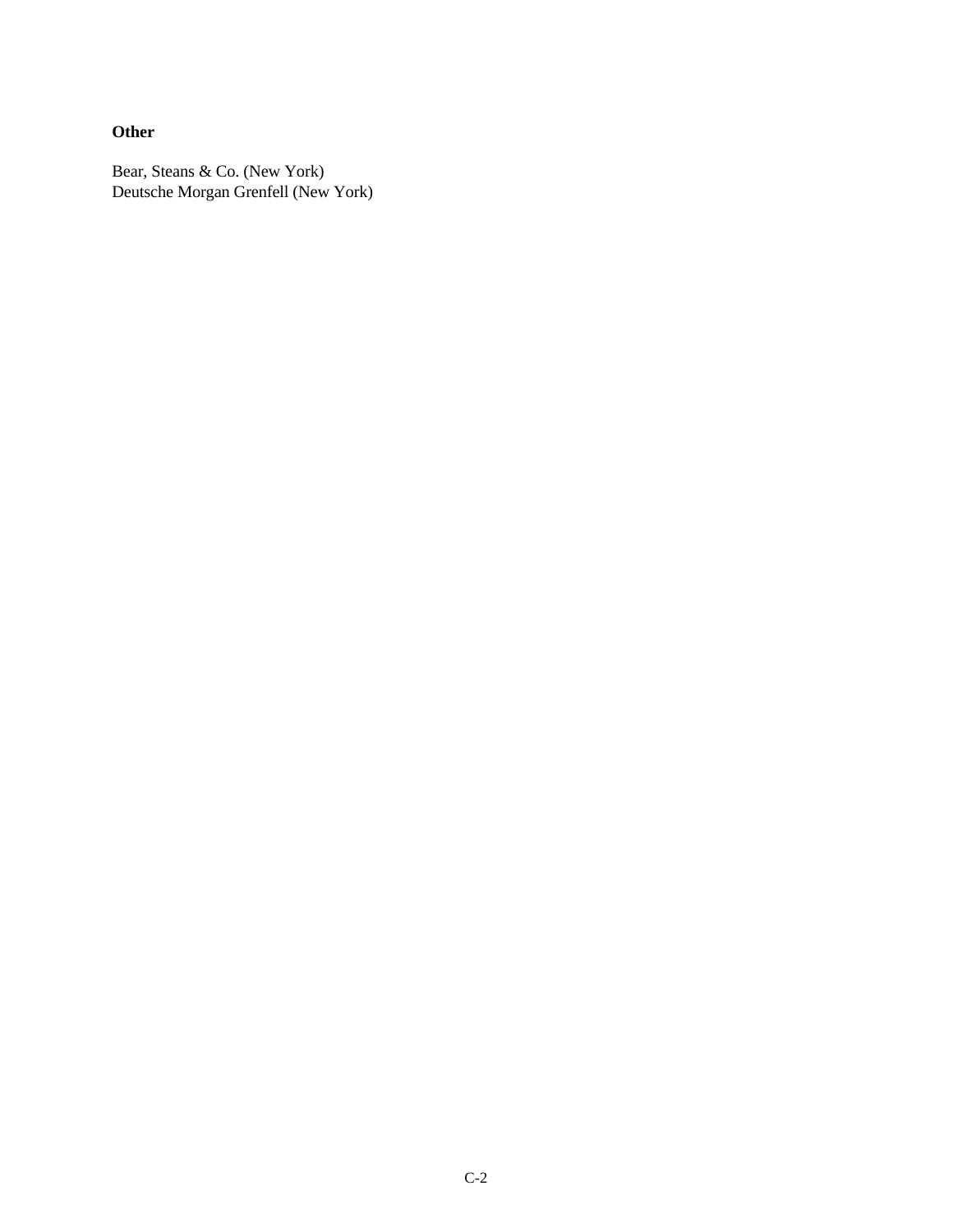**Other**

Bear, Steans & Co. (New York)
Deutsche Morgan Grenfell (New York)